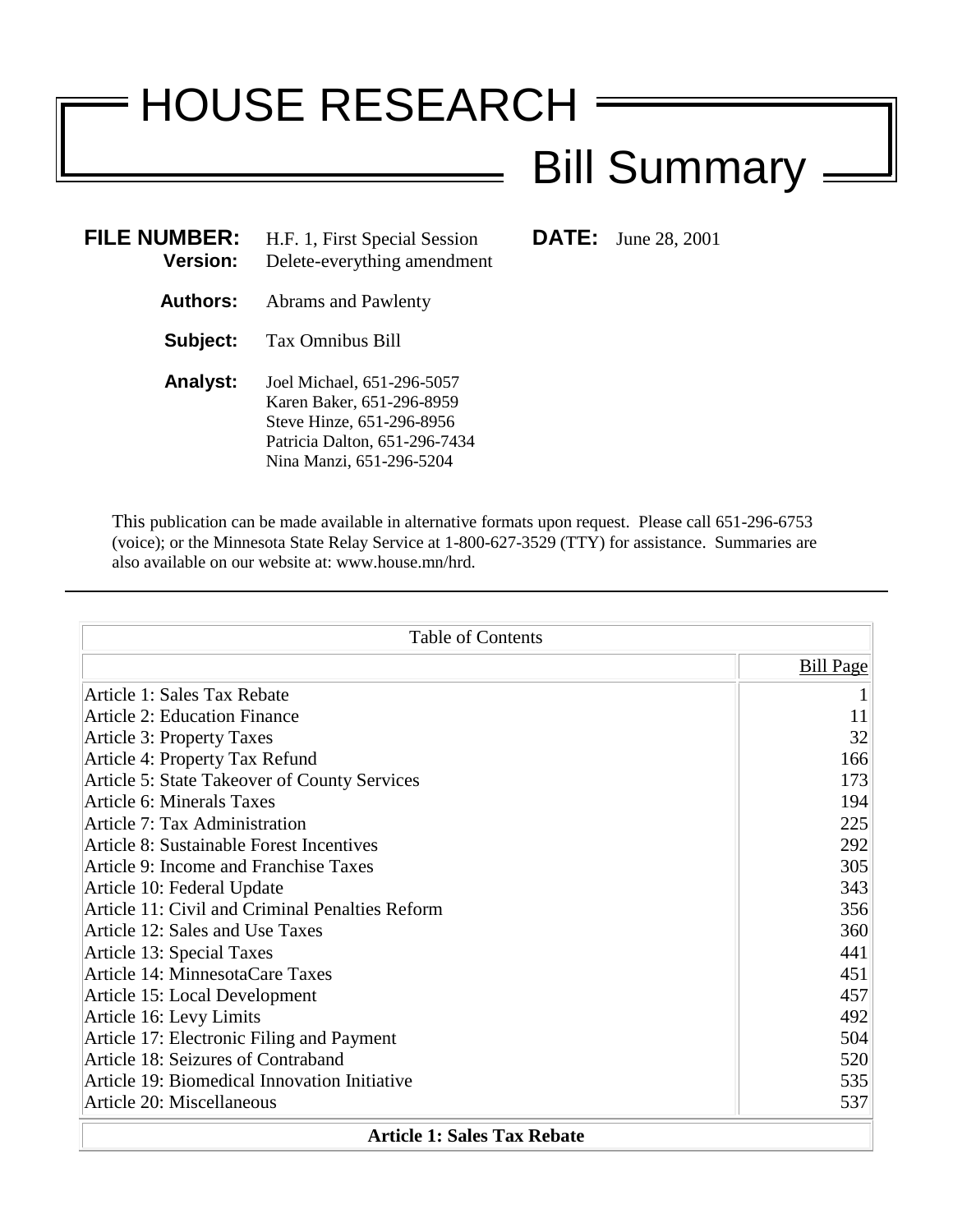# HOUSE RESEARCH

## Bill Summary

**FILE NUMBER:** H.F. 1, First Special Session **DATE:** June 28, 2001

**Version:** Delete-everything amendment

**Authors:** Abrams and Pawlenty

**Subject:** Tax Omnibus Bill

**Analyst:** Joel Michael, 651-296-5057
Karen Baker, 651-296-8959
Steve Hinze, 651-296-8956
Patricia Dalton, 651-296-7434
Nina Manzi, 651-296-5204

This publication can be made available in alternative formats upon request. Please call 651-296-6753 (voice); or the Minnesota State Relay Service at 1-800-627-3529 (TTY) for assistance. Summaries are also available on our website at: www.house.mn/hrd.

---

| Table of Contents | |
|---|---|
| | Bill Page |
| Article 1: Sales Tax Rebate | 1 |
| Article 2: Education Finance | 11 |
| Article 3: Property Taxes | 32 |
| Article 4: Property Tax Refund | 166 |
| Article 5: State Takeover of County Services | 173 |
| Article 6: Minerals Taxes | 194 |
| Article 7: Tax Administration | 225 |
| Article 8: Sustainable Forest Incentives | 292 |
| Article 9: Income and Franchise Taxes | 305 |
| Article 10: Federal Update | 343 |
| Article 11: Civil and Criminal Penalties Reform | 356 |
| Article 12: Sales and Use Taxes | 360 |
| Article 13: Special Taxes | 441 |
| Article 14: MinnesotaCare Taxes | 451 |
| Article 15: Local Development | 457 |
| Article 16: Levy Limits | 492 |
| Article 17: Electronic Filing and Payment | 504 |
| Article 18: Seizures of Contraband | 520 |
| Article 19: Biomedical Innovation Initiative | 535 |
| Article 20: Miscellaneous | 537 |

**Article 1: Sales Tax Rebate**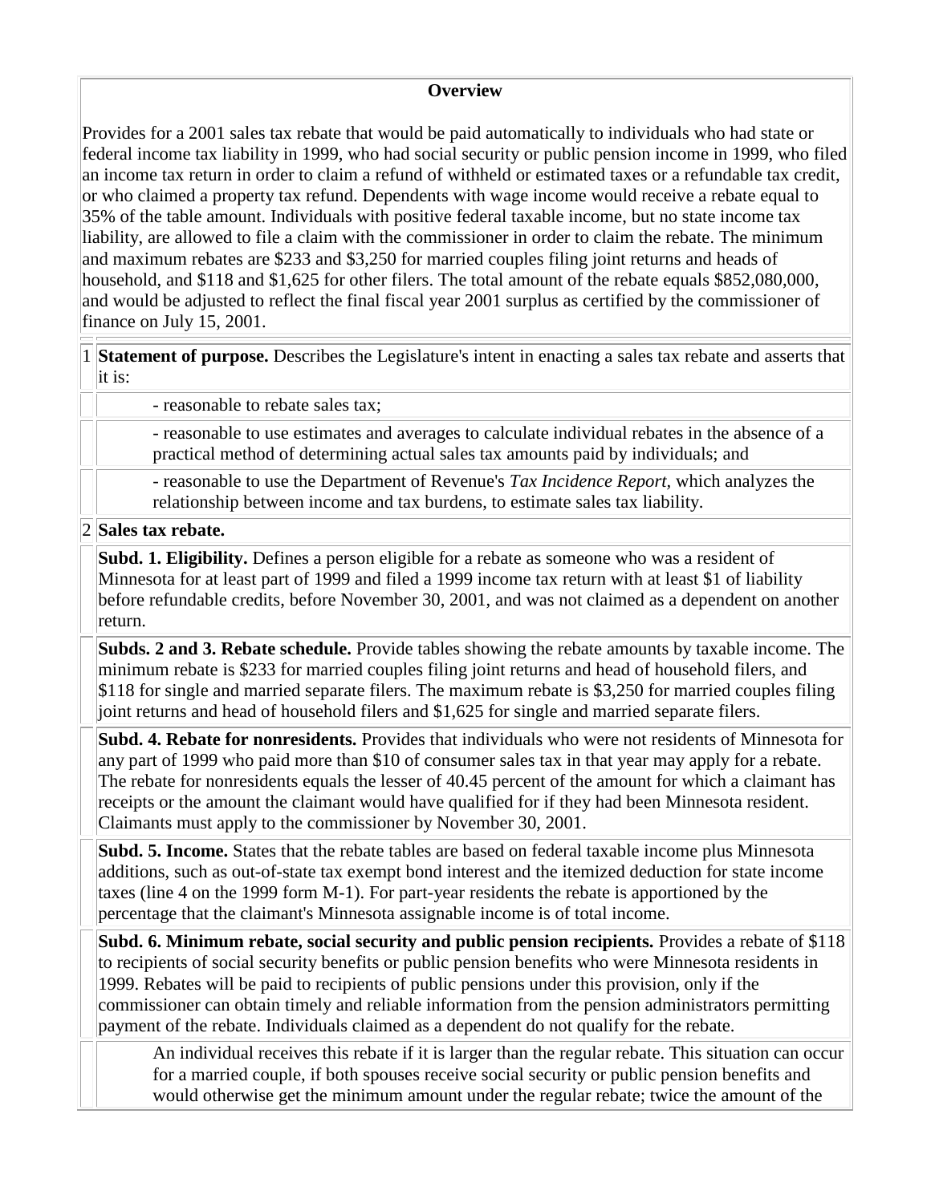## Overview

Provides for a 2001 sales tax rebate that would be paid automatically to individuals who had state or federal income tax liability in 1999, who had social security or public pension income in 1999, who filed an income tax return in order to claim a refund of withheld or estimated taxes or a refundable tax credit, or who claimed a property tax refund. Dependents with wage income would receive a rebate equal to 35% of the table amount. Individuals with positive federal taxable income, but no state income tax liability, are allowed to file a claim with the commissioner in order to claim the rebate. The minimum and maximum rebates are $233 and $3,250 for married couples filing joint returns and heads of household, and $118 and $1,625 for other filers. The total amount of the rebate equals $852,080,000, and would be adjusted to reflect the final fiscal year 2001 surplus as certified by the commissioner of finance on July 15, 2001.

1 **Statement of purpose.** Describes the Legislature's intent in enacting a sales tax rebate and asserts that it is:

- reasonable to rebate sales tax;
- reasonable to use estimates and averages to calculate individual rebates in the absence of a practical method of determining actual sales tax amounts paid by individuals; and
- reasonable to use the Department of Revenue's *Tax Incidence Report,* which analyzes the relationship between income and tax burdens, to estimate sales tax liability.

2 **Sales tax rebate.**

**Subd. 1. Eligibility.** Defines a person eligible for a rebate as someone who was a resident of Minnesota for at least part of 1999 and filed a 1999 income tax return with at least $1 of liability before refundable credits, before November 30, 2001, and was not claimed as a dependent on another return.

**Subds. 2 and 3. Rebate schedule.** Provide tables showing the rebate amounts by taxable income. The minimum rebate is $233 for married couples filing joint returns and head of household filers, and $118 for single and married separate filers. The maximum rebate is $3,250 for married couples filing joint returns and head of household filers and $1,625 for single and married separate filers.

**Subd. 4. Rebate for nonresidents.** Provides that individuals who were not residents of Minnesota for any part of 1999 who paid more than $10 of consumer sales tax in that year may apply for a rebate. The rebate for nonresidents equals the lesser of 40.45 percent of the amount for which a claimant has receipts or the amount the claimant would have qualified for if they had been Minnesota resident. Claimants must apply to the commissioner by November 30, 2001.

**Subd. 5. Income.** States that the rebate tables are based on federal taxable income plus Minnesota additions, such as out-of-state tax exempt bond interest and the itemized deduction for state income taxes (line 4 on the 1999 form M-1). For part-year residents the rebate is apportioned by the percentage that the claimant's Minnesota assignable income is of total income.

**Subd. 6. Minimum rebate, social security and public pension recipients.** Provides a rebate of $118 to recipients of social security benefits or public pension benefits who were Minnesota residents in 1999. Rebates will be paid to recipients of public pensions under this provision, only if the commissioner can obtain timely and reliable information from the pension administrators permitting payment of the rebate. Individuals claimed as a dependent do not qualify for the rebate.

An individual receives this rebate if it is larger than the regular rebate. This situation can occur for a married couple, if both spouses receive social security or public pension benefits and would otherwise get the minimum amount under the regular rebate; twice the amount of the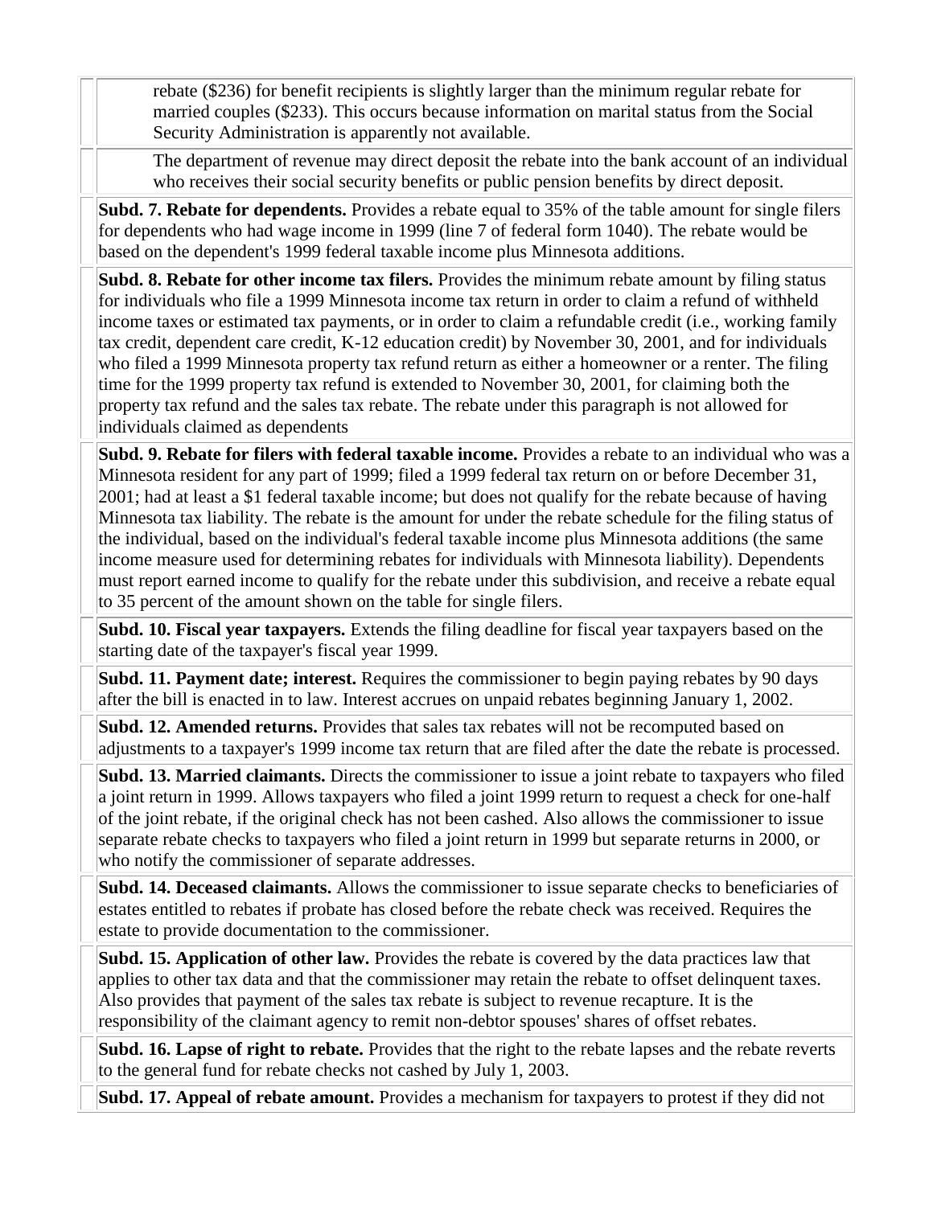rebate ($236) for benefit recipients is slightly larger than the minimum regular rebate for married couples ($233). This occurs because information on marital status from the Social Security Administration is apparently not available.

The department of revenue may direct deposit the rebate into the bank account of an individual who receives their social security benefits or public pension benefits by direct deposit.

**Subd. 7. Rebate for dependents.** Provides a rebate equal to 35% of the table amount for single filers for dependents who had wage income in 1999 (line 7 of federal form 1040). The rebate would be based on the dependent's 1999 federal taxable income plus Minnesota additions.

**Subd. 8. Rebate for other income tax filers.** Provides the minimum rebate amount by filing status for individuals who file a 1999 Minnesota income tax return in order to claim a refund of withheld income taxes or estimated tax payments, or in order to claim a refundable credit (i.e., working family tax credit, dependent care credit, K-12 education credit) by November 30, 2001, and for individuals who filed a 1999 Minnesota property tax refund return as either a homeowner or a renter. The filing time for the 1999 property tax refund is extended to November 30, 2001, for claiming both the property tax refund and the sales tax rebate. The rebate under this paragraph is not allowed for individuals claimed as dependents

**Subd. 9. Rebate for filers with federal taxable income.** Provides a rebate to an individual who was a Minnesota resident for any part of 1999; filed a 1999 federal tax return on or before December 31, 2001; had at least a $1 federal taxable income; but does not qualify for the rebate because of having Minnesota tax liability. The rebate is the amount for under the rebate schedule for the filing status of the individual, based on the individual's federal taxable income plus Minnesota additions (the same income measure used for determining rebates for individuals with Minnesota liability). Dependents must report earned income to qualify for the rebate under this subdivision, and receive a rebate equal to 35 percent of the amount shown on the table for single filers.

**Subd. 10. Fiscal year taxpayers.** Extends the filing deadline for fiscal year taxpayers based on the starting date of the taxpayer's fiscal year 1999.

**Subd. 11. Payment date; interest.** Requires the commissioner to begin paying rebates by 90 days after the bill is enacted in to law. Interest accrues on unpaid rebates beginning January 1, 2002.

**Subd. 12. Amended returns.** Provides that sales tax rebates will not be recomputed based on adjustments to a taxpayer's 1999 income tax return that are filed after the date the rebate is processed.

**Subd. 13. Married claimants.** Directs the commissioner to issue a joint rebate to taxpayers who filed a joint return in 1999. Allows taxpayers who filed a joint 1999 return to request a check for one-half of the joint rebate, if the original check has not been cashed. Also allows the commissioner to issue separate rebate checks to taxpayers who filed a joint return in 1999 but separate returns in 2000, or who notify the commissioner of separate addresses.

**Subd. 14. Deceased claimants.** Allows the commissioner to issue separate checks to beneficiaries of estates entitled to rebates if probate has closed before the rebate check was received. Requires the estate to provide documentation to the commissioner.

**Subd. 15. Application of other law.** Provides the rebate is covered by the data practices law that applies to other tax data and that the commissioner may retain the rebate to offset delinquent taxes. Also provides that payment of the sales tax rebate is subject to revenue recapture. It is the responsibility of the claimant agency to remit non-debtor spouses' shares of offset rebates.

**Subd. 16. Lapse of right to rebate.** Provides that the right to the rebate lapses and the rebate reverts to the general fund for rebate checks not cashed by July 1, 2003.

**Subd. 17. Appeal of rebate amount.** Provides a mechanism for taxpayers to protest if they did not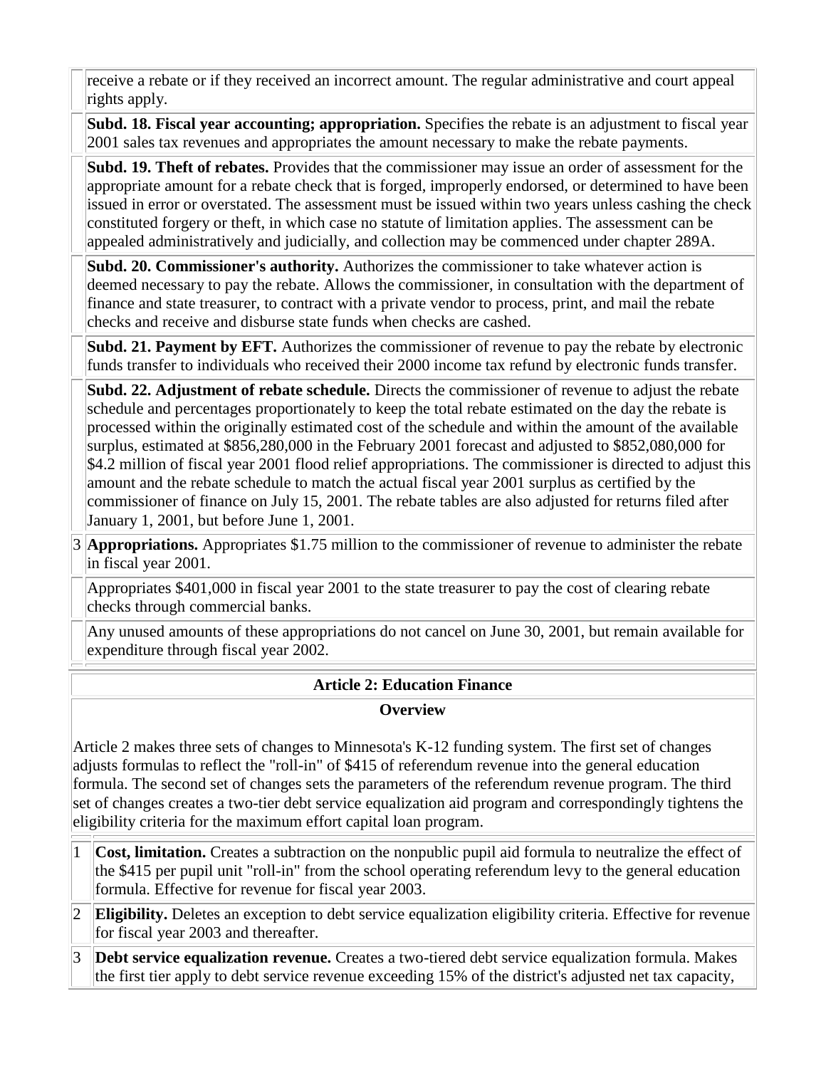| | |
|---|---|
| | receive a rebate or if they received an incorrect amount. The regular administrative and court appeal rights apply. |
| | **Subd. 18. Fiscal year accounting; appropriation.** Specifies the rebate is an adjustment to fiscal year 2001 sales tax revenues and appropriates the amount necessary to make the rebate payments. |
| | **Subd. 19. Theft of rebates.** Provides that the commissioner may issue an order of assessment for the appropriate amount for a rebate check that is forged, improperly endorsed, or determined to have been issued in error or overstated. The assessment must be issued within two years unless cashing the check constituted forgery or theft, in which case no statute of limitation applies. The assessment can be appealed administratively and judicially, and collection may be commenced under chapter 289A. |
| | **Subd. 20. Commissioner's authority.** Authorizes the commissioner to take whatever action is deemed necessary to pay the rebate. Allows the commissioner, in consultation with the department of finance and state treasurer, to contract with a private vendor to process, print, and mail the rebate checks and receive and disburse state funds when checks are cashed. |
| | **Subd. 21. Payment by EFT.** Authorizes the commissioner of revenue to pay the rebate by electronic funds transfer to individuals who received their 2000 income tax refund by electronic funds transfer. |
| | **Subd. 22. Adjustment of rebate schedule.** Directs the commissioner of revenue to adjust the rebate schedule and percentages proportionately to keep the total rebate estimated on the day the rebate is processed within the originally estimated cost of the schedule and within the amount of the available surplus, estimated at $856,280,000 in the February 2001 forecast and adjusted to $852,080,000 for $4.2 million of fiscal year 2001 flood relief appropriations. The commissioner is directed to adjust this amount and the rebate schedule to match the actual fiscal year 2001 surplus as certified by the commissioner of finance on July 15, 2001. The rebate tables are also adjusted for returns filed after January 1, 2001, but before June 1, 2001. |
| 3 | **Appropriations.** Appropriates $1.75 million to the commissioner of revenue to administer the rebate in fiscal year 2001. |
| | Appropriates $401,000 in fiscal year 2001 to the state treasurer to pay the cost of clearing rebate checks through commercial banks. |
| | Any unused amounts of these appropriations do not cancel on June 30, 2001, but remain available for expenditure through fiscal year 2002. |

## Article 2: Education Finance

### Overview

Article 2 makes three sets of changes to Minnesota's K-12 funding system. The first set of changes adjusts formulas to reflect the "roll-in" of $415 of referendum revenue into the general education formula. The second set of changes sets the parameters of the referendum revenue program. The third set of changes creates a two-tier debt service equalization aid program and correspondingly tightens the eligibility criteria for the maximum effort capital loan program.

| | |
|---|---|
| 1 | **Cost, limitation.** Creates a subtraction on the nonpublic pupil aid formula to neutralize the effect of the $415 per pupil unit "roll-in" from the school operating referendum levy to the general education formula. Effective for revenue for fiscal year 2003. |
| 2 | **Eligibility.** Deletes an exception to debt service equalization eligibility criteria. Effective for revenue for fiscal year 2003 and thereafter. |
| 3 | **Debt service equalization revenue.** Creates a two-tiered debt service equalization formula. Makes the first tier apply to debt service revenue exceeding 15% of the district's adjusted net tax capacity, |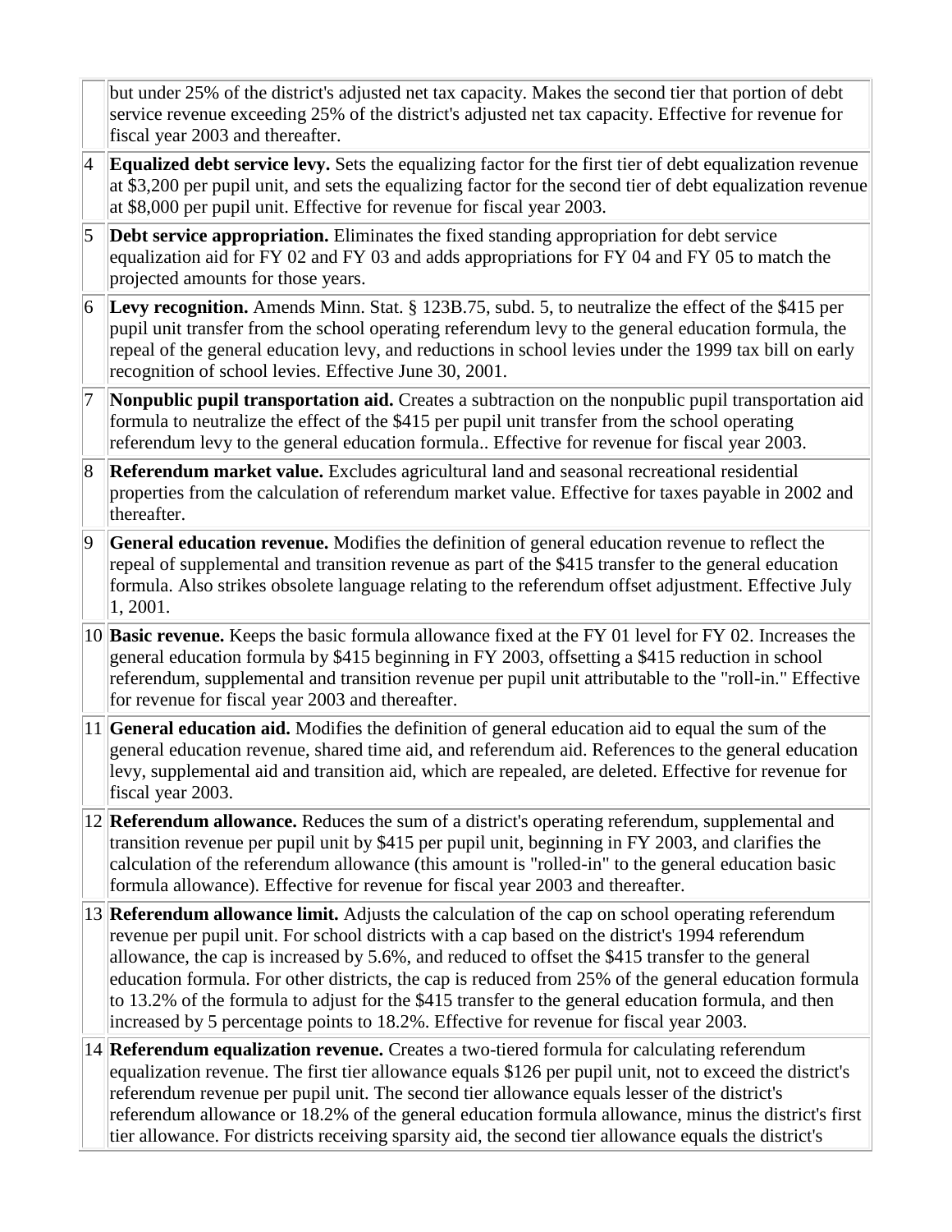| | |
|---|---|
| | but under 25% of the district's adjusted net tax capacity. Makes the second tier that portion of debt service revenue exceeding 25% of the district's adjusted net tax capacity. Effective for revenue for fiscal year 2003 and thereafter. |
| 4 | **Equalized debt service levy.** Sets the equalizing factor for the first tier of debt equalization revenue at $3,200 per pupil unit, and sets the equalizing factor for the second tier of debt equalization revenue at $8,000 per pupil unit. Effective for revenue for fiscal year 2003. |
| 5 | **Debt service appropriation.** Eliminates the fixed standing appropriation for debt service equalization aid for FY 02 and FY 03 and adds appropriations for FY 04 and FY 05 to match the projected amounts for those years. |
| 6 | **Levy recognition.** Amends Minn. Stat. § 123B.75, subd. 5, to neutralize the effect of the $415 per pupil unit transfer from the school operating referendum levy to the general education formula, the repeal of the general education levy, and reductions in school levies under the 1999 tax bill on early recognition of school levies. Effective June 30, 2001. |
| 7 | **Nonpublic pupil transportation aid.** Creates a subtraction on the nonpublic pupil transportation aid formula to neutralize the effect of the $415 per pupil unit transfer from the school operating referendum levy to the general education formula.. Effective for revenue for fiscal year 2003. |
| 8 | **Referendum market value.** Excludes agricultural land and seasonal recreational residential properties from the calculation of referendum market value. Effective for taxes payable in 2002 and thereafter. |
| 9 | **General education revenue.** Modifies the definition of general education revenue to reflect the repeal of supplemental and transition revenue as part of the $415 transfer to the general education formula. Also strikes obsolete language relating to the referendum offset adjustment. Effective July 1, 2001. |
| 10 | **Basic revenue.** Keeps the basic formula allowance fixed at the FY 01 level for FY 02. Increases the general education formula by $415 beginning in FY 2003, offsetting a $415 reduction in school referendum, supplemental and transition revenue per pupil unit attributable to the "roll-in." Effective for revenue for fiscal year 2003 and thereafter. |
| 11 | **General education aid.** Modifies the definition of general education aid to equal the sum of the general education revenue, shared time aid, and referendum aid. References to the general education levy, supplemental aid and transition aid, which are repealed, are deleted. Effective for revenue for fiscal year 2003. |
| 12 | **Referendum allowance.** Reduces the sum of a district's operating referendum, supplemental and transition revenue per pupil unit by $415 per pupil unit, beginning in FY 2003, and clarifies the calculation of the referendum allowance (this amount is "rolled-in" to the general education basic formula allowance). Effective for revenue for fiscal year 2003 and thereafter. |
| 13 | **Referendum allowance limit.** Adjusts the calculation of the cap on school operating referendum revenue per pupil unit. For school districts with a cap based on the district's 1994 referendum allowance, the cap is increased by 5.6%, and reduced to offset the $415 transfer to the general education formula. For other districts, the cap is reduced from 25% of the general education formula to 13.2% of the formula to adjust for the $415 transfer to the general education formula, and then increased by 5 percentage points to 18.2%. Effective for revenue for fiscal year 2003. |
| 14 | **Referendum equalization revenue.** Creates a two-tiered formula for calculating referendum equalization revenue. The first tier allowance equals $126 per pupil unit, not to exceed the district's referendum revenue per pupil unit. The second tier allowance equals lesser of the district's referendum allowance or 18.2% of the general education formula allowance, minus the district's first tier allowance. For districts receiving sparsity aid, the second tier allowance equals the district's |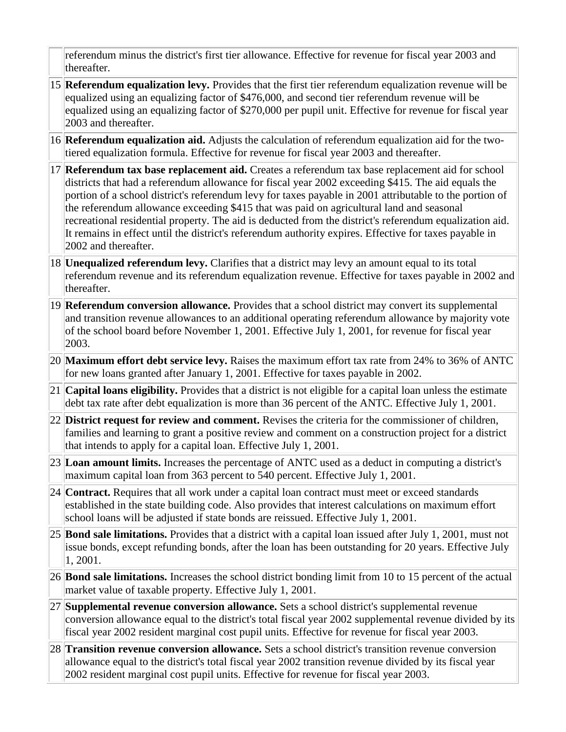| | |
|---|---|
| | referendum minus the district's first tier allowance. Effective for revenue for fiscal year 2003 and thereafter. |
| 15 | **Referendum equalization levy.** Provides that the first tier referendum equalization revenue will be equalized using an equalizing factor of $476,000, and second tier referendum revenue will be equalized using an equalizing factor of $270,000 per pupil unit. Effective for revenue for fiscal year 2003 and thereafter. |
| 16 | **Referendum equalization aid.** Adjusts the calculation of referendum equalization aid for the two-tiered equalization formula. Effective for revenue for fiscal year 2003 and thereafter. |
| 17 | **Referendum tax base replacement aid.** Creates a referendum tax base replacement aid for school districts that had a referendum allowance for fiscal year 2002 exceeding $415. The aid equals the portion of a school district's referendum levy for taxes payable in 2001 attributable to the portion of the referendum allowance exceeding $415 that was paid on agricultural land and seasonal recreational residential property. The aid is deducted from the district's referendum equalization aid. It remains in effect until the district's referendum authority expires. Effective for taxes payable in 2002 and thereafter. |
| 18 | **Unequalized referendum levy.** Clarifies that a district may levy an amount equal to its total referendum revenue and its referendum equalization revenue. Effective for taxes payable in 2002 and thereafter. |
| 19 | **Referendum conversion allowance.** Provides that a school district may convert its supplemental and transition revenue allowances to an additional operating referendum allowance by majority vote of the school board before November 1, 2001. Effective July 1, 2001, for revenue for fiscal year 2003. |
| 20 | **Maximum effort debt service levy.** Raises the maximum effort tax rate from 24% to 36% of ANTC for new loans granted after January 1, 2001. Effective for taxes payable in 2002. |
| 21 | **Capital loans eligibility.** Provides that a district is not eligible for a capital loan unless the estimate debt tax rate after debt equalization is more than 36 percent of the ANTC. Effective July 1, 2001. |
| 22 | **District request for review and comment.** Revises the criteria for the commissioner of children, families and learning to grant a positive review and comment on a construction project for a district that intends to apply for a capital loan. Effective July 1, 2001. |
| 23 | **Loan amount limits.** Increases the percentage of ANTC used as a deduct in computing a district's maximum capital loan from 363 percent to 540 percent. Effective July 1, 2001. |
| 24 | **Contract.** Requires that all work under a capital loan contract must meet or exceed standards established in the state building code. Also provides that interest calculations on maximum effort school loans will be adjusted if state bonds are reissued. Effective July 1, 2001. |
| 25 | **Bond sale limitations.** Provides that a district with a capital loan issued after July 1, 2001, must not issue bonds, except refunding bonds, after the loan has been outstanding for 20 years. Effective July 1, 2001. |
| 26 | **Bond sale limitations.** Increases the school district bonding limit from 10 to 15 percent of the actual market value of taxable property. Effective July 1, 2001. |
| 27 | **Supplemental revenue conversion allowance.** Sets a school district's supplemental revenue conversion allowance equal to the district's total fiscal year 2002 supplemental revenue divided by its fiscal year 2002 resident marginal cost pupil units. Effective for revenue for fiscal year 2003. |
| 28 | **Transition revenue conversion allowance.** Sets a school district's transition revenue conversion allowance equal to the district's total fiscal year 2002 transition revenue divided by its fiscal year 2002 resident marginal cost pupil units. Effective for revenue for fiscal year 2003. |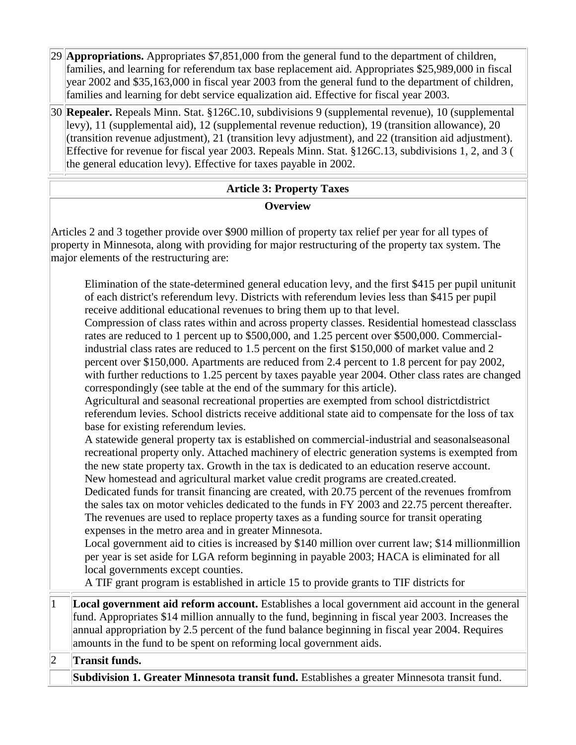| | |
|---|---|
| 29 | **Appropriations.** Appropriates $7,851,000 from the general fund to the department of children, families, and learning for referendum tax base replacement aid. Appropriates $25,989,000 in fiscal year 2002 and $35,163,000 in fiscal year 2003 from the general fund to the department of children, families and learning for debt service equalization aid. Effective for fiscal year 2003. |
| 30 | **Repealer.** Repeals Minn. Stat. §126C.10, subdivisions 9 (supplemental revenue), 10 (supplemental levy), 11 (supplemental aid), 12 (supplemental revenue reduction), 19 (transition allowance), 20 (transition revenue adjustment), 21 (transition levy adjustment), and 22 (transition aid adjustment). Effective for revenue for fiscal year 2003. Repeals Minn. Stat. §126C.13, subdivisions 1, 2, and 3 ( the general education levy). Effective for taxes payable in 2002. |

## Article 3: Property Taxes

### Overview

Articles 2 and 3 together provide over $900 million of property tax relief per year for all types of property in Minnesota, along with providing for major restructuring of the property tax system. The major elements of the restructuring are:

- Elimination of the state-determined general education levy, and the first $415 per pupil unitunit of each district's referendum levy. Districts with referendum levies less than $415 per pupil receive additional educational revenues to bring them up to that level.
- Compression of class rates within and across property classes. Residential homestead classclass rates are reduced to 1 percent up to $500,000, and 1.25 percent over $500,000. Commercial-industrial class rates are reduced to 1.5 percent on the first $150,000 of market value and 2 percent over $150,000. Apartments are reduced from 2.4 percent to 1.8 percent for pay 2002, with further reductions to 1.25 percent by taxes payable year 2004. Other class rates are changed correspondingly (see table at the end of the summary for this article).
- Agricultural and seasonal recreational properties are exempted from school districtdistrict referendum levies. School districts receive additional state aid to compensate for the loss of tax base for existing referendum levies.
- A statewide general property tax is established on commercial-industrial and seasonalseasonal recreational property only. Attached machinery of electric generation systems is exempted from the new state property tax. Growth in the tax is dedicated to an education reserve account.
- New homestead and agricultural market value credit programs are created.created.
- Dedicated funds for transit financing are created, with 20.75 percent of the revenues fromfrom the sales tax on motor vehicles dedicated to the funds in FY 2003 and 22.75 percent thereafter. The revenues are used to replace property taxes as a funding source for transit operating expenses in the metro area and in greater Minnesota.
- Local government aid to cities is increased by $140 million over current law; $14 millionmillion per year is set aside for LGA reform beginning in payable 2003; HACA is eliminated for all local governments except counties.
- A TIF grant program is established in article 15 to provide grants to TIF districts for

| | |
|---|---|
| 1 | **Local government aid reform account.** Establishes a local government aid account in the general fund. Appropriates $14 million annually to the fund, beginning in fiscal year 2003. Increases the annual appropriation by 2.5 percent of the fund balance beginning in fiscal year 2004. Requires amounts in the fund to be spent on reforming local government aids. |
| 2 | **Transit funds.** |
| | **Subdivision 1. Greater Minnesota transit fund.** Establishes a greater Minnesota transit fund. |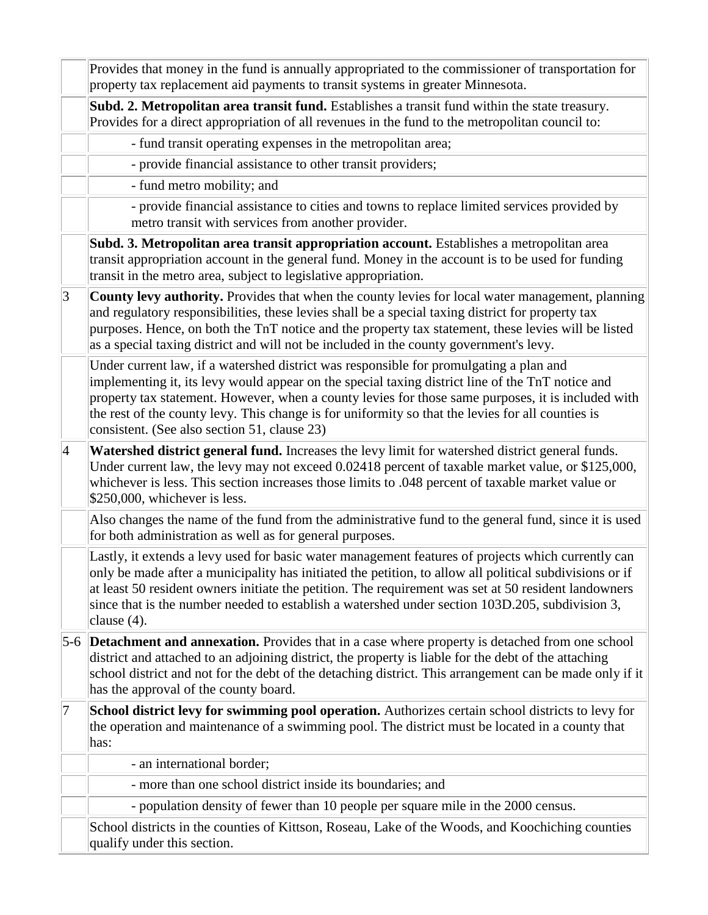| | |
|---|---|
| | Provides that money in the fund is annually appropriated to the commissioner of transportation for property tax replacement aid payments to transit systems in greater Minnesota. |
| | **Subd. 2. Metropolitan area transit fund.** Establishes a transit fund within the state treasury. Provides for a direct appropriation of all revenues in the fund to the metropolitan council to: |
| | - fund transit operating expenses in the metropolitan area; |
| | - provide financial assistance to other transit providers; |
| | - fund metro mobility; and |
| | - provide financial assistance to cities and towns to replace limited services provided by metro transit with services from another provider. |
| | **Subd. 3. Metropolitan area transit appropriation account.** Establishes a metropolitan area transit appropriation account in the general fund. Money in the account is to be used for funding transit in the metro area, subject to legislative appropriation. |
| 3 | **County levy authority.** Provides that when the county levies for local water management, planning and regulatory responsibilities, these levies shall be a special taxing district for property tax purposes. Hence, on both the TnT notice and the property tax statement, these levies will be listed as a special taxing district and will not be included in the county government's levy. |
| | Under current law, if a watershed district was responsible for promulgating a plan and implementing it, its levy would appear on the special taxing district line of the TnT notice and property tax statement. However, when a county levies for those same purposes, it is included with the rest of the county levy. This change is for uniformity so that the levies for all counties is consistent. (See also section 51, clause 23) |
| 4 | **Watershed district general fund.** Increases the levy limit for watershed district general funds. Under current law, the levy may not exceed 0.02418 percent of taxable market value, or $125,000, whichever is less. This section increases those limits to .048 percent of taxable market value or $250,000, whichever is less. |
| | Also changes the name of the fund from the administrative fund to the general fund, since it is used for both administration as well as for general purposes. |
| | Lastly, it extends a levy used for basic water management features of projects which currently can only be made after a municipality has initiated the petition, to allow all political subdivisions or if at least 50 resident owners initiate the petition. The requirement was set at 50 resident landowners since that is the number needed to establish a watershed under section 103D.205, subdivision 3, clause (4). |
| 5-6 | **Detachment and annexation.** Provides that in a case where property is detached from one school district and attached to an adjoining district, the property is liable for the debt of the attaching school district and not for the debt of the detaching district. This arrangement can be made only if it has the approval of the county board. |
| 7 | **School district levy for swimming pool operation.** Authorizes certain school districts to levy for the operation and maintenance of a swimming pool. The district must be located in a county that has: |
| | - an international border; |
| | - more than one school district inside its boundaries; and |
| | - population density of fewer than 10 people per square mile in the 2000 census. |
| | School districts in the counties of Kittson, Roseau, Lake of the Woods, and Koochiching counties qualify under this section. |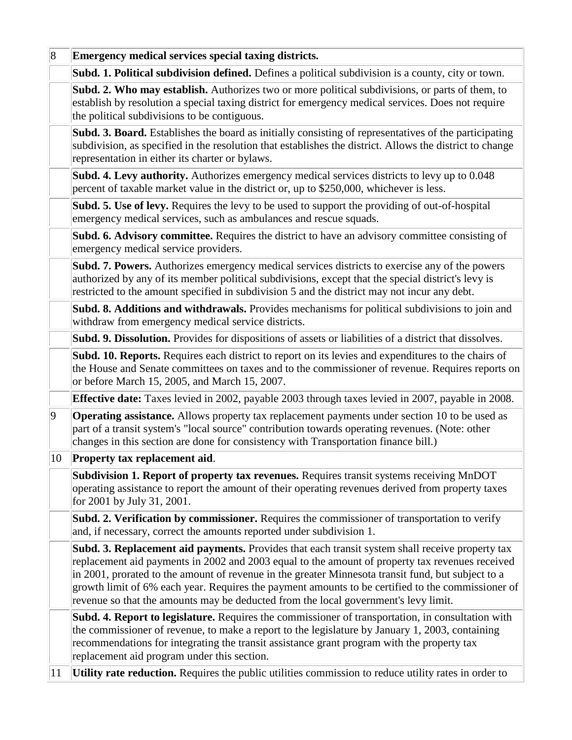| 8 | **Emergency medical services special taxing districts.** |
|---|---|
| | **Subd. 1. Political subdivision defined.** Defines a political subdivision is a county, city or town. |
| | **Subd. 2. Who may establish.** Authorizes two or more political subdivisions, or parts of them, to establish by resolution a special taxing district for emergency medical services. Does not require the political subdivisions to be contiguous. |
| | **Subd. 3. Board.** Establishes the board as initially consisting of representatives of the participating subdivision, as specified in the resolution that establishes the district. Allows the district to change representation in either its charter or bylaws. |
| | **Subd. 4. Levy authority.** Authorizes emergency medical services districts to levy up to 0.048 percent of taxable market value in the district or, up to $250,000, whichever is less. |
| | **Subd. 5. Use of levy.** Requires the levy to be used to support the providing of out-of-hospital emergency medical services, such as ambulances and rescue squads. |
| | **Subd. 6. Advisory committee.** Requires the district to have an advisory committee consisting of emergency medical service providers. |
| | **Subd. 7. Powers.** Authorizes emergency medical services districts to exercise any of the powers authorized by any of its member political subdivisions, except that the special district's levy is restricted to the amount specified in subdivision 5 and the district may not incur any debt. |
| | **Subd. 8. Additions and withdrawals.** Provides mechanisms for political subdivisions to join and withdraw from emergency medical service districts. |
| | **Subd. 9. Dissolution.** Provides for dispositions of assets or liabilities of a district that dissolves. |
| | **Subd. 10. Reports.** Requires each district to report on its levies and expenditures to the chairs of the House and Senate committees on taxes and to the commissioner of revenue. Requires reports on or before March 15, 2005, and March 15, 2007. |
| | **Effective date:** Taxes levied in 2002, payable 2003 through taxes levied in 2007, payable in 2008. |
| 9 | **Operating assistance.** Allows property tax replacement payments under section 10 to be used as part of a transit system's "local source" contribution towards operating revenues. (Note: other changes in this section are done for consistency with Transportation finance bill.) |
| 10 | **Property tax replacement aid**. |
| | **Subdivision 1. Report of property tax revenues.** Requires transit systems receiving MnDOT operating assistance to report the amount of their operating revenues derived from property taxes for 2001 by July 31, 2001. |
| | **Subd. 2. Verification by commissioner.** Requires the commissioner of transportation to verify and, if necessary, correct the amounts reported under subdivision 1. |
| | **Subd. 3. Replacement aid payments.** Provides that each transit system shall receive property tax replacement aid payments in 2002 and 2003 equal to the amount of property tax revenues received in 2001, prorated to the amount of revenue in the greater Minnesota transit fund, but subject to a growth limit of 6% each year. Requires the payment amounts to be certified to the commissioner of revenue so that the amounts may be deducted from the local government's levy limit. |
| | **Subd. 4. Report to legislature.** Requires the commissioner of transportation, in consultation with the commissioner of revenue, to make a report to the legislature by January 1, 2003, containing recommendations for integrating the transit assistance grant program with the property tax replacement aid program under this section. |
| 11 | **Utility rate reduction.** Requires the public utilities commission to reduce utility rates in order to |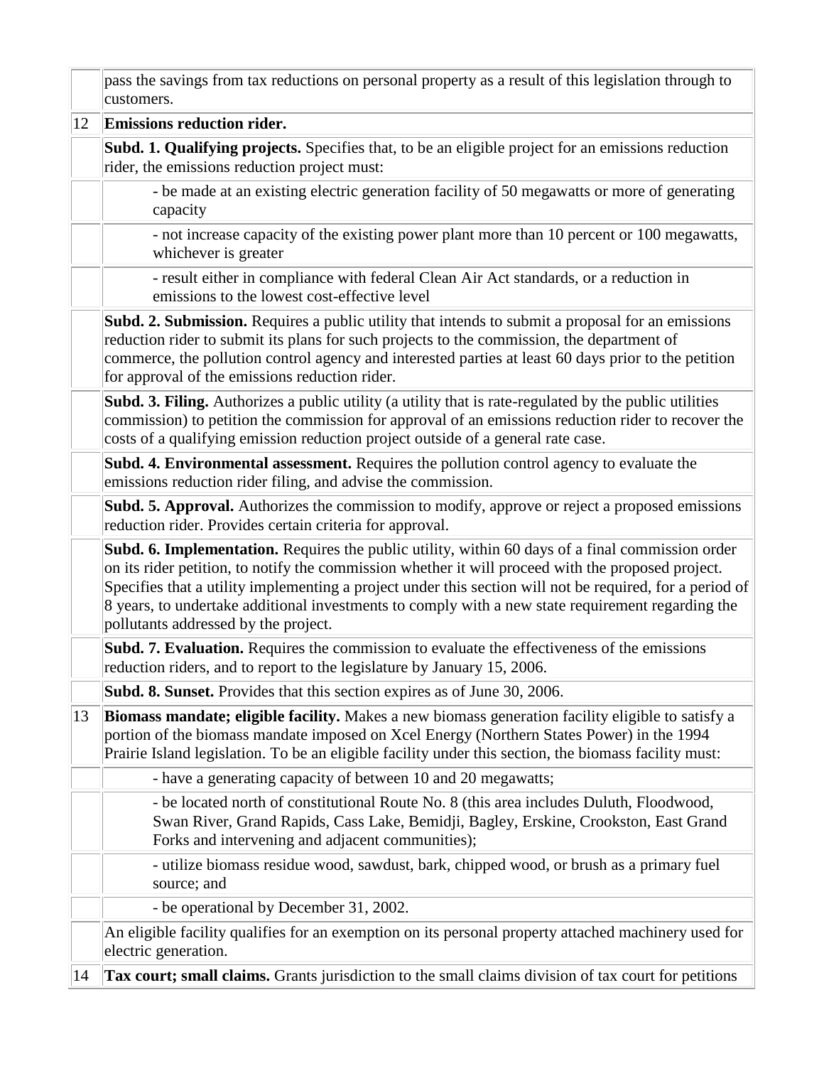| | |
|---|---|
| | pass the savings from tax reductions on personal property as a result of this legislation through to customers. |
| 12 | **Emissions reduction rider.** |
| | **Subd. 1. Qualifying projects.** Specifies that, to be an eligible project for an emissions reduction rider, the emissions reduction project must: |
| | - be made at an existing electric generation facility of 50 megawatts or more of generating capacity |
| | - not increase capacity of the existing power plant more than 10 percent or 100 megawatts, whichever is greater |
| | - result either in compliance with federal Clean Air Act standards, or a reduction in emissions to the lowest cost-effective level |
| | **Subd. 2. Submission.** Requires a public utility that intends to submit a proposal for an emissions reduction rider to submit its plans for such projects to the commission, the department of commerce, the pollution control agency and interested parties at least 60 days prior to the petition for approval of the emissions reduction rider. |
| | **Subd. 3. Filing.** Authorizes a public utility (a utility that is rate-regulated by the public utilities commission) to petition the commission for approval of an emissions reduction rider to recover the costs of a qualifying emission reduction project outside of a general rate case. |
| | **Subd. 4. Environmental assessment.** Requires the pollution control agency to evaluate the emissions reduction rider filing, and advise the commission. |
| | **Subd. 5. Approval.** Authorizes the commission to modify, approve or reject a proposed emissions reduction rider. Provides certain criteria for approval. |
| | **Subd. 6. Implementation.** Requires the public utility, within 60 days of a final commission order on its rider petition, to notify the commission whether it will proceed with the proposed project. Specifies that a utility implementing a project under this section will not be required, for a period of 8 years, to undertake additional investments to comply with a new state requirement regarding the pollutants addressed by the project. |
| | **Subd. 7. Evaluation.** Requires the commission to evaluate the effectiveness of the emissions reduction riders, and to report to the legislature by January 15, 2006. |
| | **Subd. 8. Sunset.** Provides that this section expires as of June 30, 2006. |
| 13 | **Biomass mandate; eligible facility.** Makes a new biomass generation facility eligible to satisfy a portion of the biomass mandate imposed on Xcel Energy (Northern States Power) in the 1994 Prairie Island legislation. To be an eligible facility under this section, the biomass facility must: |
| | - have a generating capacity of between 10 and 20 megawatts; |
| | - be located north of constitutional Route No. 8 (this area includes Duluth, Floodwood, Swan River, Grand Rapids, Cass Lake, Bemidji, Bagley, Erskine, Crookston, East Grand Forks and intervening and adjacent communities); |
| | - utilize biomass residue wood, sawdust, bark, chipped wood, or brush as a primary fuel source; and |
| | - be operational by December 31, 2002. |
| | An eligible facility qualifies for an exemption on its personal property attached machinery used for electric generation. |
| 14 | **Tax court; small claims.** Grants jurisdiction to the small claims division of tax court for petitions |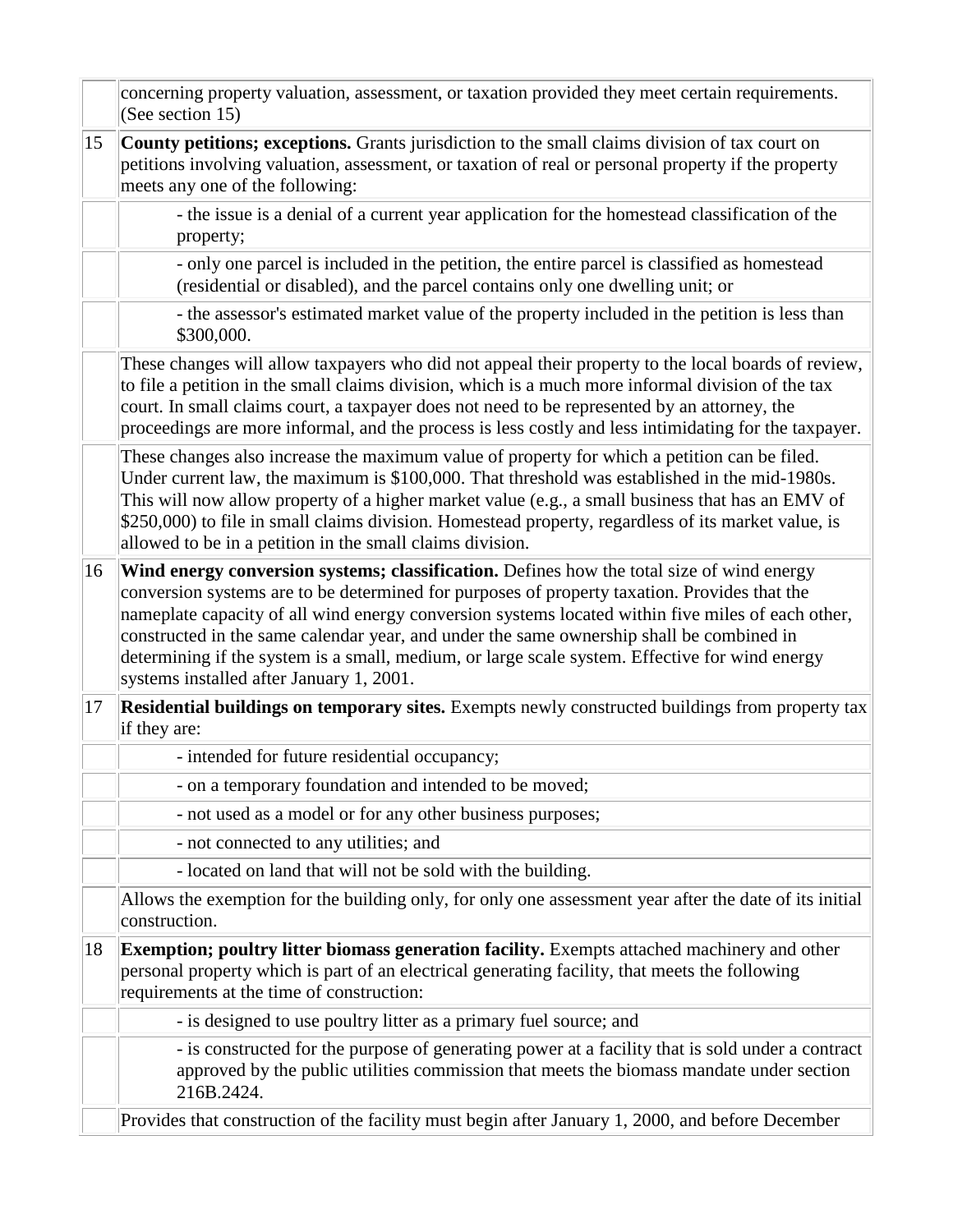| | |
|---|---|
| | concerning property valuation, assessment, or taxation provided they meet certain requirements. (See section 15) |
| 15 | **County petitions; exceptions.** Grants jurisdiction to the small claims division of tax court on petitions involving valuation, assessment, or taxation of real or personal property if the property meets any one of the following: |
| | - the issue is a denial of a current year application for the homestead classification of the property; |
| | - only one parcel is included in the petition, the entire parcel is classified as homestead (residential or disabled), and the parcel contains only one dwelling unit; or |
| | - the assessor's estimated market value of the property included in the petition is less than $300,000. |
| | These changes will allow taxpayers who did not appeal their property to the local boards of review, to file a petition in the small claims division, which is a much more informal division of the tax court. In small claims court, a taxpayer does not need to be represented by an attorney, the proceedings are more informal, and the process is less costly and less intimidating for the taxpayer. |
| | These changes also increase the maximum value of property for which a petition can be filed. Under current law, the maximum is $100,000. That threshold was established in the mid-1980s. This will now allow property of a higher market value (e.g., a small business that has an EMV of $250,000) to file in small claims division. Homestead property, regardless of its market value, is allowed to be in a petition in the small claims division. |
| 16 | **Wind energy conversion systems; classification.** Defines how the total size of wind energy conversion systems are to be determined for purposes of property taxation. Provides that the nameplate capacity of all wind energy conversion systems located within five miles of each other, constructed in the same calendar year, and under the same ownership shall be combined in determining if the system is a small, medium, or large scale system. Effective for wind energy systems installed after January 1, 2001. |
| 17 | **Residential buildings on temporary sites.** Exempts newly constructed buildings from property tax if they are: |
| | - intended for future residential occupancy; |
| | - on a temporary foundation and intended to be moved; |
| | - not used as a model or for any other business purposes; |
| | - not connected to any utilities; and |
| | - located on land that will not be sold with the building. |
| | Allows the exemption for the building only, for only one assessment year after the date of its initial construction. |
| 18 | **Exemption; poultry litter biomass generation facility.** Exempts attached machinery and other personal property which is part of an electrical generating facility, that meets the following requirements at the time of construction: |
| | - is designed to use poultry litter as a primary fuel source; and |
| | - is constructed for the purpose of generating power at a facility that is sold under a contract approved by the public utilities commission that meets the biomass mandate under section 216B.2424. |
| | Provides that construction of the facility must begin after January 1, 2000, and before December |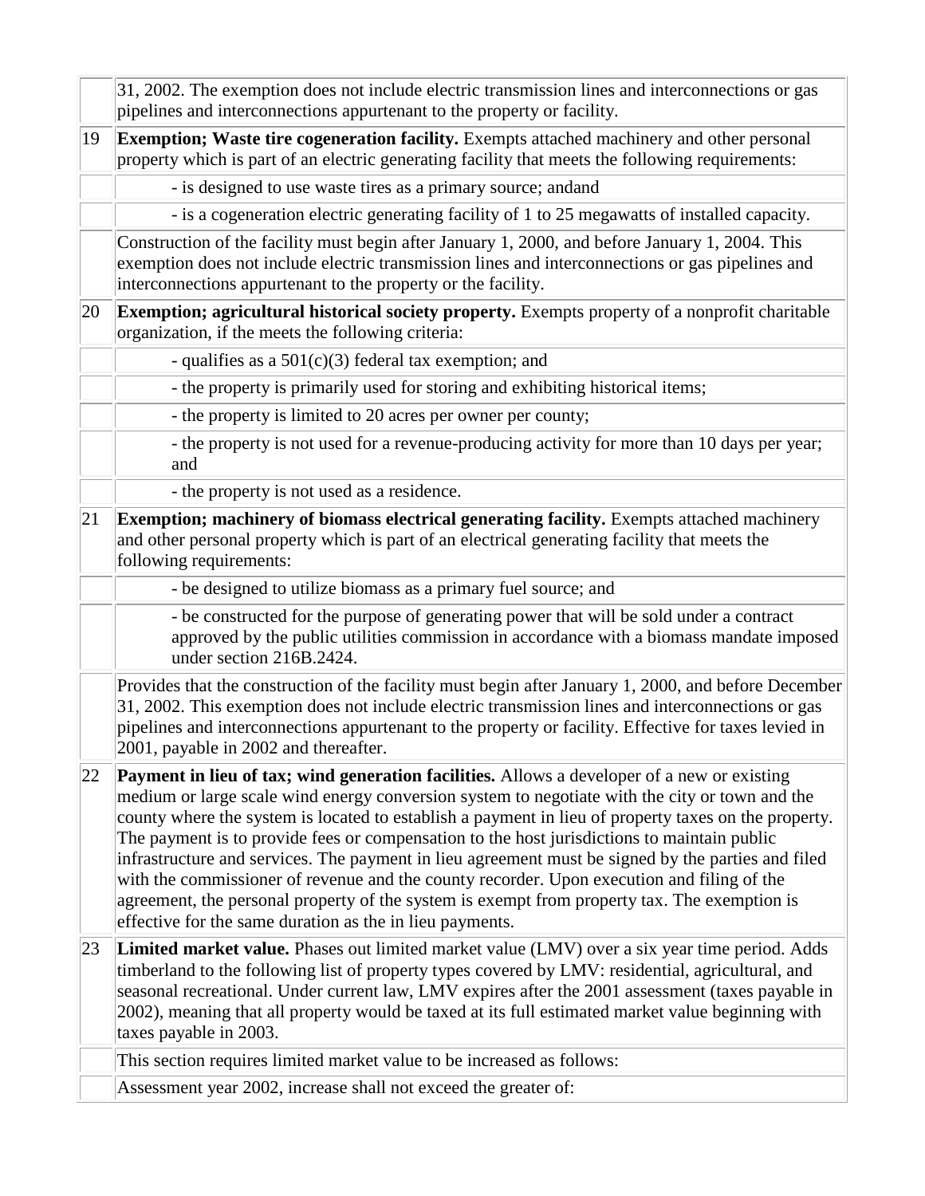| | |
|---|---|
| | 31, 2002. The exemption does not include electric transmission lines and interconnections or gas pipelines and interconnections appurtenant to the property or facility. |
| 19 | **Exemption; Waste tire cogeneration facility.** Exempts attached machinery and other personal property which is part of an electric generating facility that meets the following requirements: |
| | - is designed to use waste tires as a primary source; andand |
| | - is a cogeneration electric generating facility of 1 to 25 megawatts of installed capacity. |
| | Construction of the facility must begin after January 1, 2000, and before January 1, 2004. This exemption does not include electric transmission lines and interconnections or gas pipelines and interconnections appurtenant to the property or the facility. |
| 20 | **Exemption; agricultural historical society property.** Exempts property of a nonprofit charitable organization, if the meets the following criteria: |
| | - qualifies as a 501(c)(3) federal tax exemption; and |
| | - the property is primarily used for storing and exhibiting historical items; |
| | - the property is limited to 20 acres per owner per county; |
| | - the property is not used for a revenue-producing activity for more than 10 days per year; and |
| | - the property is not used as a residence. |
| 21 | **Exemption; machinery of biomass electrical generating facility.** Exempts attached machinery and other personal property which is part of an electrical generating facility that meets the following requirements: |
| | - be designed to utilize biomass as a primary fuel source; and |
| | - be constructed for the purpose of generating power that will be sold under a contract approved by the public utilities commission in accordance with a biomass mandate imposed under section 216B.2424. |
| | Provides that the construction of the facility must begin after January 1, 2000, and before December 31, 2002. This exemption does not include electric transmission lines and interconnections or gas pipelines and interconnections appurtenant to the property or facility. Effective for taxes levied in 2001, payable in 2002 and thereafter. |
| 22 | **Payment in lieu of tax; wind generation facilities.** Allows a developer of a new or existing medium or large scale wind energy conversion system to negotiate with the city or town and the county where the system is located to establish a payment in lieu of property taxes on the property. The payment is to provide fees or compensation to the host jurisdictions to maintain public infrastructure and services. The payment in lieu agreement must be signed by the parties and filed with the commissioner of revenue and the county recorder. Upon execution and filing of the agreement, the personal property of the system is exempt from property tax. The exemption is effective for the same duration as the in lieu payments. |
| 23 | **Limited market value.** Phases out limited market value (LMV) over a six year time period. Adds timberland to the following list of property types covered by LMV: residential, agricultural, and seasonal recreational. Under current law, LMV expires after the 2001 assessment (taxes payable in 2002), meaning that all property would be taxed at its full estimated market value beginning with taxes payable in 2003. |
| | This section requires limited market value to be increased as follows: |
| | Assessment year 2002, increase shall not exceed the greater of: |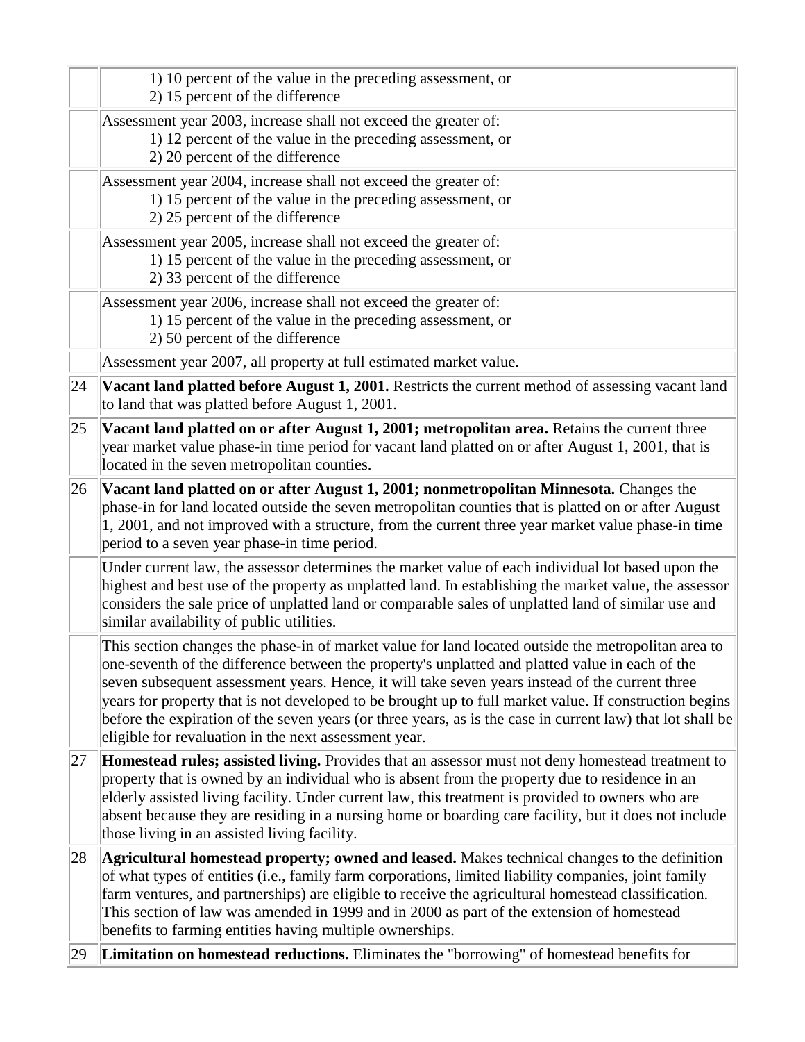| | |
|---|---|
| | 1) 10 percent of the value in the preceding assessment, or<br>2) 15 percent of the difference |
| | Assessment year 2003, increase shall not exceed the greater of:<br>1) 12 percent of the value in the preceding assessment, or<br>2) 20 percent of the difference |
| | Assessment year 2004, increase shall not exceed the greater of:<br>1) 15 percent of the value in the preceding assessment, or<br>2) 25 percent of the difference |
| | Assessment year 2005, increase shall not exceed the greater of:<br>1) 15 percent of the value in the preceding assessment, or<br>2) 33 percent of the difference |
| | Assessment year 2006, increase shall not exceed the greater of:<br>1) 15 percent of the value in the preceding assessment, or<br>2) 50 percent of the difference |
| | Assessment year 2007, all property at full estimated market value. |
| 24 | **Vacant land platted before August 1, 2001.** Restricts the current method of assessing vacant land to land that was platted before August 1, 2001. |
| 25 | **Vacant land platted on or after August 1, 2001; metropolitan area.** Retains the current three year market value phase-in time period for vacant land platted on or after August 1, 2001, that is located in the seven metropolitan counties. |
| 26 | **Vacant land platted on or after August 1, 2001; nonmetropolitan Minnesota.** Changes the phase-in for land located outside the seven metropolitan counties that is platted on or after August 1, 2001, and not improved with a structure, from the current three year market value phase-in time period to a seven year phase-in time period. |
| | Under current law, the assessor determines the market value of each individual lot based upon the highest and best use of the property as unplatted land. In establishing the market value, the assessor considers the sale price of unplatted land or comparable sales of unplatted land of similar use and similar availability of public utilities. |
| | This section changes the phase-in of market value for land located outside the metropolitan area to one-seventh of the difference between the property's unplatted and platted value in each of the seven subsequent assessment years. Hence, it will take seven years instead of the current three years for property that is not developed to be brought up to full market value. If construction begins before the expiration of the seven years (or three years, as is the case in current law) that lot shall be eligible for revaluation in the next assessment year. |
| 27 | **Homestead rules; assisted living.** Provides that an assessor must not deny homestead treatment to property that is owned by an individual who is absent from the property due to residence in an elderly assisted living facility. Under current law, this treatment is provided to owners who are absent because they are residing in a nursing home or boarding care facility, but it does not include those living in an assisted living facility. |
| 28 | **Agricultural homestead property; owned and leased.** Makes technical changes to the definition of what types of entities (i.e., family farm corporations, limited liability companies, joint family farm ventures, and partnerships) are eligible to receive the agricultural homestead classification. This section of law was amended in 1999 and in 2000 as part of the extension of homestead benefits to farming entities having multiple ownerships. |
| 29 | **Limitation on homestead reductions.** Eliminates the "borrowing" of homestead benefits for |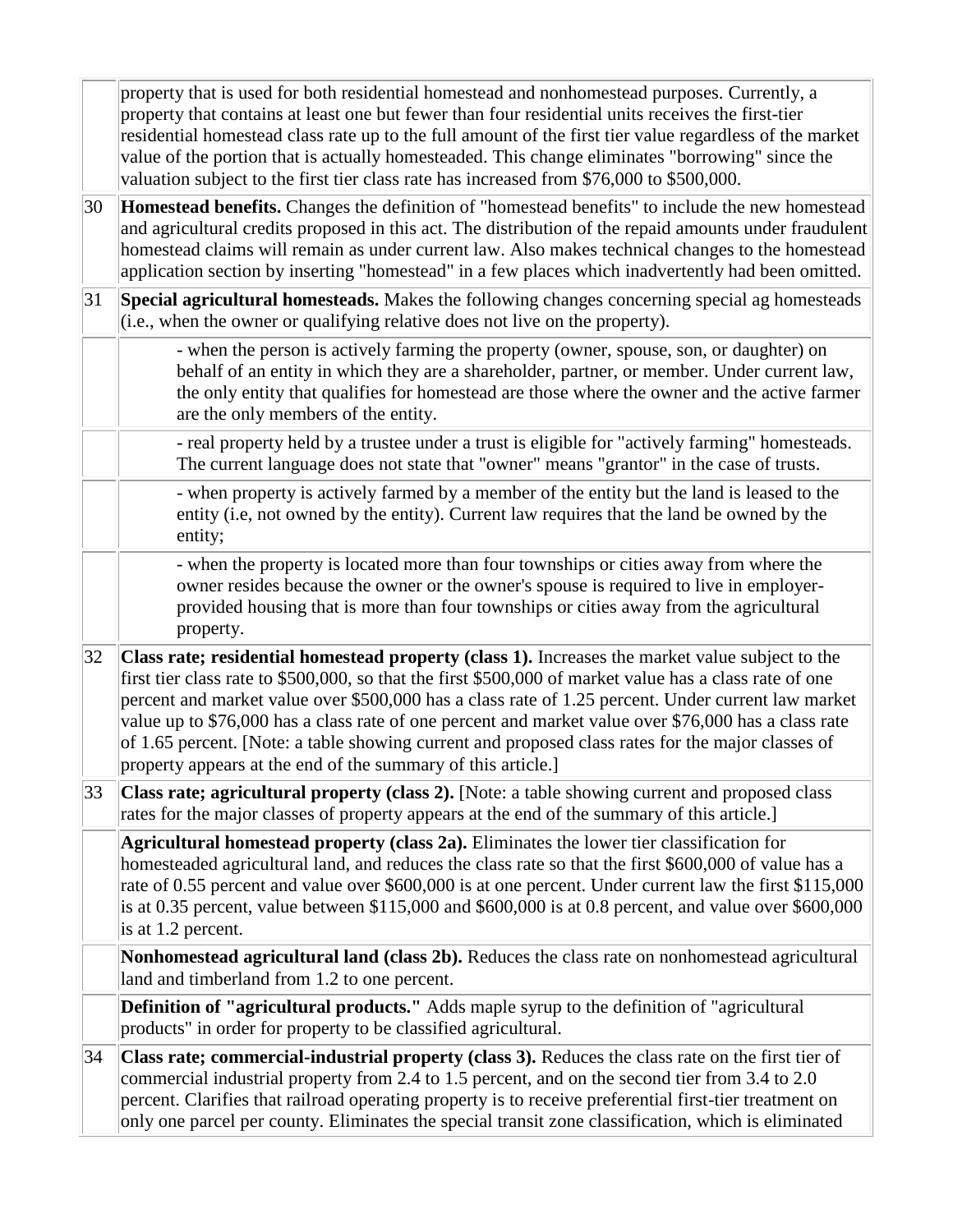| | |
|---|---|
| | property that is used for both residential homestead and nonhomestead purposes. Currently, a property that contains at least one but fewer than four residential units receives the first-tier residential homestead class rate up to the full amount of the first tier value regardless of the market value of the portion that is actually homesteaded. This change eliminates "borrowing" since the valuation subject to the first tier class rate has increased from $76,000 to $500,000. |
| 30 | **Homestead benefits.** Changes the definition of "homestead benefits" to include the new homestead and agricultural credits proposed in this act. The distribution of the repaid amounts under fraudulent homestead claims will remain as under current law. Also makes technical changes to the homestead application section by inserting "homestead" in a few places which inadvertently had been omitted. |
| 31 | **Special agricultural homesteads.** Makes the following changes concerning special ag homesteads (i.e., when the owner or qualifying relative does not live on the property). |
| | - when the person is actively farming the property (owner, spouse, son, or daughter) on behalf of an entity in which they are a shareholder, partner, or member. Under current law, the only entity that qualifies for homestead are those where the owner and the active farmer are the only members of the entity. |
| | - real property held by a trustee under a trust is eligible for "actively farming" homesteads. The current language does not state that "owner" means "grantor" in the case of trusts. |
| | - when property is actively farmed by a member of the entity but the land is leased to the entity (i.e, not owned by the entity). Current law requires that the land be owned by the entity; |
| | - when the property is located more than four townships or cities away from where the owner resides because the owner or the owner's spouse is required to live in employer-provided housing that is more than four townships or cities away from the agricultural property. |
| 32 | **Class rate; residential homestead property (class 1).** Increases the market value subject to the first tier class rate to $500,000, so that the first $500,000 of market value has a class rate of one percent and market value over $500,000 has a class rate of 1.25 percent. Under current law market value up to $76,000 has a class rate of one percent and market value over $76,000 has a class rate of 1.65 percent. [Note: a table showing current and proposed class rates for the major classes of property appears at the end of the summary of this article.] |
| 33 | **Class rate; agricultural property (class 2).** [Note: a table showing current and proposed class rates for the major classes of property appears at the end of the summary of this article.] |
| | **Agricultural homestead property (class 2a).** Eliminates the lower tier classification for homesteaded agricultural land, and reduces the class rate so that the first $600,000 of value has a rate of 0.55 percent and value over $600,000 is at one percent. Under current law the first $115,000 is at 0.35 percent, value between $115,000 and $600,000 is at 0.8 percent, and value over $600,000 is at 1.2 percent. |
| | **Nonhomestead agricultural land (class 2b).** Reduces the class rate on nonhomestead agricultural land and timberland from 1.2 to one percent. |
| | **Definition of "agricultural products."** Adds maple syrup to the definition of "agricultural products" in order for property to be classified agricultural. |
| 34 | **Class rate; commercial-industrial property (class 3).** Reduces the class rate on the first tier of commercial industrial property from 2.4 to 1.5 percent, and on the second tier from 3.4 to 2.0 percent. Clarifies that railroad operating property is to receive preferential first-tier treatment on only one parcel per county. Eliminates the special transit zone classification, which is eliminated |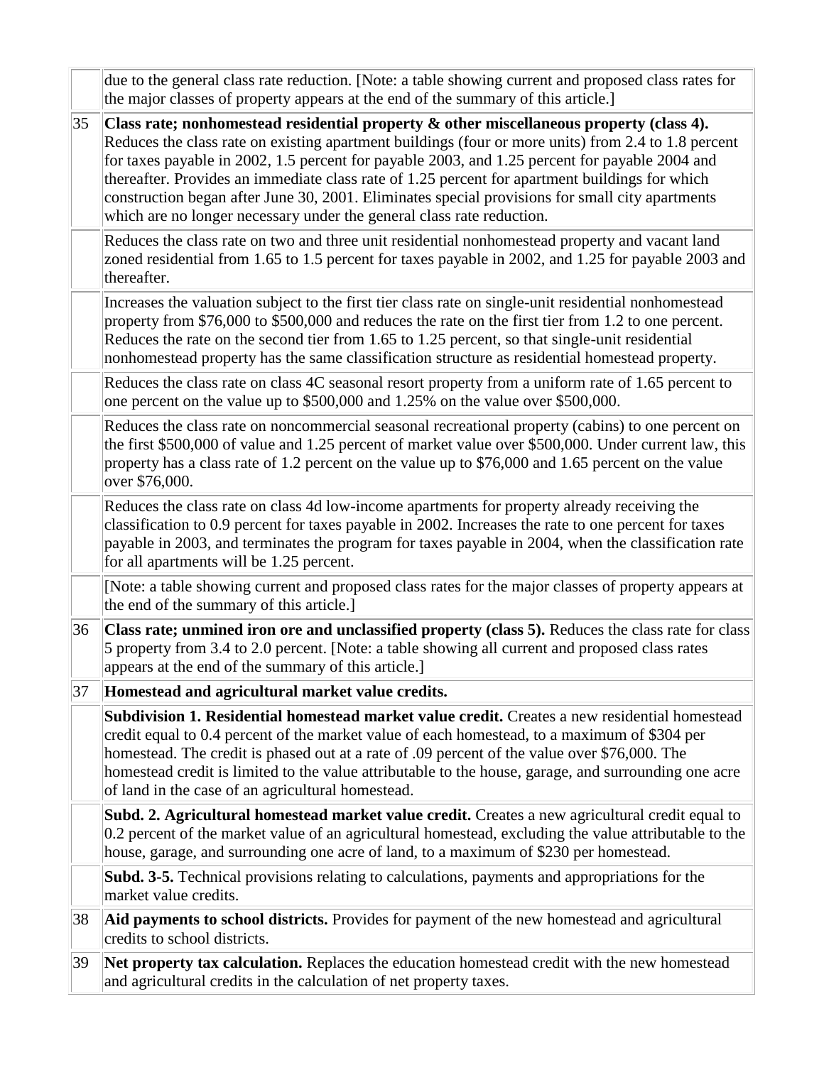| | |
|---|---|
| | due to the general class rate reduction. [Note: a table showing current and proposed class rates for the major classes of property appears at the end of the summary of this article.] |
| 35 | **Class rate; nonhomestead residential property & other miscellaneous property (class 4).** Reduces the class rate on existing apartment buildings (four or more units) from 2.4 to 1.8 percent for taxes payable in 2002, 1.5 percent for payable 2003, and 1.25 percent for payable 2004 and thereafter. Provides an immediate class rate of 1.25 percent for apartment buildings for which construction began after June 30, 2001. Eliminates special provisions for small city apartments which are no longer necessary under the general class rate reduction. |
| | Reduces the class rate on two and three unit residential nonhomestead property and vacant land zoned residential from 1.65 to 1.5 percent for taxes payable in 2002, and 1.25 for payable 2003 and thereafter. |
| | Increases the valuation subject to the first tier class rate on single-unit residential nonhomestead property from $76,000 to $500,000 and reduces the rate on the first tier from 1.2 to one percent. Reduces the rate on the second tier from 1.65 to 1.25 percent, so that single-unit residential nonhomestead property has the same classification structure as residential homestead property. |
| | Reduces the class rate on class 4C seasonal resort property from a uniform rate of 1.65 percent to one percent on the value up to $500,000 and 1.25% on the value over $500,000. |
| | Reduces the class rate on noncommercial seasonal recreational property (cabins) to one percent on the first $500,000 of value and 1.25 percent of market value over $500,000. Under current law, this property has a class rate of 1.2 percent on the value up to $76,000 and 1.65 percent on the value over $76,000. |
| | Reduces the class rate on class 4d low-income apartments for property already receiving the classification to 0.9 percent for taxes payable in 2002. Increases the rate to one percent for taxes payable in 2003, and terminates the program for taxes payable in 2004, when the classification rate for all apartments will be 1.25 percent. |
| | [Note: a table showing current and proposed class rates for the major classes of property appears at the end of the summary of this article.] |
| 36 | **Class rate; unmined iron ore and unclassified property (class 5).** Reduces the class rate for class 5 property from 3.4 to 2.0 percent. [Note: a table showing all current and proposed class rates appears at the end of the summary of this article.] |
| 37 | **Homestead and agricultural market value credits.** |
| | **Subdivision 1. Residential homestead market value credit.** Creates a new residential homestead credit equal to 0.4 percent of the market value of each homestead, to a maximum of $304 per homestead. The credit is phased out at a rate of .09 percent of the value over $76,000. The homestead credit is limited to the value attributable to the house, garage, and surrounding one acre of land in the case of an agricultural homestead. |
| | **Subd. 2. Agricultural homestead market value credit.** Creates a new agricultural credit equal to 0.2 percent of the market value of an agricultural homestead, excluding the value attributable to the house, garage, and surrounding one acre of land, to a maximum of $230 per homestead. |
| | **Subd. 3-5.** Technical provisions relating to calculations, payments and appropriations for the market value credits. |
| 38 | **Aid payments to school districts.** Provides for payment of the new homestead and agricultural credits to school districts. |
| 39 | **Net property tax calculation.** Replaces the education homestead credit with the new homestead and agricultural credits in the calculation of net property taxes. |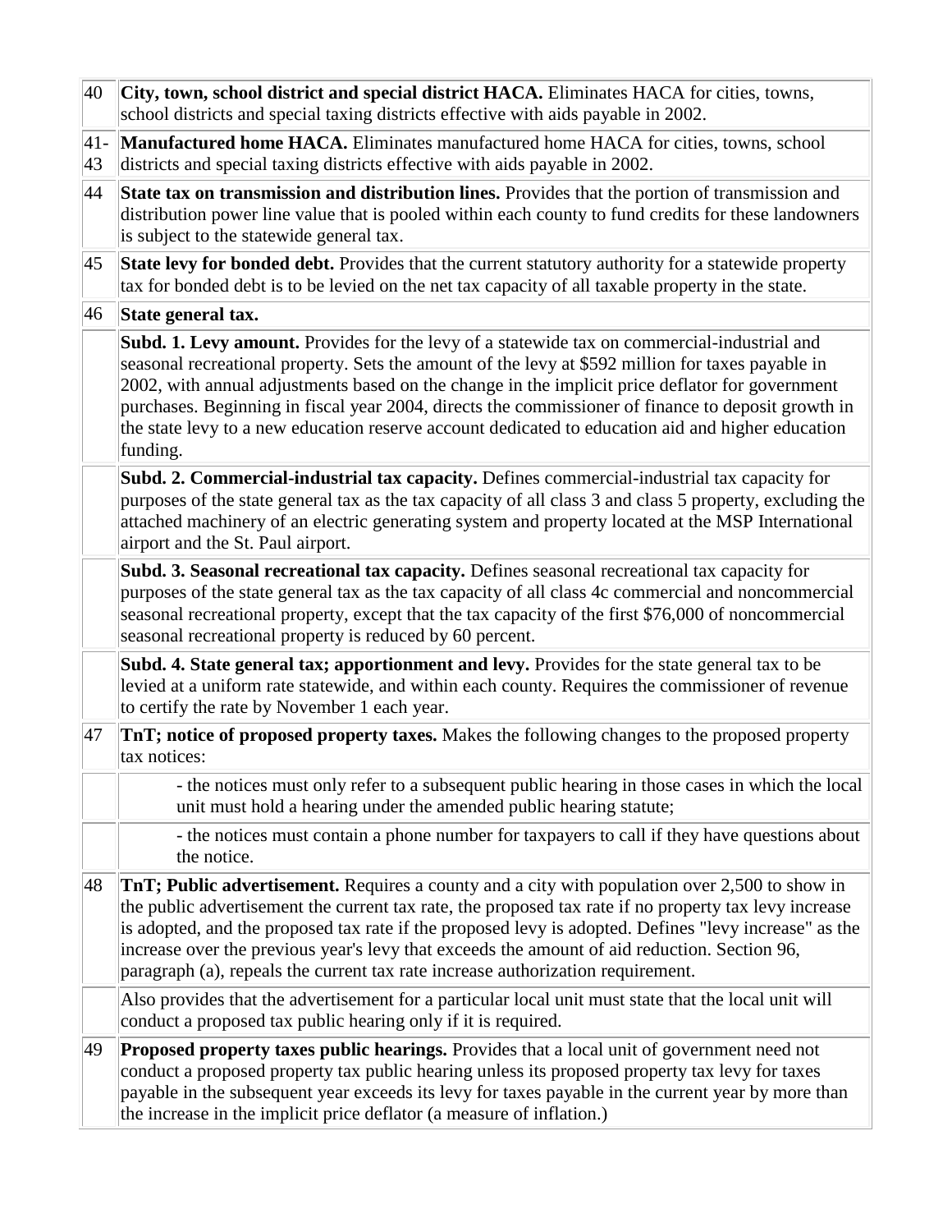| | |
|---|---|
| 40 | **City, town, school district and special district HACA.** Eliminates HACA for cities, towns, school districts and special taxing districts effective with aids payable in 2002. |
| 41-43 | **Manufactured home HACA.** Eliminates manufactured home HACA for cities, towns, school districts and special taxing districts effective with aids payable in 2002. |
| 44 | **State tax on transmission and distribution lines.** Provides that the portion of transmission and distribution power line value that is pooled within each county to fund credits for these landowners is subject to the statewide general tax. |
| 45 | **State levy for bonded debt.** Provides that the current statutory authority for a statewide property tax for bonded debt is to be levied on the net tax capacity of all taxable property in the state. |
| 46 | **State general tax.** |
| | **Subd. 1. Levy amount.** Provides for the levy of a statewide tax on commercial-industrial and seasonal recreational property. Sets the amount of the levy at $592 million for taxes payable in 2002, with annual adjustments based on the change in the implicit price deflator for government purchases. Beginning in fiscal year 2004, directs the commissioner of finance to deposit growth in the state levy to a new education reserve account dedicated to education aid and higher education funding. |
| | **Subd. 2. Commercial-industrial tax capacity.** Defines commercial-industrial tax capacity for purposes of the state general tax as the tax capacity of all class 3 and class 5 property, excluding the attached machinery of an electric generating system and property located at the MSP International airport and the St. Paul airport. |
| | **Subd. 3. Seasonal recreational tax capacity.** Defines seasonal recreational tax capacity for purposes of the state general tax as the tax capacity of all class 4c commercial and noncommercial seasonal recreational property, except that the tax capacity of the first $76,000 of noncommercial seasonal recreational property is reduced by 60 percent. |
| | **Subd. 4. State general tax; apportionment and levy.** Provides for the state general tax to be levied at a uniform rate statewide, and within each county. Requires the commissioner of revenue to certify the rate by November 1 each year. |
| 47 | **TnT; notice of proposed property taxes.** Makes the following changes to the proposed property tax notices: |
| | - the notices must only refer to a subsequent public hearing in those cases in which the local unit must hold a hearing under the amended public hearing statute; |
| | - the notices must contain a phone number for taxpayers to call if they have questions about the notice. |
| 48 | **TnT; Public advertisement.** Requires a county and a city with population over 2,500 to show in the public advertisement the current tax rate, the proposed tax rate if no property tax levy increase is adopted, and the proposed tax rate if the proposed levy is adopted. Defines "levy increase" as the increase over the previous year's levy that exceeds the amount of aid reduction. Section 96, paragraph (a), repeals the current tax rate increase authorization requirement. |
| | Also provides that the advertisement for a particular local unit must state that the local unit will conduct a proposed tax public hearing only if it is required. |
| 49 | **Proposed property taxes public hearings.** Provides that a local unit of government need not conduct a proposed property tax public hearing unless its proposed property tax levy for taxes payable in the subsequent year exceeds its levy for taxes payable in the current year by more than the increase in the implicit price deflator (a measure of inflation.) |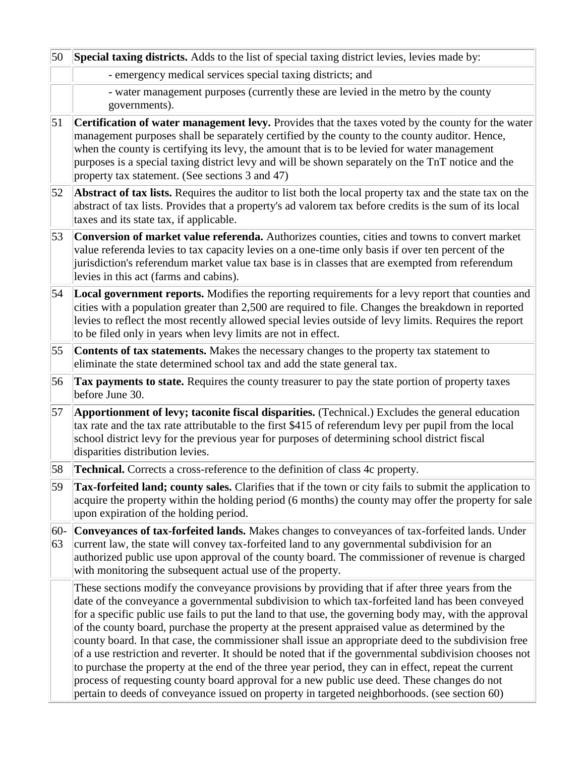| | |
|---|---|
| 50 | **Special taxing districts.** Adds to the list of special taxing district levies, levies made by: |
| | - emergency medical services special taxing districts; and |
| | - water management purposes (currently these are levied in the metro by the county governments). |
| 51 | **Certification of water management levy.** Provides that the taxes voted by the county for the water management purposes shall be separately certified by the county to the county auditor. Hence, when the county is certifying its levy, the amount that is to be levied for water management purposes is a special taxing district levy and will be shown separately on the TnT notice and the property tax statement. (See sections 3 and 47) |
| 52 | **Abstract of tax lists.** Requires the auditor to list both the local property tax and the state tax on the abstract of tax lists. Provides that a property's ad valorem tax before credits is the sum of its local taxes and its state tax, if applicable. |
| 53 | **Conversion of market value referenda.** Authorizes counties, cities and towns to convert market value referenda levies to tax capacity levies on a one-time only basis if over ten percent of the jurisdiction's referendum market value tax base is in classes that are exempted from referendum levies in this act (farms and cabins). |
| 54 | **Local government reports.** Modifies the reporting requirements for a levy report that counties and cities with a population greater than 2,500 are required to file. Changes the breakdown in reported levies to reflect the most recently allowed special levies outside of levy limits. Requires the report to be filed only in years when levy limits are not in effect. |
| 55 | **Contents of tax statements.** Makes the necessary changes to the property tax statement to eliminate the state determined school tax and add the state general tax. |
| 56 | **Tax payments to state.** Requires the county treasurer to pay the state portion of property taxes before June 30. |
| 57 | **Apportionment of levy; taconite fiscal disparities.** (Technical.) Excludes the general education tax rate and the tax rate attributable to the first $415 of referendum levy per pupil from the local school district levy for the previous year for purposes of determining school district fiscal disparities distribution levies. |
| 58 | **Technical.** Corrects a cross-reference to the definition of class 4c property. |
| 59 | **Tax-forfeited land; county sales.** Clarifies that if the town or city fails to submit the application to acquire the property within the holding period (6 months) the county may offer the property for sale upon expiration of the holding period. |
| 60-63 | **Conveyances of tax-forfeited lands.** Makes changes to conveyances of tax-forfeited lands. Under current law, the state will convey tax-forfeited land to any governmental subdivision for an authorized public use upon approval of the county board. The commissioner of revenue is charged with monitoring the subsequent actual use of the property. |
| | These sections modify the conveyance provisions by providing that if after three years from the date of the conveyance a governmental subdivision to which tax-forfeited land has been conveyed for a specific public use fails to put the land to that use, the governing body may, with the approval of the county board, purchase the property at the present appraised value as determined by the county board. In that case, the commissioner shall issue an appropriate deed to the subdivision free of a use restriction and reverter. It should be noted that if the governmental subdivision chooses not to purchase the property at the end of the three year period, they can in effect, repeat the current process of requesting county board approval for a new public use deed. These changes do not pertain to deeds of conveyance issued on property in targeted neighborhoods. (see section 60) |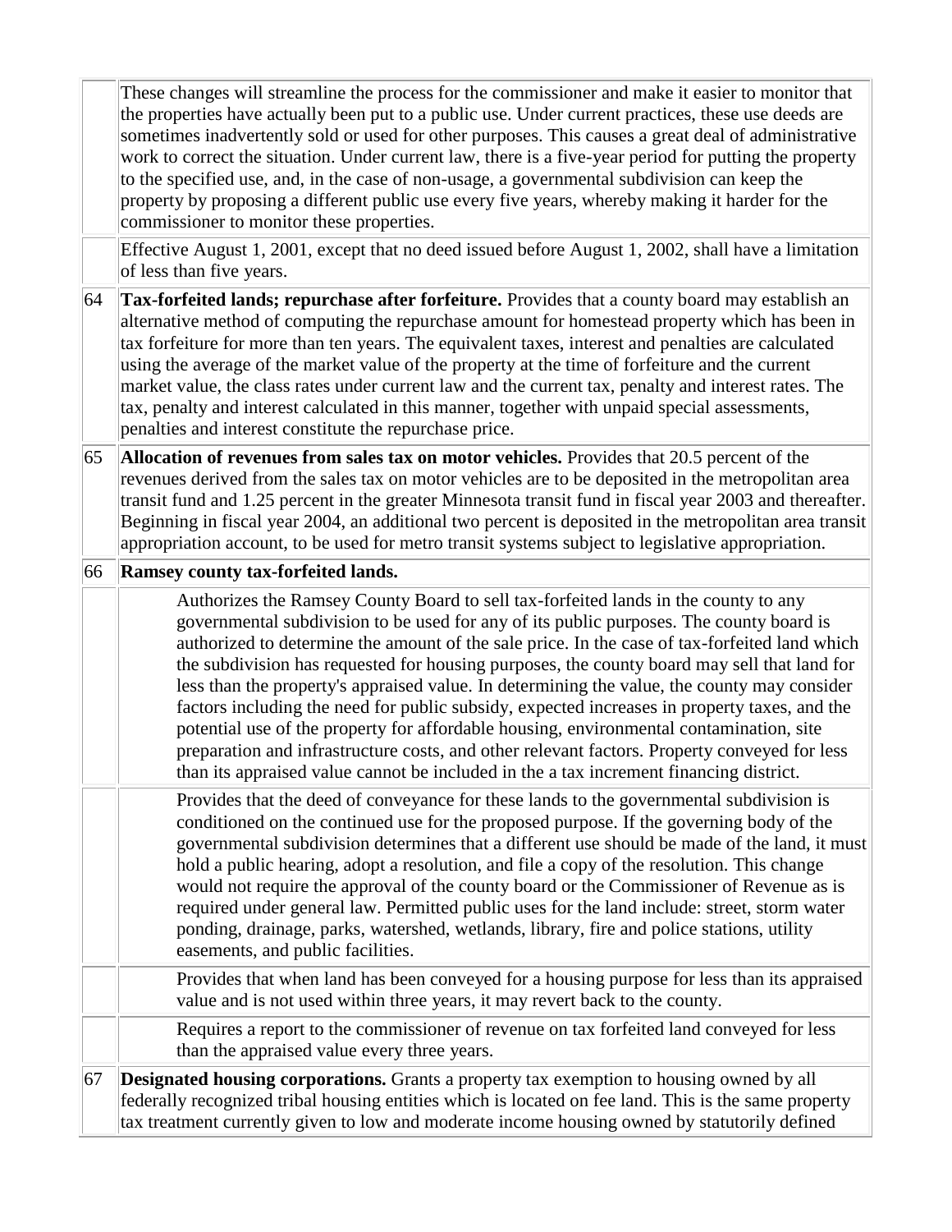| | |
|---|---|
| | These changes will streamline the process for the commissioner and make it easier to monitor that the properties have actually been put to a public use. Under current practices, these use deeds are sometimes inadvertently sold or used for other purposes. This causes a great deal of administrative work to correct the situation. Under current law, there is a five-year period for putting the property to the specified use, and, in the case of non-usage, a governmental subdivision can keep the property by proposing a different public use every five years, whereby making it harder for the commissioner to monitor these properties. |
| | Effective August 1, 2001, except that no deed issued before August 1, 2002, shall have a limitation of less than five years. |
| 64 | **Tax-forfeited lands; repurchase after forfeiture.** Provides that a county board may establish an alternative method of computing the repurchase amount for homestead property which has been in tax forfeiture for more than ten years. The equivalent taxes, interest and penalties are calculated using the average of the market value of the property at the time of forfeiture and the current market value, the class rates under current law and the current tax, penalty and interest rates. The tax, penalty and interest calculated in this manner, together with unpaid special assessments, penalties and interest constitute the repurchase price. |
| 65 | **Allocation of revenues from sales tax on motor vehicles.** Provides that 20.5 percent of the revenues derived from the sales tax on motor vehicles are to be deposited in the metropolitan area transit fund and 1.25 percent in the greater Minnesota transit fund in fiscal year 2003 and thereafter. Beginning in fiscal year 2004, an additional two percent is deposited in the metropolitan area transit appropriation account, to be used for metro transit systems subject to legislative appropriation. |
| 66 | **Ramsey county tax-forfeited lands.** |
| | Authorizes the Ramsey County Board to sell tax-forfeited lands in the county to any governmental subdivision to be used for any of its public purposes. The county board is authorized to determine the amount of the sale price. In the case of tax-forfeited land which the subdivision has requested for housing purposes, the county board may sell that land for less than the property's appraised value. In determining the value, the county may consider factors including the need for public subsidy, expected increases in property taxes, and the potential use of the property for affordable housing, environmental contamination, site preparation and infrastructure costs, and other relevant factors. Property conveyed for less than its appraised value cannot be included in the a tax increment financing district. |
| | Provides that the deed of conveyance for these lands to the governmental subdivision is conditioned on the continued use for the proposed purpose. If the governing body of the governmental subdivision determines that a different use should be made of the land, it must hold a public hearing, adopt a resolution, and file a copy of the resolution. This change would not require the approval of the county board or the Commissioner of Revenue as is required under general law. Permitted public uses for the land include: street, storm water ponding, drainage, parks, watershed, wetlands, library, fire and police stations, utility easements, and public facilities. |
| | Provides that when land has been conveyed for a housing purpose for less than its appraised value and is not used within three years, it may revert back to the county. |
| | Requires a report to the commissioner of revenue on tax forfeited land conveyed for less than the appraised value every three years. |
| 67 | **Designated housing corporations.** Grants a property tax exemption to housing owned by all federally recognized tribal housing entities which is located on fee land. This is the same property tax treatment currently given to low and moderate income housing owned by statutorily defined |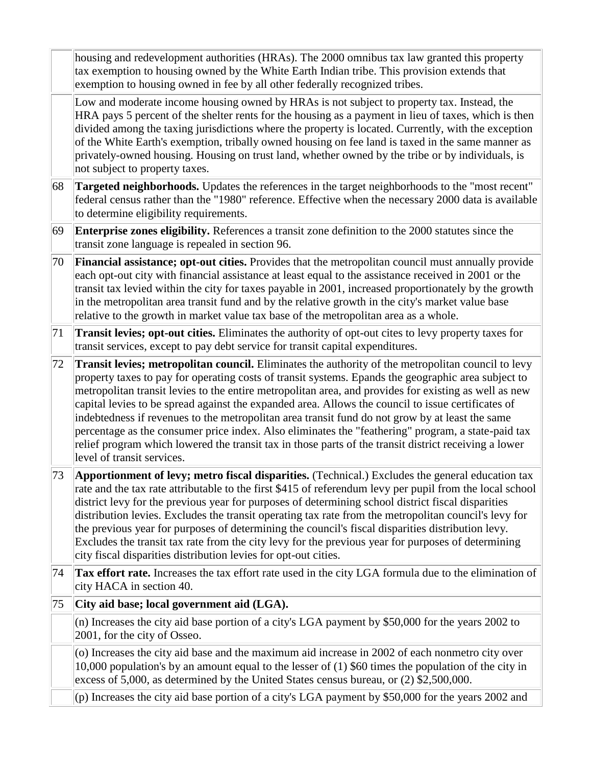| | |
|---|---|
| | housing and redevelopment authorities (HRAs). The 2000 omnibus tax law granted this property tax exemption to housing owned by the White Earth Indian tribe. This provision extends that exemption to housing owned in fee by all other federally recognized tribes. |
| | Low and moderate income housing owned by HRAs is not subject to property tax. Instead, the HRA pays 5 percent of the shelter rents for the housing as a payment in lieu of taxes, which is then divided among the taxing jurisdictions where the property is located. Currently, with the exception of the White Earth's exemption, tribally owned housing on fee land is taxed in the same manner as privately-owned housing. Housing on trust land, whether owned by the tribe or by individuals, is not subject to property taxes. |
| 68 | **Targeted neighborhoods.** Updates the references in the target neighborhoods to the "most recent" federal census rather than the "1980" reference. Effective when the necessary 2000 data is available to determine eligibility requirements. |
| 69 | **Enterprise zones eligibility.** References a transit zone definition to the 2000 statutes since the transit zone language is repealed in section 96. |
| 70 | **Financial assistance; opt-out cities.** Provides that the metropolitan council must annually provide each opt-out city with financial assistance at least equal to the assistance received in 2001 or the transit tax levied within the city for taxes payable in 2001, increased proportionately by the growth in the metropolitan area transit fund and by the relative growth in the city's market value base relative to the growth in market value tax base of the metropolitan area as a whole. |
| 71 | **Transit levies; opt-out cities.** Eliminates the authority of opt-out cites to levy property taxes for transit services, except to pay debt service for transit capital expenditures. |
| 72 | **Transit levies; metropolitan council.** Eliminates the authority of the metropolitan council to levy property taxes to pay for operating costs of transit systems. Epands the geographic area subject to metropolitan transit levies to the entire metropolitan area, and provides for existing as well as new capital levies to be spread against the expanded area. Allows the council to issue certificates of indebtedness if revenues to the metropolitan area transit fund do not grow by at least the same percentage as the consumer price index. Also eliminates the "feathering" program, a state-paid tax relief program which lowered the transit tax in those parts of the transit district receiving a lower level of transit services. |
| 73 | **Apportionment of levy; metro fiscal disparities.** (Technical.) Excludes the general education tax rate and the tax rate attributable to the first $415 of referendum levy per pupil from the local school district levy for the previous year for purposes of determining school district fiscal disparities distribution levies. Excludes the transit operating tax rate from the metropolitan council's levy for the previous year for purposes of determining the council's fiscal disparities distribution levy. Excludes the transit tax rate from the city levy for the previous year for purposes of determining city fiscal disparities distribution levies for opt-out cities. |
| 74 | **Tax effort rate.** Increases the tax effort rate used in the city LGA formula due to the elimination of city HACA in section 40. |
| 75 | **City aid base; local government aid (LGA).** |
| | (n) Increases the city aid base portion of a city's LGA payment by $50,000 for the years 2002 to 2001, for the city of Osseo. |
| | (o) Increases the city aid base and the maximum aid increase in 2002 of each nonmetro city over 10,000 population's by an amount equal to the lesser of (1) $60 times the population of the city in excess of 5,000, as determined by the United States census bureau, or (2) $2,500,000. |
| | (p) Increases the city aid base portion of a city's LGA payment by $50,000 for the years 2002 and |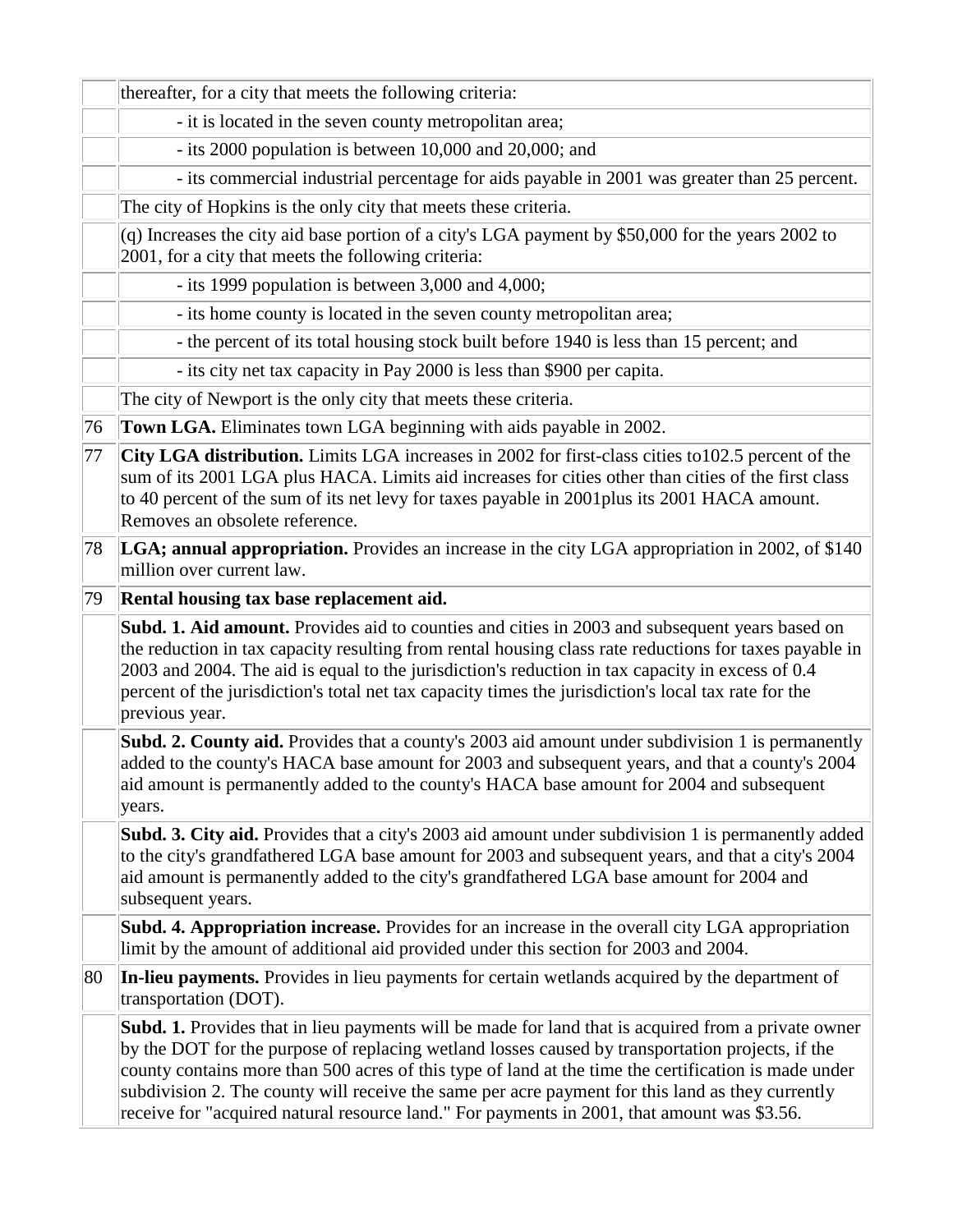| | |
|---|---|
| | thereafter, for a city that meets the following criteria: |
| | - it is located in the seven county metropolitan area; |
| | - its 2000 population is between 10,000 and 20,000; and |
| | - its commercial industrial percentage for aids payable in 2001 was greater than 25 percent. |
| | The city of Hopkins is the only city that meets these criteria. |
| | (q) Increases the city aid base portion of a city's LGA payment by $50,000 for the years 2002 to 2001, for a city that meets the following criteria: |
| | - its 1999 population is between 3,000 and 4,000; |
| | - its home county is located in the seven county metropolitan area; |
| | - the percent of its total housing stock built before 1940 is less than 15 percent; and |
| | - its city net tax capacity in Pay 2000 is less than $900 per capita. |
| | The city of Newport is the only city that meets these criteria. |
| 76 | **Town LGA.** Eliminates town LGA beginning with aids payable in 2002. |
| 77 | **City LGA distribution.** Limits LGA increases in 2002 for first-class cities to102.5 percent of the sum of its 2001 LGA plus HACA. Limits aid increases for cities other than cities of the first class to 40 percent of the sum of its net levy for taxes payable in 2001plus its 2001 HACA amount. Removes an obsolete reference. |
| 78 | **LGA; annual appropriation.** Provides an increase in the city LGA appropriation in 2002, of $140 million over current law. |
| 79 | **Rental housing tax base replacement aid.** |
| | **Subd. 1. Aid amount.** Provides aid to counties and cities in 2003 and subsequent years based on the reduction in tax capacity resulting from rental housing class rate reductions for taxes payable in 2003 and 2004. The aid is equal to the jurisdiction's reduction in tax capacity in excess of 0.4 percent of the jurisdiction's total net tax capacity times the jurisdiction's local tax rate for the previous year. |
| | **Subd. 2. County aid.** Provides that a county's 2003 aid amount under subdivision 1 is permanently added to the county's HACA base amount for 2003 and subsequent years, and that a county's 2004 aid amount is permanently added to the county's HACA base amount for 2004 and subsequent years. |
| | **Subd. 3. City aid.** Provides that a city's 2003 aid amount under subdivision 1 is permanently added to the city's grandfathered LGA base amount for 2003 and subsequent years, and that a city's 2004 aid amount is permanently added to the city's grandfathered LGA base amount for 2004 and subsequent years. |
| | **Subd. 4. Appropriation increase.** Provides for an increase in the overall city LGA appropriation limit by the amount of additional aid provided under this section for 2003 and 2004. |
| 80 | **In-lieu payments.** Provides in lieu payments for certain wetlands acquired by the department of transportation (DOT). |
| | **Subd. 1.** Provides that in lieu payments will be made for land that is acquired from a private owner by the DOT for the purpose of replacing wetland losses caused by transportation projects, if the county contains more than 500 acres of this type of land at the time the certification is made under subdivision 2. The county will receive the same per acre payment for this land as they currently receive for "acquired natural resource land." For payments in 2001, that amount was $3.56. |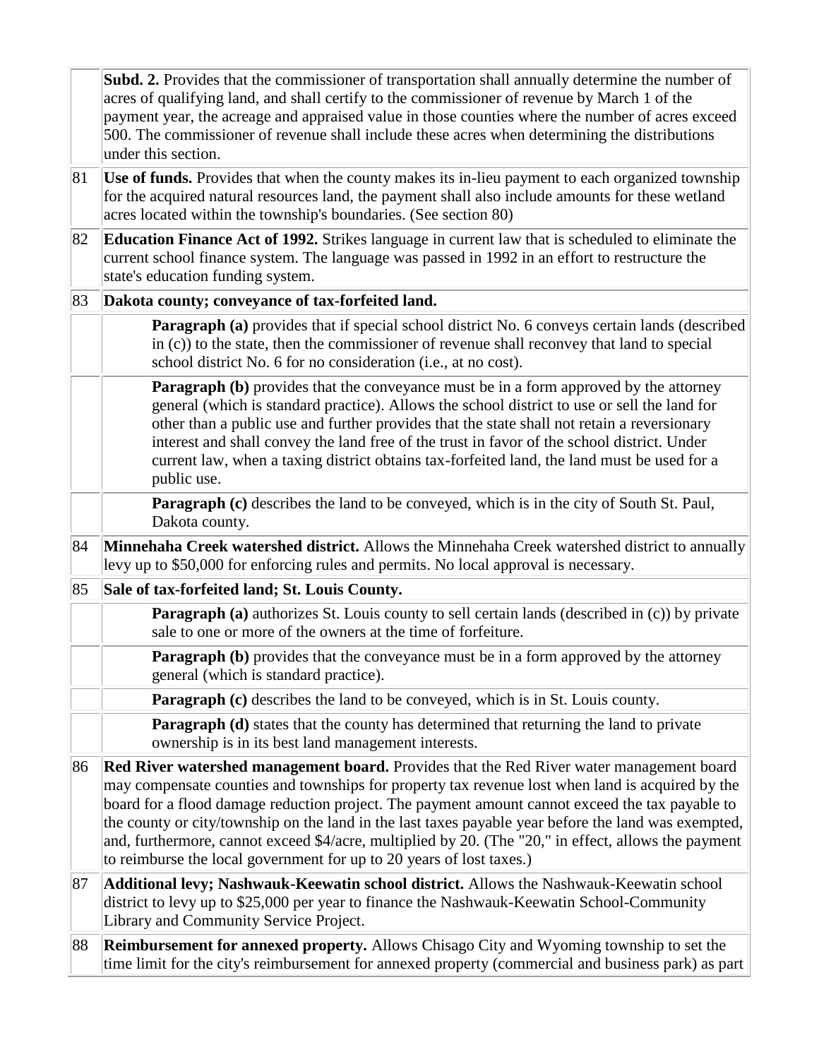| | |
|---|---|
| | **Subd. 2.** Provides that the commissioner of transportation shall annually determine the number of acres of qualifying land, and shall certify to the commissioner of revenue by March 1 of the payment year, the acreage and appraised value in those counties where the number of acres exceed 500. The commissioner of revenue shall include these acres when determining the distributions under this section. |
| 81 | **Use of funds.** Provides that when the county makes its in-lieu payment to each organized township for the acquired natural resources land, the payment shall also include amounts for these wetland acres located within the township's boundaries. (See section 80) |
| 82 | **Education Finance Act of 1992.** Strikes language in current law that is scheduled to eliminate the current school finance system. The language was passed in 1992 in an effort to restructure the state's education funding system. |
| 83 | **Dakota county; conveyance of tax-forfeited land.** |
| | **Paragraph (a)** provides that if special school district No. 6 conveys certain lands (described in (c)) to the state, then the commissioner of revenue shall reconvey that land to special school district No. 6 for no consideration (i.e., at no cost). |
| | **Paragraph (b)** provides that the conveyance must be in a form approved by the attorney general (which is standard practice). Allows the school district to use or sell the land for other than a public use and further provides that the state shall not retain a reversionary interest and shall convey the land free of the trust in favor of the school district. Under current law, when a taxing district obtains tax-forfeited land, the land must be used for a public use. |
| | **Paragraph (c)** describes the land to be conveyed, which is in the city of South St. Paul, Dakota county. |
| 84 | **Minnehaha Creek watershed district.** Allows the Minnehaha Creek watershed district to annually levy up to $50,000 for enforcing rules and permits. No local approval is necessary. |
| 85 | **Sale of tax-forfeited land; St. Louis County.** |
| | **Paragraph (a)** authorizes St. Louis county to sell certain lands (described in (c)) by private sale to one or more of the owners at the time of forfeiture. |
| | **Paragraph (b)** provides that the conveyance must be in a form approved by the attorney general (which is standard practice). |
| | **Paragraph (c)** describes the land to be conveyed, which is in St. Louis county. |
| | **Paragraph (d)** states that the county has determined that returning the land to private ownership is in its best land management interests. |
| 86 | **Red River watershed management board.** Provides that the Red River water management board may compensate counties and townships for property tax revenue lost when land is acquired by the board for a flood damage reduction project. The payment amount cannot exceed the tax payable to the county or city/township on the land in the last taxes payable year before the land was exempted, and, furthermore, cannot exceed $4/acre, multiplied by 20. (The "20," in effect, allows the payment to reimburse the local government for up to 20 years of lost taxes.) |
| 87 | **Additional levy; Nashwauk-Keewatin school district.** Allows the Nashwauk-Keewatin school district to levy up to $25,000 per year to finance the Nashwauk-Keewatin School-Community Library and Community Service Project. |
| 88 | **Reimbursement for annexed property.** Allows Chisago City and Wyoming township to set the time limit for the city's reimbursement for annexed property (commercial and business park) as part |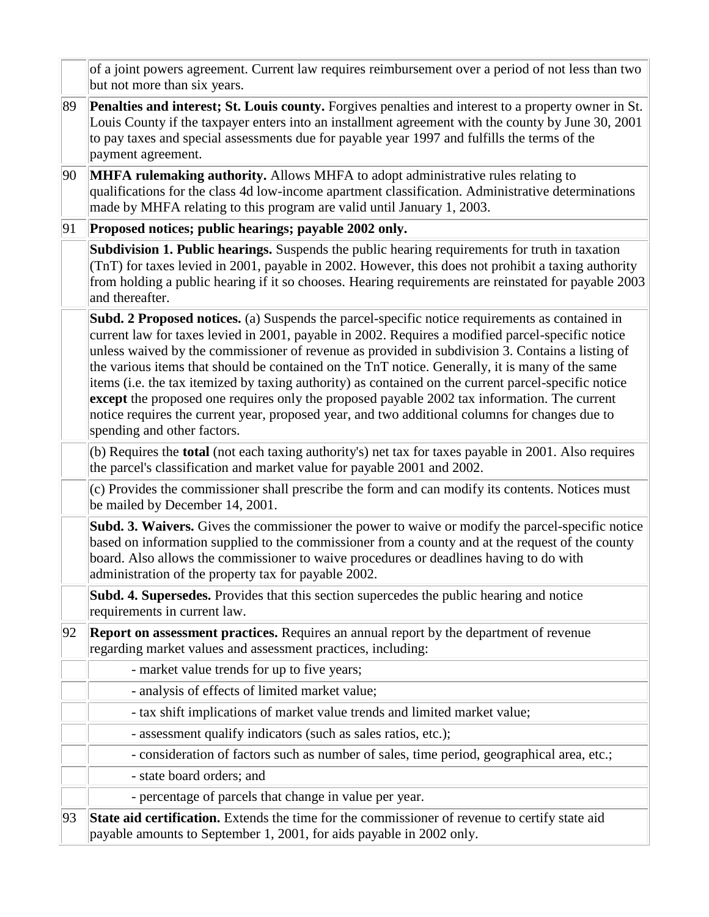| | |
|---|---|
| | of a joint powers agreement. Current law requires reimbursement over a period of not less than two but not more than six years. |
| 89 | **Penalties and interest; St. Louis county.** Forgives penalties and interest to a property owner in St. Louis County if the taxpayer enters into an installment agreement with the county by June 30, 2001 to pay taxes and special assessments due for payable year 1997 and fulfills the terms of the payment agreement. |
| 90 | **MHFA rulemaking authority.** Allows MHFA to adopt administrative rules relating to qualifications for the class 4d low-income apartment classification. Administrative determinations made by MHFA relating to this program are valid until January 1, 2003. |
| 91 | **Proposed notices; public hearings; payable 2002 only.** |
| | **Subdivision 1. Public hearings.** Suspends the public hearing requirements for truth in taxation (TnT) for taxes levied in 2001, payable in 2002. However, this does not prohibit a taxing authority from holding a public hearing if it so chooses. Hearing requirements are reinstated for payable 2003 and thereafter. |
| | **Subd. 2 Proposed notices.** (a) Suspends the parcel-specific notice requirements as contained in current law for taxes levied in 2001, payable in 2002. Requires a modified parcel-specific notice unless waived by the commissioner of revenue as provided in subdivision 3. Contains a listing of the various items that should be contained on the TnT notice. Generally, it is many of the same items (i.e. the tax itemized by taxing authority) as contained on the current parcel-specific notice **except** the proposed one requires only the proposed payable 2002 tax information. The current notice requires the current year, proposed year, and two additional columns for changes due to spending and other factors. |
| | (b) Requires the **total** (not each taxing authority's) net tax for taxes payable in 2001. Also requires the parcel's classification and market value for payable 2001 and 2002. |
| | (c) Provides the commissioner shall prescribe the form and can modify its contents. Notices must be mailed by December 14, 2001. |
| | **Subd. 3. Waivers.** Gives the commissioner the power to waive or modify the parcel-specific notice based on information supplied to the commissioner from a county and at the request of the county board. Also allows the commissioner to waive procedures or deadlines having to do with administration of the property tax for payable 2002. |
| | **Subd. 4. Supersedes.** Provides that this section supercedes the public hearing and notice requirements in current law. |
| 92 | **Report on assessment practices.** Requires an annual report by the department of revenue regarding market values and assessment practices, including: |
| | - market value trends for up to five years; |
| | - analysis of effects of limited market value; |
| | - tax shift implications of market value trends and limited market value; |
| | - assessment qualify indicators (such as sales ratios, etc.); |
| | - consideration of factors such as number of sales, time period, geographical area, etc.; |
| | - state board orders; and |
| | - percentage of parcels that change in value per year. |
| 93 | **State aid certification.** Extends the time for the commissioner of revenue to certify state aid payable amounts to September 1, 2001, for aids payable in 2002 only. |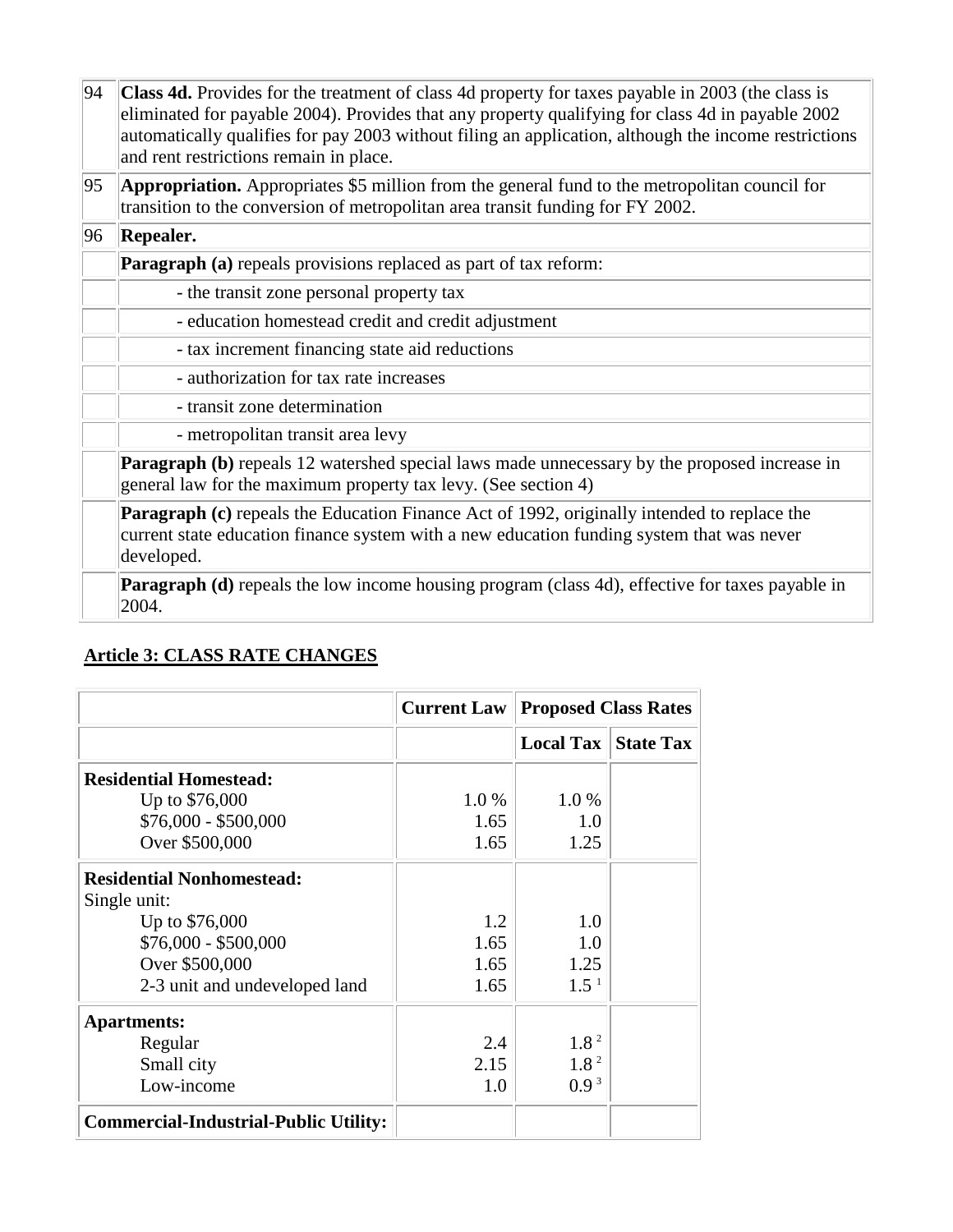| | |
|---|---|
| 94 | **Class 4d.** Provides for the treatment of class 4d property for taxes payable in 2003 (the class is eliminated for payable 2004). Provides that any property qualifying for class 4d in payable 2002 automatically qualifies for pay 2003 without filing an application, although the income restrictions and rent restrictions remain in place. |
| 95 | **Appropriation.** Appropriates $5 million from the general fund to the metropolitan council for transition to the conversion of metropolitan area transit funding for FY 2002. |
| 96 | **Repealer.** |
| | **Paragraph (a)** repeals provisions replaced as part of tax reform: |
| | - the transit zone personal property tax |
| | - education homestead credit and credit adjustment |
| | - tax increment financing state aid reductions |
| | - authorization for tax rate increases |
| | - transit zone determination |
| | - metropolitan transit area levy |
| | **Paragraph (b)** repeals 12 watershed special laws made unnecessary by the proposed increase in general law for the maximum property tax levy. (See section 4) |
| | **Paragraph (c)** repeals the Education Finance Act of 1992, originally intended to replace the current state education finance system with a new education funding system that was never developed. |
| | **Paragraph (d)** repeals the low income housing program (class 4d), effective for taxes payable in 2004. |

## Article 3: CLASS RATE CHANGES

| | Current Law | Proposed Class Rates | |
|---|---|---|---|
| | | Local Tax | State Tax |
| **Residential Homestead:** | | | |
| Up to $76,000 | 1.0 % | 1.0 % | |
| $76,000 - $500,000 | 1.65 | 1.0 | |
| Over $500,000 | 1.65 | 1.25 | |
| **Residential Nonhomestead:** | | | |
| Single unit: | | | |
| Up to $76,000 | 1.2 | 1.0 | |
| $76,000 - $500,000 | 1.65 | 1.0 | |
| Over $500,000 | 1.65 | 1.25 | |
| 2-3 unit and undeveloped land | 1.65 | 1.5 [1] | |
| **Apartments:** | | | |
| Regular | 2.4 | 1.8 [2] | |
| Small city | 2.15 | 1.8 [2] | |
| Low-income | 1.0 | 0.9 [3] | |
| **Commercial-Industrial-Public Utility:** | | | |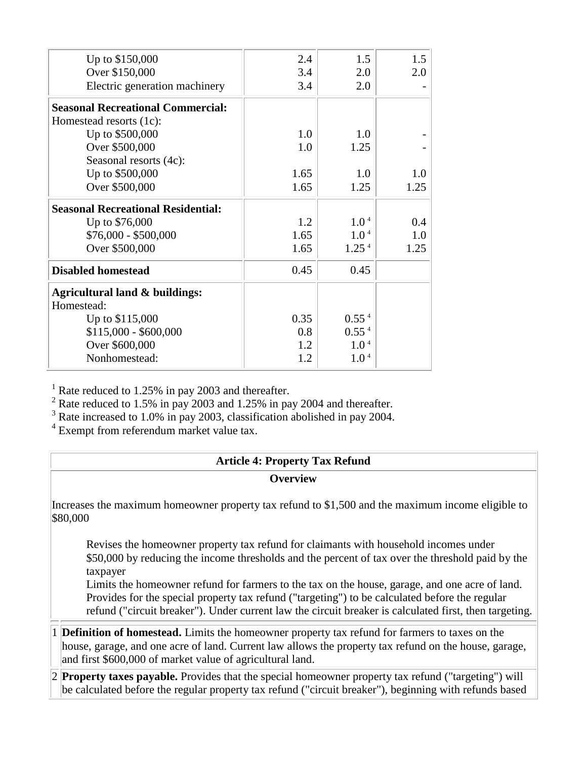| | | | |
|---|---|---|---|
| Up to $150,000 | 2.4 | 1.5 | 1.5 |
| Over $150,000 | 3.4 | 2.0 | 2.0 |
| Electric generation machinery | 3.4 | 2.0 | - |
| **Seasonal Recreational Commercial:** | | | |
| Homestead resorts (1c): | | | |
| Up to $500,000 | 1.0 | 1.0 | - |
| Over $500,000 | 1.0 | 1.25 | - |
| Seasonal resorts (4c): | | | |
| Up to $500,000 | 1.65 | 1.0 | 1.0 |
| Over $500,000 | 1.65 | 1.25 | 1.25 |
| **Seasonal Recreational Residential:** | | | |
| Up to $76,000 | 1.2 | 1.0 [4] | 0.4 |
| $76,000 - $500,000 | 1.65 | 1.0 [4] | 1.0 |
| Over $500,000 | 1.65 | 1.25 [4] | 1.25 |
| **Disabled homestead** | 0.45 | 0.45 | |
| **Agricultural land & buildings:** | | | |
| Homestead: | | | |
| Up to $115,000 | 0.35 | 0.55 [4] | |
| $115,000 - $600,000 | 0.8 | 0.55 [4] | |
| Over $600,000 | 1.2 | 1.0 [4] | |
| Nonhomestead: | 1.2 | 1.0 [4] | |

[1] Rate reduced to 1.25% in pay 2003 and thereafter.
[2] Rate reduced to 1.5% in pay 2003 and 1.25% in pay 2004 and thereafter.
[3] Rate increased to 1.0% in pay 2003, classification abolished in pay 2004.
[4] Exempt from referendum market value tax.

## Article 4: Property Tax Refund

### Overview

Increases the maximum homeowner property tax refund to $1,500 and the maximum income eligible to $80,000

- Revises the homeowner property tax refund for claimants with household incomes under $50,000 by reducing the income thresholds and the percent of tax over the threshold paid by the taxpayer
- Limits the homeowner refund for farmers to the tax on the house, garage, and one acre of land.
- Provides for the special property tax refund ("targeting") to be calculated before the regular refund ("circuit breaker"). Under current law the circuit breaker is calculated first, then targeting.

| | |
|---|---|
| 1 | **Definition of homestead.** Limits the homeowner property tax refund for farmers to taxes on the house, garage, and one acre of land. Current law allows the property tax refund on the house, garage, and first $600,000 of market value of agricultural land. |
| 2 | **Property taxes payable.** Provides that the special homeowner property tax refund ("targeting") will be calculated before the regular property tax refund ("circuit breaker"), beginning with refunds based |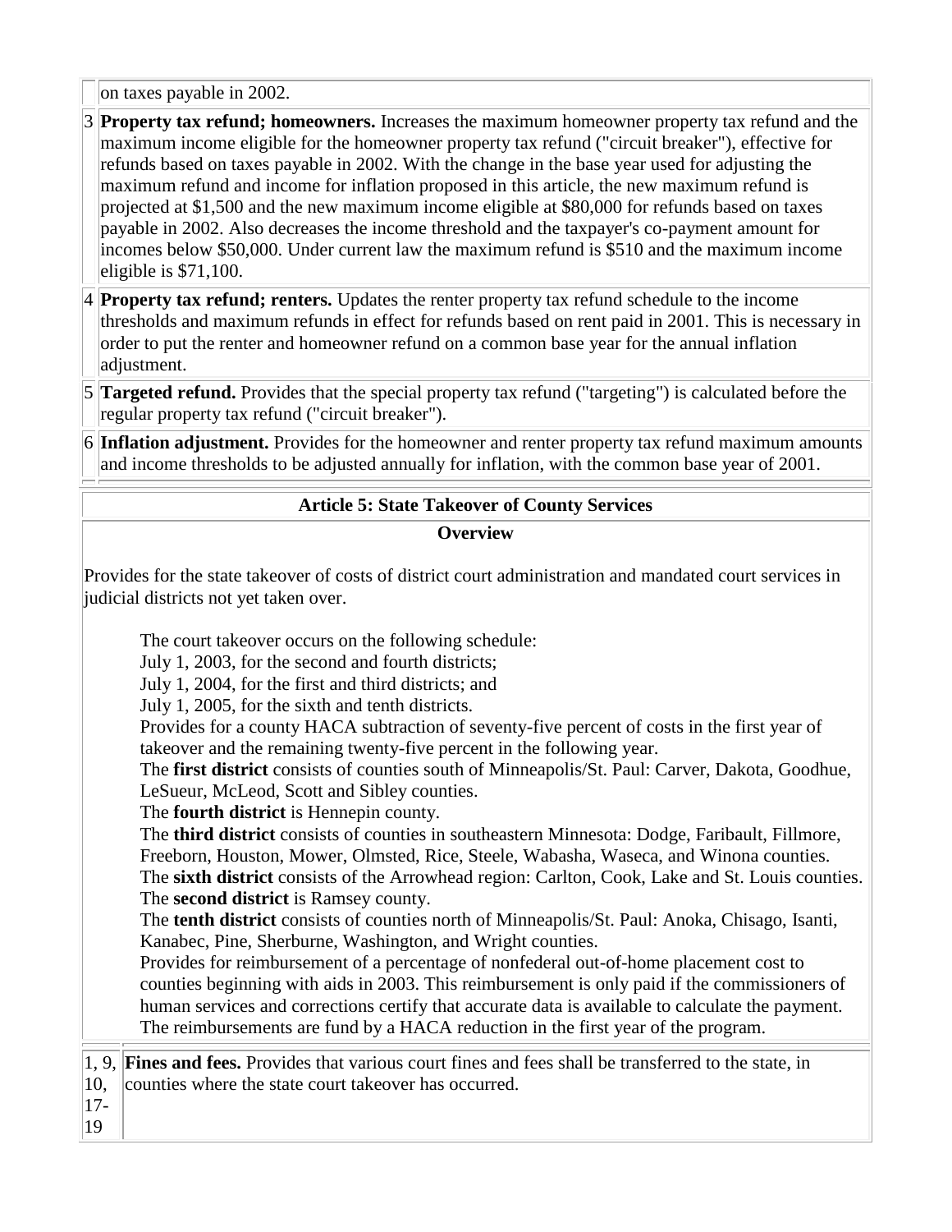| | |
|---|---|
| | on taxes payable in 2002. |
| 3 | **Property tax refund; homeowners.** Increases the maximum homeowner property tax refund and the maximum income eligible for the homeowner property tax refund ("circuit breaker"), effective for refunds based on taxes payable in 2002. With the change in the base year used for adjusting the maximum refund and income for inflation proposed in this article, the new maximum refund is projected at $1,500 and the new maximum income eligible at $80,000 for refunds based on taxes payable in 2002. Also decreases the income threshold and the taxpayer's co-payment amount for incomes below $50,000. Under current law the maximum refund is $510 and the maximum income eligible is $71,100. |
| 4 | **Property tax refund; renters.** Updates the renter property tax refund schedule to the income thresholds and maximum refunds in effect for refunds based on rent paid in 2001. This is necessary in order to put the renter and homeowner refund on a common base year for the annual inflation adjustment. |
| 5 | **Targeted refund.** Provides that the special property tax refund ("targeting") is calculated before the regular property tax refund ("circuit breaker"). |
| 6 | **Inflation adjustment.** Provides for the homeowner and renter property tax refund maximum amounts and income thresholds to be adjusted annually for inflation, with the common base year of 2001. |

## Article 5: State Takeover of County Services

### Overview

Provides for the state takeover of costs of district court administration and mandated court services in judicial districts not yet taken over.

The court takeover occurs on the following schedule:
July 1, 2003, for the second and fourth districts;
July 1, 2004, for the first and third districts; and
July 1, 2005, for the sixth and tenth districts.
Provides for a county HACA subtraction of seventy-five percent of costs in the first year of takeover and the remaining twenty-five percent in the following year.
The **first district** consists of counties south of Minneapolis/St. Paul: Carver, Dakota, Goodhue, LeSueur, McLeod, Scott and Sibley counties.
The **fourth district** is Hennepin county.
The **third district** consists of counties in southeastern Minnesota: Dodge, Faribault, Fillmore, Freeborn, Houston, Mower, Olmsted, Rice, Steele, Wabasha, Waseca, and Winona counties.
The **sixth district** consists of the Arrowhead region: Carlton, Cook, Lake and St. Louis counties.
The **second district** is Ramsey county.
The **tenth district** consists of counties north of Minneapolis/St. Paul: Anoka, Chisago, Isanti, Kanabec, Pine, Sherburne, Washington, and Wright counties.
Provides for reimbursement of a percentage of nonfederal out-of-home placement cost to counties beginning with aids in 2003. This reimbursement is only paid if the commissioners of human services and corrections certify that accurate data is available to calculate the payment. The reimbursements are fund by a HACA reduction in the first year of the program.

| | |
|---|---|
| 1, 9, 10, 17-19 | **Fines and fees.** Provides that various court fines and fees shall be transferred to the state, in counties where the state court takeover has occurred. |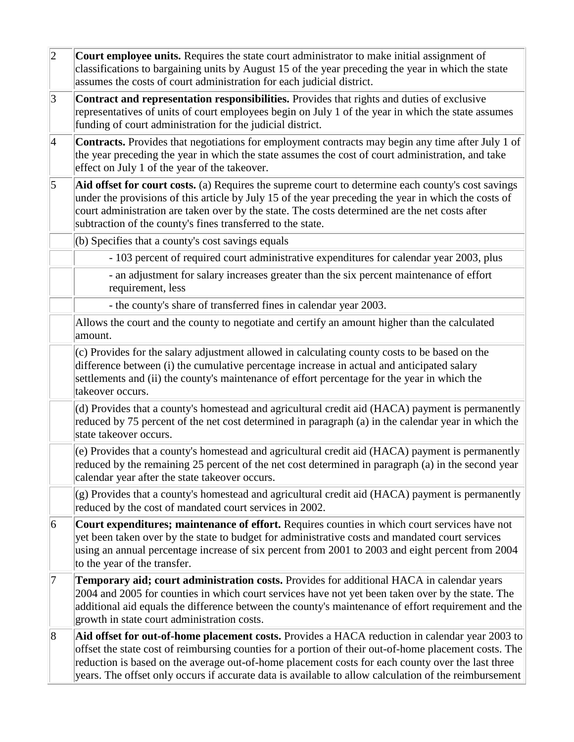| | |
|---|---|
| 2 | **Court employee units.** Requires the state court administrator to make initial assignment of classifications to bargaining units by August 15 of the year preceding the year in which the state assumes the costs of court administration for each judicial district. |
| 3 | **Contract and representation responsibilities.** Provides that rights and duties of exclusive representatives of units of court employees begin on July 1 of the year in which the state assumes funding of court administration for the judicial district. |
| 4 | **Contracts.** Provides that negotiations for employment contracts may begin any time after July 1 of the year preceding the year in which the state assumes the cost of court administration, and take effect on July 1 of the year of the takeover. |
| 5 | **Aid offset for court costs.** (a) Requires the supreme court to determine each county's cost savings under the provisions of this article by July 15 of the year preceding the year in which the costs of court administration are taken over by the state. The costs determined are the net costs after subtraction of the county's fines transferred to the state. |
| | (b) Specifies that a county's cost savings equals |
| | - 103 percent of required court administrative expenditures for calendar year 2003, plus |
| | - an adjustment for salary increases greater than the six percent maintenance of effort requirement, less |
| | - the county's share of transferred fines in calendar year 2003. |
| | Allows the court and the county to negotiate and certify an amount higher than the calculated amount. |
| | (c) Provides for the salary adjustment allowed in calculating county costs to be based on the difference between (i) the cumulative percentage increase in actual and anticipated salary settlements and (ii) the county's maintenance of effort percentage for the year in which the takeover occurs. |
| | (d) Provides that a county's homestead and agricultural credit aid (HACA) payment is permanently reduced by 75 percent of the net cost determined in paragraph (a) in the calendar year in which the state takeover occurs. |
| | (e) Provides that a county's homestead and agricultural credit aid (HACA) payment is permanently reduced by the remaining 25 percent of the net cost determined in paragraph (a) in the second year calendar year after the state takeover occurs. |
| | (g) Provides that a county's homestead and agricultural credit aid (HACA) payment is permanently reduced by the cost of mandated court services in 2002. |
| 6 | **Court expenditures; maintenance of effort.** Requires counties in which court services have not yet been taken over by the state to budget for administrative costs and mandated court services using an annual percentage increase of six percent from 2001 to 2003 and eight percent from 2004 to the year of the transfer. |
| 7 | **Temporary aid; court administration costs.** Provides for additional HACA in calendar years 2004 and 2005 for counties in which court services have not yet been taken over by the state. The additional aid equals the difference between the county's maintenance of effort requirement and the growth in state court administration costs. |
| 8 | **Aid offset for out-of-home placement costs.** Provides a HACA reduction in calendar year 2003 to offset the state cost of reimbursing counties for a portion of their out-of-home placement costs. The reduction is based on the average out-of-home placement costs for each county over the last three years. The offset only occurs if accurate data is available to allow calculation of the reimbursement |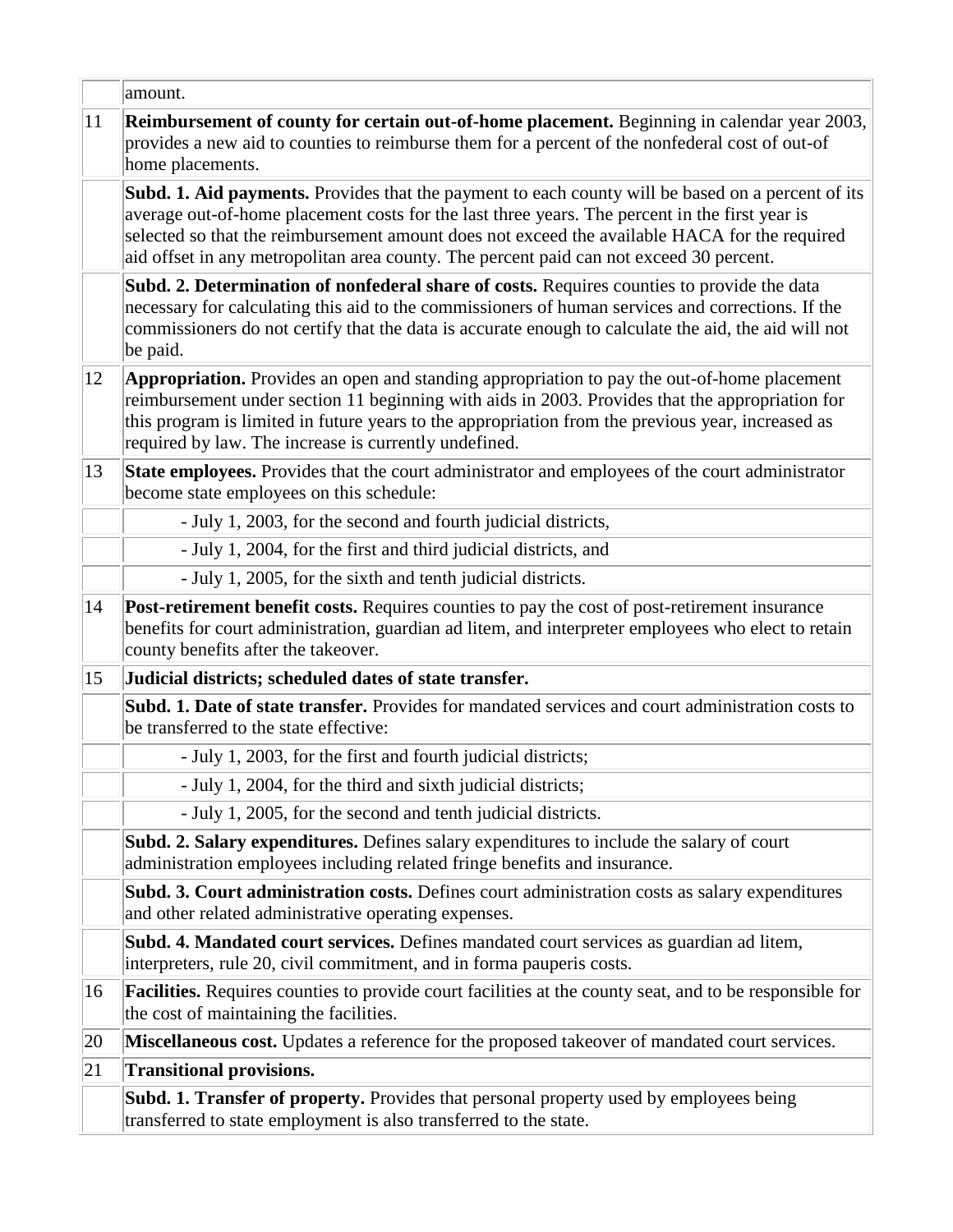| | |
|---|---|
| | amount. |
| 11 | **Reimbursement of county for certain out-of-home placement.** Beginning in calendar year 2003, provides a new aid to counties to reimburse them for a percent of the nonfederal cost of out-of home placements. |
| | **Subd. 1. Aid payments.** Provides that the payment to each county will be based on a percent of its average out-of-home placement costs for the last three years. The percent in the first year is selected so that the reimbursement amount does not exceed the available HACA for the required aid offset in any metropolitan area county. The percent paid can not exceed 30 percent. |
| | **Subd. 2. Determination of nonfederal share of costs.** Requires counties to provide the data necessary for calculating this aid to the commissioners of human services and corrections. If the commissioners do not certify that the data is accurate enough to calculate the aid, the aid will not be paid. |
| 12 | **Appropriation.** Provides an open and standing appropriation to pay the out-of-home placement reimbursement under section 11 beginning with aids in 2003. Provides that the appropriation for this program is limited in future years to the appropriation from the previous year, increased as required by law. The increase is currently undefined. |
| 13 | **State employees.** Provides that the court administrator and employees of the court administrator become state employees on this schedule: |
| | - July 1, 2003, for the second and fourth judicial districts, |
| | - July 1, 2004, for the first and third judicial districts, and |
| | - July 1, 2005, for the sixth and tenth judicial districts. |
| 14 | **Post-retirement benefit costs.** Requires counties to pay the cost of post-retirement insurance benefits for court administration, guardian ad litem, and interpreter employees who elect to retain county benefits after the takeover. |
| 15 | **Judicial districts; scheduled dates of state transfer.** |
| | **Subd. 1. Date of state transfer.** Provides for mandated services and court administration costs to be transferred to the state effective: |
| | - July 1, 2003, for the first and fourth judicial districts; |
| | - July 1, 2004, for the third and sixth judicial districts; |
| | - July 1, 2005, for the second and tenth judicial districts. |
| | **Subd. 2. Salary expenditures.** Defines salary expenditures to include the salary of court administration employees including related fringe benefits and insurance. |
| | **Subd. 3. Court administration costs.** Defines court administration costs as salary expenditures and other related administrative operating expenses. |
| | **Subd. 4. Mandated court services.** Defines mandated court services as guardian ad litem, interpreters, rule 20, civil commitment, and in forma pauperis costs. |
| 16 | **Facilities.** Requires counties to provide court facilities at the county seat, and to be responsible for the cost of maintaining the facilities. |
| 20 | **Miscellaneous cost.** Updates a reference for the proposed takeover of mandated court services. |
| 21 | **Transitional provisions.** |
| | **Subd. 1. Transfer of property.** Provides that personal property used by employees being transferred to state employment is also transferred to the state. |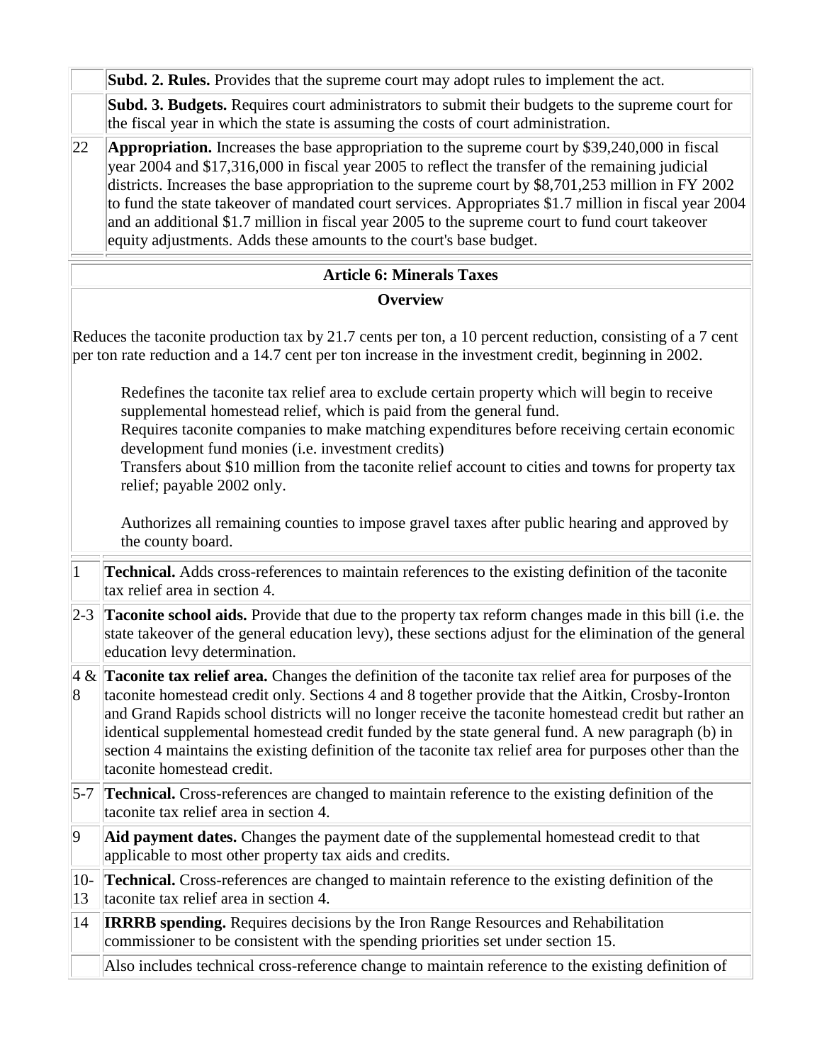| | |
|---|---|
| | **Subd. 2. Rules.** Provides that the supreme court may adopt rules to implement the act. |
| | **Subd. 3. Budgets.** Requires court administrators to submit their budgets to the supreme court for the fiscal year in which the state is assuming the costs of court administration. |
| 22 | **Appropriation.** Increases the base appropriation to the supreme court by $39,240,000 in fiscal year 2004 and $17,316,000 in fiscal year 2005 to reflect the transfer of the remaining judicial districts. Increases the base appropriation to the supreme court by $8,701,253 million in FY 2002 to fund the state takeover of mandated court services. Appropriates $1.7 million in fiscal year 2004 and an additional $1.7 million in fiscal year 2005 to the supreme court to fund court takeover equity adjustments. Adds these amounts to the court's base budget. |

## Article 6: Minerals Taxes

### Overview

Reduces the taconite production tax by 21.7 cents per ton, a 10 percent reduction, consisting of a 7 cent per ton rate reduction and a 14.7 cent per ton increase in the investment credit, beginning in 2002.

> Redefines the taconite tax relief area to exclude certain property which will begin to receive supplemental homestead relief, which is paid from the general fund.
> Requires taconite companies to make matching expenditures before receiving certain economic development fund monies (i.e. investment credits)
> Transfers about $10 million from the taconite relief account to cities and towns for property tax relief; payable 2002 only.
>
> Authorizes all remaining counties to impose gravel taxes after public hearing and approved by the county board.

| | |
|---|---|
| 1 | **Technical.** Adds cross-references to maintain references to the existing definition of the taconite tax relief area in section 4. |
| 2-3 | **Taconite school aids.** Provide that due to the property tax reform changes made in this bill (i.e. the state takeover of the general education levy), these sections adjust for the elimination of the general education levy determination. |
| 4 & 8 | **Taconite tax relief area.** Changes the definition of the taconite tax relief area for purposes of the taconite homestead credit only. Sections 4 and 8 together provide that the Aitkin, Crosby-Ironton and Grand Rapids school districts will no longer receive the taconite homestead credit but rather an identical supplemental homestead credit funded by the state general fund. A new paragraph (b) in section 4 maintains the existing definition of the taconite tax relief area for purposes other than the taconite homestead credit. |
| 5-7 | **Technical.** Cross-references are changed to maintain reference to the existing definition of the taconite tax relief area in section 4. |
| 9 | **Aid payment dates.** Changes the payment date of the supplemental homestead credit to that applicable to most other property tax aids and credits. |
| 10-13 | **Technical.** Cross-references are changed to maintain reference to the existing definition of the taconite tax relief area in section 4. |
| 14 | **IRRRB spending.** Requires decisions by the Iron Range Resources and Rehabilitation commissioner to be consistent with the spending priorities set under section 15. |
| | Also includes technical cross-reference change to maintain reference to the existing definition of |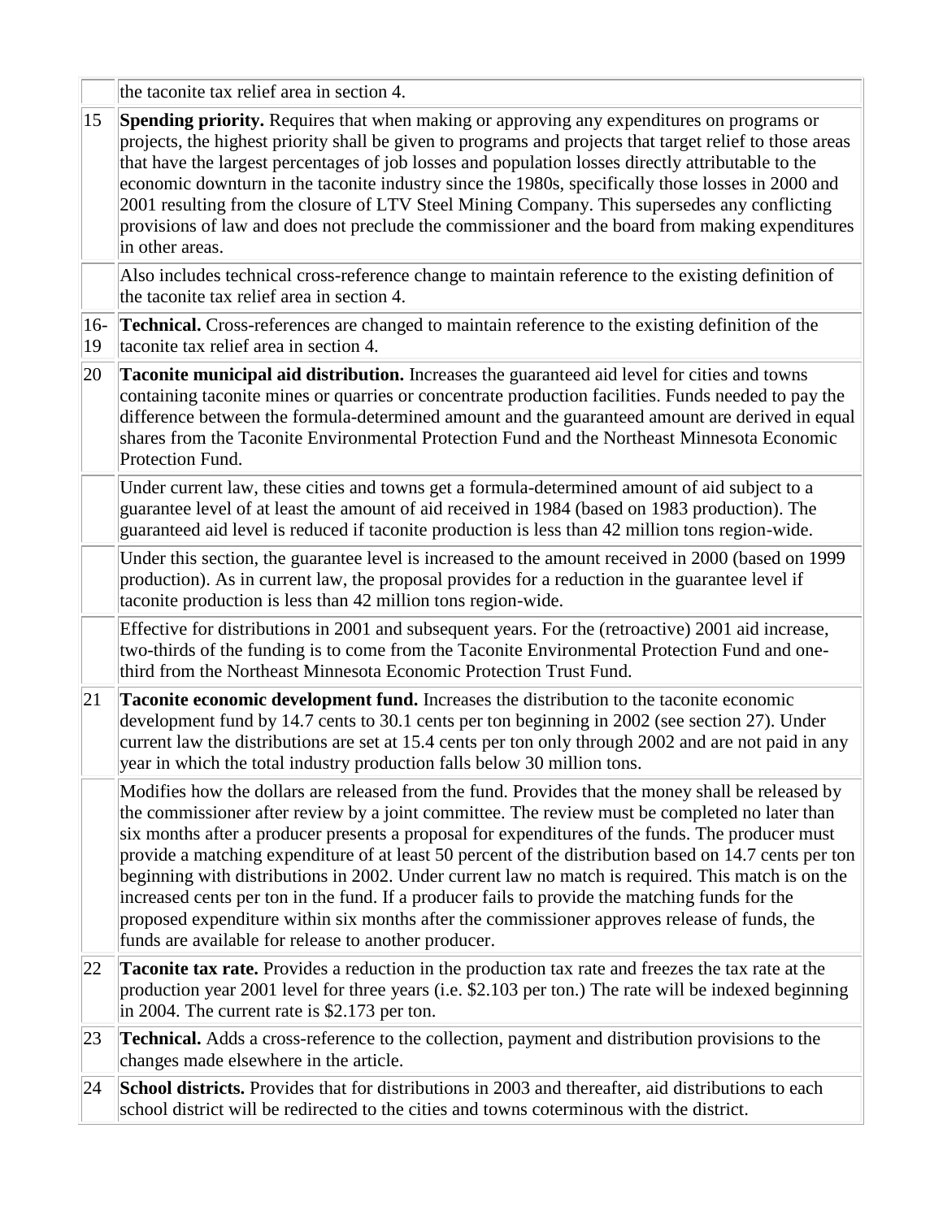| | |
|---|---|
| | the taconite tax relief area in section 4. |
| 15 | **Spending priority.** Requires that when making or approving any expenditures on programs or projects, the highest priority shall be given to programs and projects that target relief to those areas that have the largest percentages of job losses and population losses directly attributable to the economic downturn in the taconite industry since the 1980s, specifically those losses in 2000 and 2001 resulting from the closure of LTV Steel Mining Company. This supersedes any conflicting provisions of law and does not preclude the commissioner and the board from making expenditures in other areas. |
| | Also includes technical cross-reference change to maintain reference to the existing definition of the taconite tax relief area in section 4. |
| 16-19 | **Technical.** Cross-references are changed to maintain reference to the existing definition of the taconite tax relief area in section 4. |
| 20 | **Taconite municipal aid distribution.** Increases the guaranteed aid level for cities and towns containing taconite mines or quarries or concentrate production facilities. Funds needed to pay the difference between the formula-determined amount and the guaranteed amount are derived in equal shares from the Taconite Environmental Protection Fund and the Northeast Minnesota Economic Protection Fund. |
| | Under current law, these cities and towns get a formula-determined amount of aid subject to a guarantee level of at least the amount of aid received in 1984 (based on 1983 production). The guaranteed aid level is reduced if taconite production is less than 42 million tons region-wide. |
| | Under this section, the guarantee level is increased to the amount received in 2000 (based on 1999 production). As in current law, the proposal provides for a reduction in the guarantee level if taconite production is less than 42 million tons region-wide. |
| | Effective for distributions in 2001 and subsequent years. For the (retroactive) 2001 aid increase, two-thirds of the funding is to come from the Taconite Environmental Protection Fund and one-third from the Northeast Minnesota Economic Protection Trust Fund. |
| 21 | **Taconite economic development fund.** Increases the distribution to the taconite economic development fund by 14.7 cents to 30.1 cents per ton beginning in 2002 (see section 27). Under current law the distributions are set at 15.4 cents per ton only through 2002 and are not paid in any year in which the total industry production falls below 30 million tons. |
| | Modifies how the dollars are released from the fund. Provides that the money shall be released by the commissioner after review by a joint committee. The review must be completed no later than six months after a producer presents a proposal for expenditures of the funds. The producer must provide a matching expenditure of at least 50 percent of the distribution based on 14.7 cents per ton beginning with distributions in 2002. Under current law no match is required. This match is on the increased cents per ton in the fund. If a producer fails to provide the matching funds for the proposed expenditure within six months after the commissioner approves release of funds, the funds are available for release to another producer. |
| 22 | **Taconite tax rate.** Provides a reduction in the production tax rate and freezes the tax rate at the production year 2001 level for three years (i.e. $2.103 per ton.) The rate will be indexed beginning in 2004. The current rate is $2.173 per ton. |
| 23 | **Technical.** Adds a cross-reference to the collection, payment and distribution provisions to the changes made elsewhere in the article. |
| 24 | **School districts.** Provides that for distributions in 2003 and thereafter, aid distributions to each school district will be redirected to the cities and towns coterminous with the district. |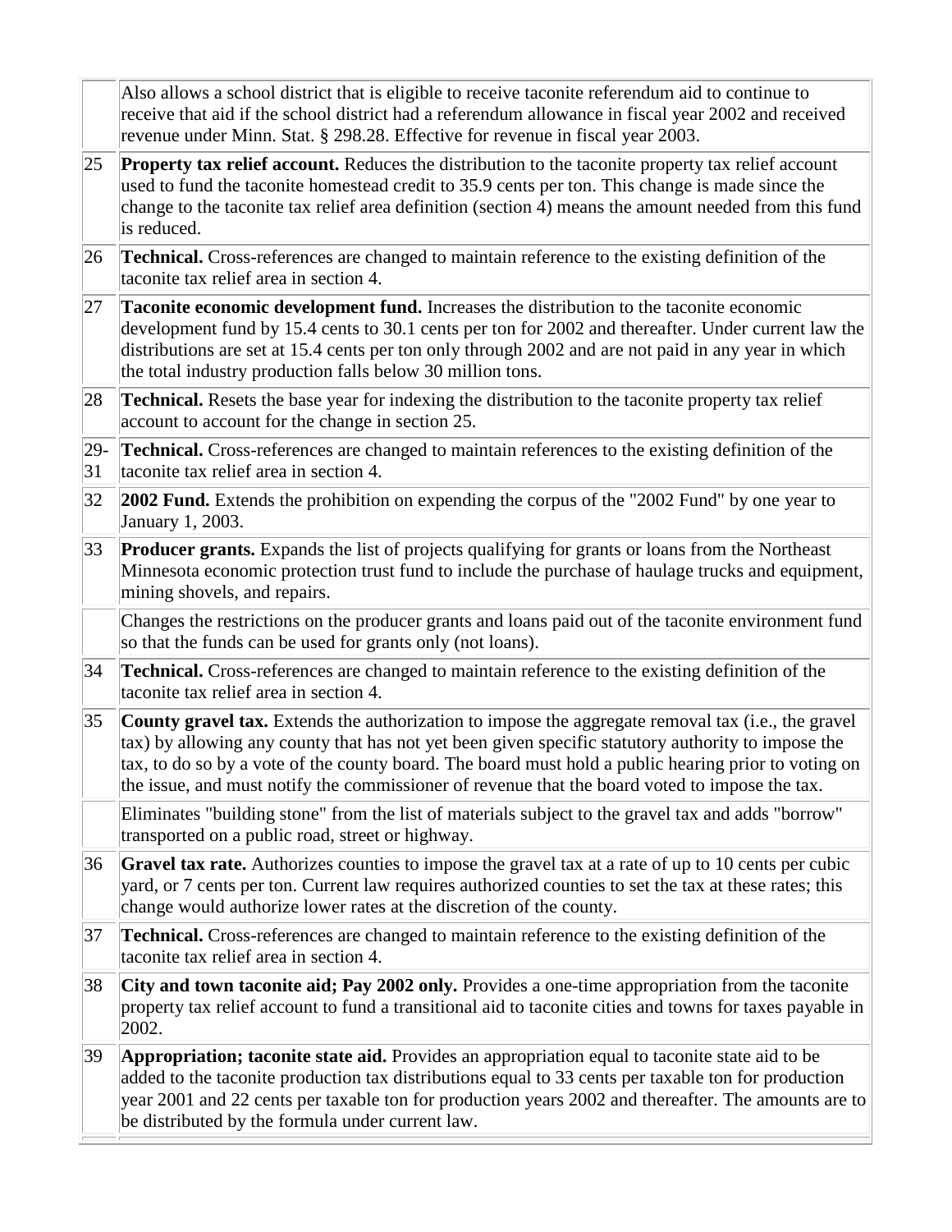| | |
|---|---|
| | Also allows a school district that is eligible to receive taconite referendum aid to continue to receive that aid if the school district had a referendum allowance in fiscal year 2002 and received revenue under Minn. Stat. § 298.28. Effective for revenue in fiscal year 2003. |
| 25 | **Property tax relief account.** Reduces the distribution to the taconite property tax relief account used to fund the taconite homestead credit to 35.9 cents per ton. This change is made since the change to the taconite tax relief area definition (section 4) means the amount needed from this fund is reduced. |
| 26 | **Technical.** Cross-references are changed to maintain reference to the existing definition of the taconite tax relief area in section 4. |
| 27 | **Taconite economic development fund.** Increases the distribution to the taconite economic development fund by 15.4 cents to 30.1 cents per ton for 2002 and thereafter. Under current law the distributions are set at 15.4 cents per ton only through 2002 and are not paid in any year in which the total industry production falls below 30 million tons. |
| 28 | **Technical.** Resets the base year for indexing the distribution to the taconite property tax relief account to account for the change in section 25. |
| 29-31 | **Technical.** Cross-references are changed to maintain references to the existing definition of the taconite tax relief area in section 4. |
| 32 | **2002 Fund.** Extends the prohibition on expending the corpus of the "2002 Fund" by one year to January 1, 2003. |
| 33 | **Producer grants.** Expands the list of projects qualifying for grants or loans from the Northeast Minnesota economic protection trust fund to include the purchase of haulage trucks and equipment, mining shovels, and repairs. |
| | Changes the restrictions on the producer grants and loans paid out of the taconite environment fund so that the funds can be used for grants only (not loans). |
| 34 | **Technical.** Cross-references are changed to maintain reference to the existing definition of the taconite tax relief area in section 4. |
| 35 | **County gravel tax.** Extends the authorization to impose the aggregate removal tax (i.e., the gravel tax) by allowing any county that has not yet been given specific statutory authority to impose the tax, to do so by a vote of the county board. The board must hold a public hearing prior to voting on the issue, and must notify the commissioner of revenue that the board voted to impose the tax. |
| | Eliminates "building stone" from the list of materials subject to the gravel tax and adds "borrow" transported on a public road, street or highway. |
| 36 | **Gravel tax rate.** Authorizes counties to impose the gravel tax at a rate of up to 10 cents per cubic yard, or 7 cents per ton. Current law requires authorized counties to set the tax at these rates; this change would authorize lower rates at the discretion of the county. |
| 37 | **Technical.** Cross-references are changed to maintain reference to the existing definition of the taconite tax relief area in section 4. |
| 38 | **City and town taconite aid; Pay 2002 only.** Provides a one-time appropriation from the taconite property tax relief account to fund a transitional aid to taconite cities and towns for taxes payable in 2002. |
| 39 | **Appropriation; taconite state aid.** Provides an appropriation equal to taconite state aid to be added to the taconite production tax distributions equal to 33 cents per taxable ton for production year 2001 and 22 cents per taxable ton for production years 2002 and thereafter. The amounts are to be distributed by the formula under current law. |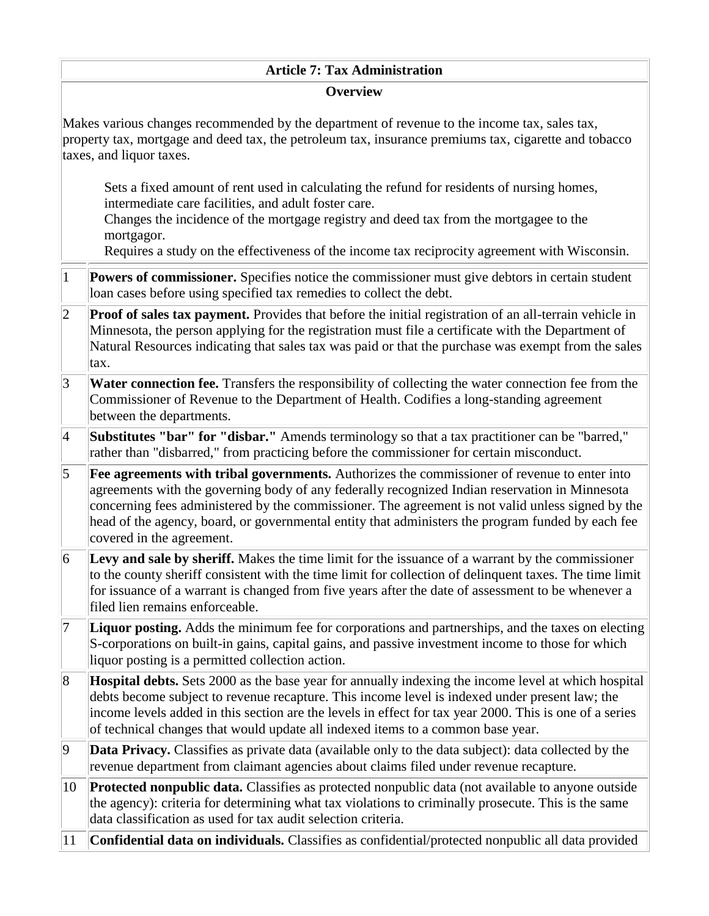| Article 7: Tax Administration | |
|---|---|
| **Overview** | |

Makes various changes recommended by the department of revenue to the income tax, sales tax, property tax, mortgage and deed tax, the petroleum tax, insurance premiums tax, cigarette and tobacco taxes, and liquor taxes.

- Sets a fixed amount of rent used in calculating the refund for residents of nursing homes, intermediate care facilities, and adult foster care.
- Changes the incidence of the mortgage registry and deed tax from the mortgagee to the mortgagor.
- Requires a study on the effectiveness of the income tax reciprocity agreement with Wisconsin.

| | |
|---|---|
| 1 | **Powers of commissioner.** Specifies notice the commissioner must give debtors in certain student loan cases before using specified tax remedies to collect the debt. |
| 2 | **Proof of sales tax payment.** Provides that before the initial registration of an all-terrain vehicle in Minnesota, the person applying for the registration must file a certificate with the Department of Natural Resources indicating that sales tax was paid or that the purchase was exempt from the sales tax. |
| 3 | **Water connection fee.** Transfers the responsibility of collecting the water connection fee from the Commissioner of Revenue to the Department of Health. Codifies a long-standing agreement between the departments. |
| 4 | **Substitutes "bar" for "disbar."** Amends terminology so that a tax practitioner can be "barred," rather than "disbarred," from practicing before the commissioner for certain misconduct. |
| 5 | **Fee agreements with tribal governments.** Authorizes the commissioner of revenue to enter into agreements with the governing body of any federally recognized Indian reservation in Minnesota concerning fees administered by the commissioner. The agreement is not valid unless signed by the head of the agency, board, or governmental entity that administers the program funded by each fee covered in the agreement. |
| 6 | **Levy and sale by sheriff.** Makes the time limit for the issuance of a warrant by the commissioner to the county sheriff consistent with the time limit for collection of delinquent taxes. The time limit for issuance of a warrant is changed from five years after the date of assessment to be whenever a filed lien remains enforceable. |
| 7 | **Liquor posting.** Adds the minimum fee for corporations and partnerships, and the taxes on electing S-corporations on built-in gains, capital gains, and passive investment income to those for which liquor posting is a permitted collection action. |
| 8 | **Hospital debts.** Sets 2000 as the base year for annually indexing the income level at which hospital debts become subject to revenue recapture. This income level is indexed under present law; the income levels added in this section are the levels in effect for tax year 2000. This is one of a series of technical changes that would update all indexed items to a common base year. |
| 9 | **Data Privacy.** Classifies as private data (available only to the data subject): data collected by the revenue department from claimant agencies about claims filed under revenue recapture. |
| 10 | **Protected nonpublic data.** Classifies as protected nonpublic data (not available to anyone outside the agency): criteria for determining what tax violations to criminally prosecute. This is the same data classification as used for tax audit selection criteria. |
| 11 | **Confidential data on individuals.** Classifies as confidential/protected nonpublic all data provided |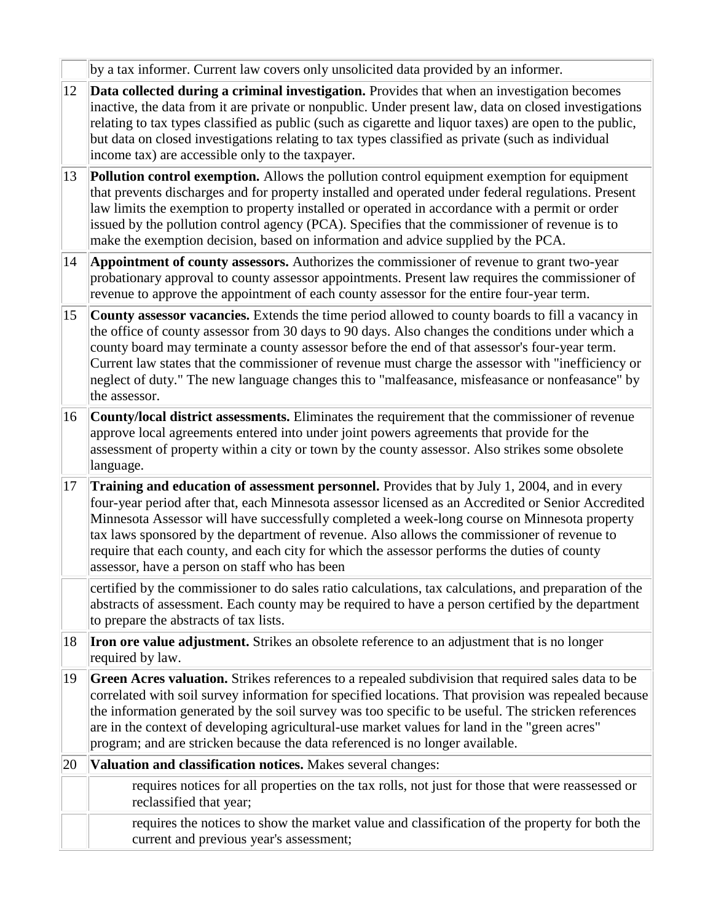| | |
|---|---|
| | by a tax informer. Current law covers only unsolicited data provided by an informer. |
| 12 | **Data collected during a criminal investigation.** Provides that when an investigation becomes inactive, the data from it are private or nonpublic. Under present law, data on closed investigations relating to tax types classified as public (such as cigarette and liquor taxes) are open to the public, but data on closed investigations relating to tax types classified as private (such as individual income tax) are accessible only to the taxpayer. |
| 13 | **Pollution control exemption.** Allows the pollution control equipment exemption for equipment that prevents discharges and for property installed and operated under federal regulations. Present law limits the exemption to property installed or operated in accordance with a permit or order issued by the pollution control agency (PCA). Specifies that the commissioner of revenue is to make the exemption decision, based on information and advice supplied by the PCA. |
| 14 | **Appointment of county assessors.** Authorizes the commissioner of revenue to grant two-year probationary approval to county assessor appointments. Present law requires the commissioner of revenue to approve the appointment of each county assessor for the entire four-year term. |
| 15 | **County assessor vacancies.** Extends the time period allowed to county boards to fill a vacancy in the office of county assessor from 30 days to 90 days. Also changes the conditions under which a county board may terminate a county assessor before the end of that assessor's four-year term. Current law states that the commissioner of revenue must charge the assessor with "inefficiency or neglect of duty." The new language changes this to "malfeasance, misfeasance or nonfeasance" by the assessor. |
| 16 | **County/local district assessments.** Eliminates the requirement that the commissioner of revenue approve local agreements entered into under joint powers agreements that provide for the assessment of property within a city or town by the county assessor. Also strikes some obsolete language. |
| 17 | **Training and education of assessment personnel.** Provides that by July 1, 2004, and in every four-year period after that, each Minnesota assessor licensed as an Accredited or Senior Accredited Minnesota Assessor will have successfully completed a week-long course on Minnesota property tax laws sponsored by the department of revenue. Also allows the commissioner of revenue to require that each county, and each city for which the assessor performs the duties of county assessor, have a person on staff who has been |
| | certified by the commissioner to do sales ratio calculations, tax calculations, and preparation of the abstracts of assessment. Each county may be required to have a person certified by the department to prepare the abstracts of tax lists. |
| 18 | **Iron ore value adjustment.** Strikes an obsolete reference to an adjustment that is no longer required by law. |
| 19 | **Green Acres valuation.** Strikes references to a repealed subdivision that required sales data to be correlated with soil survey information for specified locations. That provision was repealed because the information generated by the soil survey was too specific to be useful. The stricken references are in the context of developing agricultural-use market values for land in the "green acres" program; and are stricken because the data referenced is no longer available. |
| 20 | **Valuation and classification notices.** Makes several changes: |
| | requires notices for all properties on the tax rolls, not just for those that were reassessed or reclassified that year; |
| | requires the notices to show the market value and classification of the property for both the current and previous year's assessment; |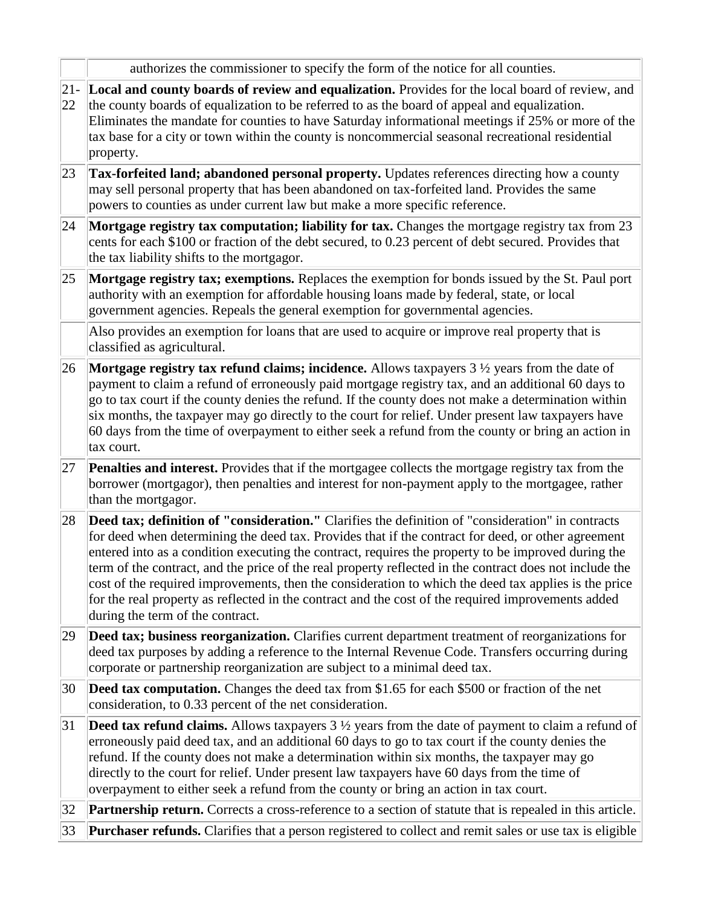| | |
|---|---|
| | authorizes the commissioner to specify the form of the notice for all counties. |
| 21-22 | **Local and county boards of review and equalization.** Provides for the local board of review, and the county boards of equalization to be referred to as the board of appeal and equalization. Eliminates the mandate for counties to have Saturday informational meetings if 25% or more of the tax base for a city or town within the county is noncommercial seasonal recreational residential property. |
| 23 | **Tax-forfeited land; abandoned personal property.** Updates references directing how a county may sell personal property that has been abandoned on tax-forfeited land. Provides the same powers to counties as under current law but make a more specific reference. |
| 24 | **Mortgage registry tax computation; liability for tax.** Changes the mortgage registry tax from 23 cents for each $100 or fraction of the debt secured, to 0.23 percent of debt secured. Provides that the tax liability shifts to the mortgagor. |
| 25 | **Mortgage registry tax; exemptions.** Replaces the exemption for bonds issued by the St. Paul port authority with an exemption for affordable housing loans made by federal, state, or local government agencies. Repeals the general exemption for governmental agencies. |
| | Also provides an exemption for loans that are used to acquire or improve real property that is classified as agricultural. |
| 26 | **Mortgage registry tax refund claims; incidence.** Allows taxpayers 3 ½ years from the date of payment to claim a refund of erroneously paid mortgage registry tax, and an additional 60 days to go to tax court if the county denies the refund. If the county does not make a determination within six months, the taxpayer may go directly to the court for relief. Under present law taxpayers have 60 days from the time of overpayment to either seek a refund from the county or bring an action in tax court. |
| 27 | **Penalties and interest.** Provides that if the mortgagee collects the mortgage registry tax from the borrower (mortgagor), then penalties and interest for non-payment apply to the mortgagee, rather than the mortgagor. |
| 28 | **Deed tax; definition of "consideration."** Clarifies the definition of "consideration" in contracts for deed when determining the deed tax. Provides that if the contract for deed, or other agreement entered into as a condition executing the contract, requires the property to be improved during the term of the contract, and the price of the real property reflected in the contract does not include the cost of the required improvements, then the consideration to which the deed tax applies is the price for the real property as reflected in the contract and the cost of the required improvements added during the term of the contract. |
| 29 | **Deed tax; business reorganization.** Clarifies current department treatment of reorganizations for deed tax purposes by adding a reference to the Internal Revenue Code. Transfers occurring during corporate or partnership reorganization are subject to a minimal deed tax. |
| 30 | **Deed tax computation.** Changes the deed tax from $1.65 for each $500 or fraction of the net consideration, to 0.33 percent of the net consideration. |
| 31 | **Deed tax refund claims.** Allows taxpayers 3 ½ years from the date of payment to claim a refund of erroneously paid deed tax, and an additional 60 days to go to tax court if the county denies the refund. If the county does not make a determination within six months, the taxpayer may go directly to the court for relief. Under present law taxpayers have 60 days from the time of overpayment to either seek a refund from the county or bring an action in tax court. |
| 32 | **Partnership return.** Corrects a cross-reference to a section of statute that is repealed in this article. |
| 33 | **Purchaser refunds.** Clarifies that a person registered to collect and remit sales or use tax is eligible |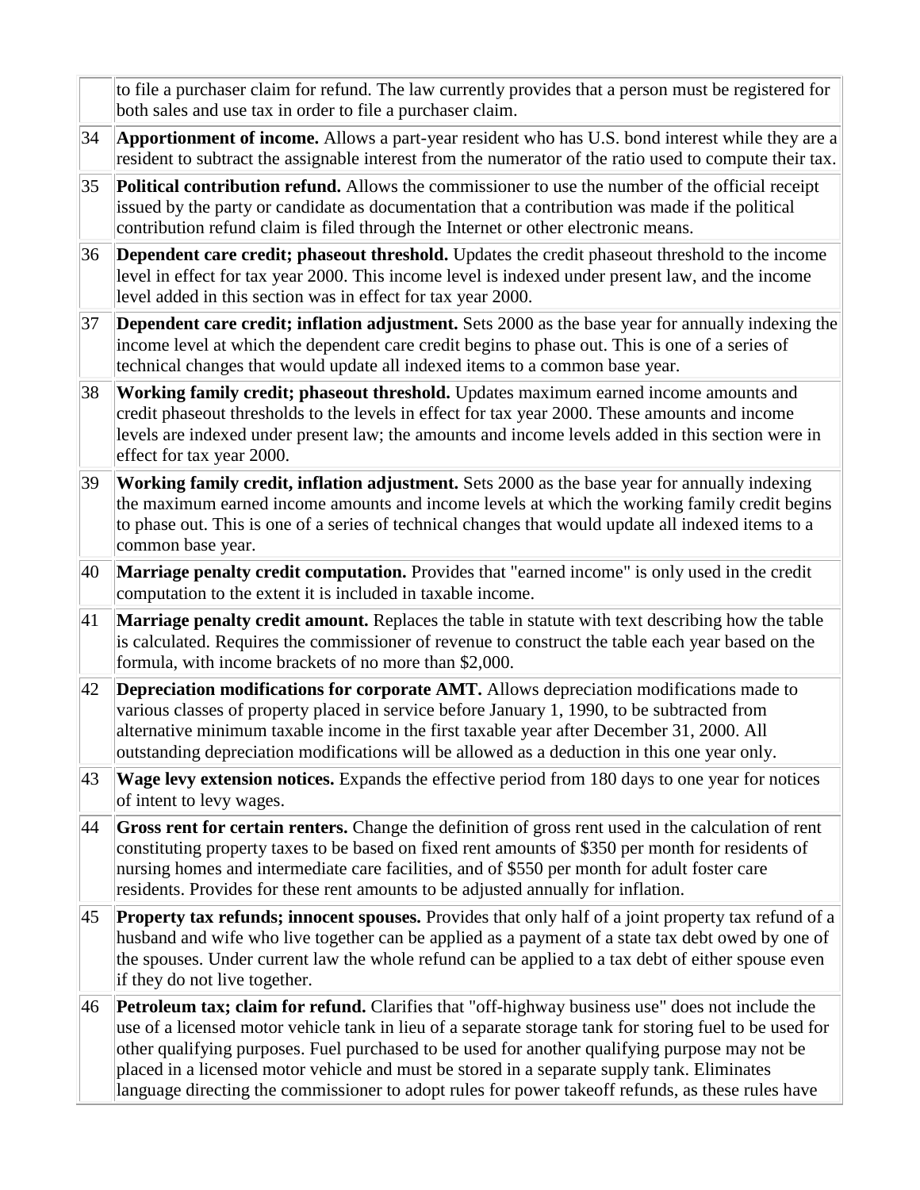| | |
|---|---|
| | to file a purchaser claim for refund. The law currently provides that a person must be registered for both sales and use tax in order to file a purchaser claim. |
| 34 | **Apportionment of income.** Allows a part-year resident who has U.S. bond interest while they are a resident to subtract the assignable interest from the numerator of the ratio used to compute their tax. |
| 35 | **Political contribution refund.** Allows the commissioner to use the number of the official receipt issued by the party or candidate as documentation that a contribution was made if the political contribution refund claim is filed through the Internet or other electronic means. |
| 36 | **Dependent care credit; phaseout threshold.** Updates the credit phaseout threshold to the income level in effect for tax year 2000. This income level is indexed under present law, and the income level added in this section was in effect for tax year 2000. |
| 37 | **Dependent care credit; inflation adjustment.** Sets 2000 as the base year for annually indexing the income level at which the dependent care credit begins to phase out. This is one of a series of technical changes that would update all indexed items to a common base year. |
| 38 | **Working family credit; phaseout threshold.** Updates maximum earned income amounts and credit phaseout thresholds to the levels in effect for tax year 2000. These amounts and income levels are indexed under present law; the amounts and income levels added in this section were in effect for tax year 2000. |
| 39 | **Working family credit, inflation adjustment.** Sets 2000 as the base year for annually indexing the maximum earned income amounts and income levels at which the working family credit begins to phase out. This is one of a series of technical changes that would update all indexed items to a common base year. |
| 40 | **Marriage penalty credit computation.** Provides that "earned income" is only used in the credit computation to the extent it is included in taxable income. |
| 41 | **Marriage penalty credit amount.** Replaces the table in statute with text describing how the table is calculated. Requires the commissioner of revenue to construct the table each year based on the formula, with income brackets of no more than $2,000. |
| 42 | **Depreciation modifications for corporate AMT.** Allows depreciation modifications made to various classes of property placed in service before January 1, 1990, to be subtracted from alternative minimum taxable income in the first taxable year after December 31, 2000. All outstanding depreciation modifications will be allowed as a deduction in this one year only. |
| 43 | **Wage levy extension notices.** Expands the effective period from 180 days to one year for notices of intent to levy wages. |
| 44 | **Gross rent for certain renters.** Change the definition of gross rent used in the calculation of rent constituting property taxes to be based on fixed rent amounts of $350 per month for residents of nursing homes and intermediate care facilities, and of $550 per month for adult foster care residents. Provides for these rent amounts to be adjusted annually for inflation. |
| 45 | **Property tax refunds; innocent spouses.** Provides that only half of a joint property tax refund of a husband and wife who live together can be applied as a payment of a state tax debt owed by one of the spouses. Under current law the whole refund can be applied to a tax debt of either spouse even if they do not live together. |
| 46 | **Petroleum tax; claim for refund.** Clarifies that "off-highway business use" does not include the use of a licensed motor vehicle tank in lieu of a separate storage tank for storing fuel to be used for other qualifying purposes. Fuel purchased to be used for another qualifying purpose may not be placed in a licensed motor vehicle and must be stored in a separate supply tank. Eliminates language directing the commissioner to adopt rules for power takeoff refunds, as these rules have |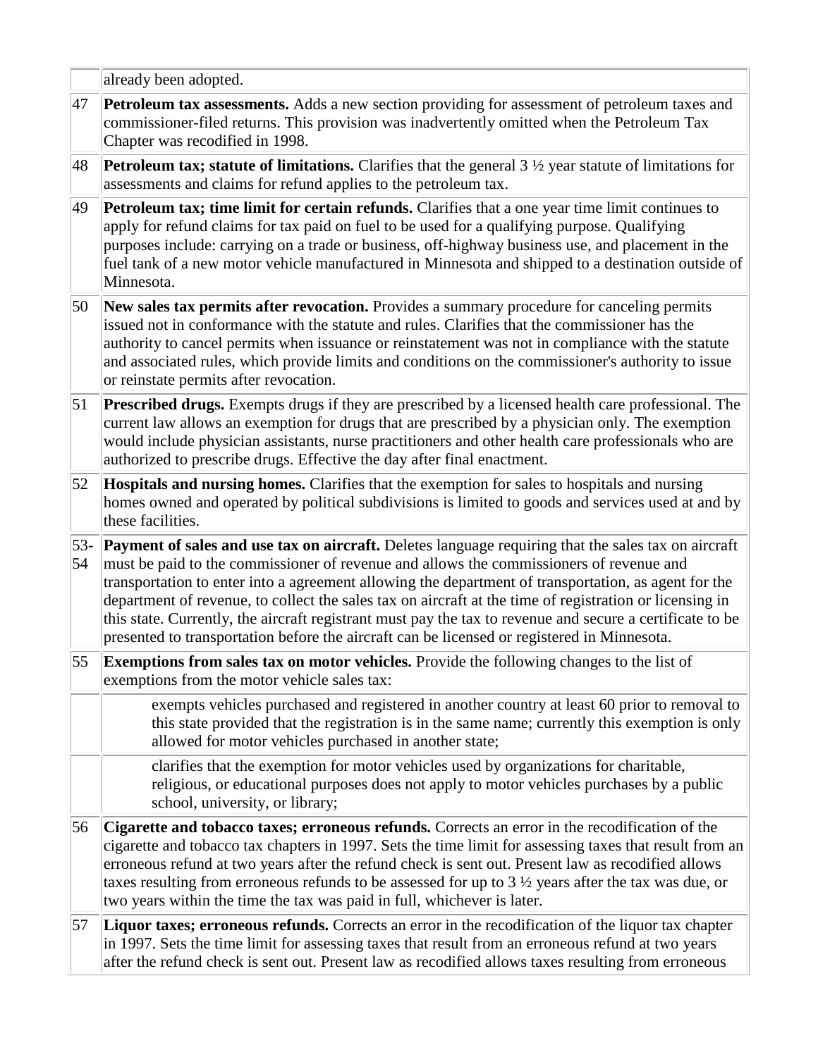| | |
|---|---|
| | already been adopted. |
| 47 | **Petroleum tax assessments.** Adds a new section providing for assessment of petroleum taxes and commissioner-filed returns. This provision was inadvertently omitted when the Petroleum Tax Chapter was recodified in 1998. |
| 48 | **Petroleum tax; statute of limitations.** Clarifies that the general 3 ½ year statute of limitations for assessments and claims for refund applies to the petroleum tax. |
| 49 | **Petroleum tax; time limit for certain refunds.** Clarifies that a one year time limit continues to apply for refund claims for tax paid on fuel to be used for a qualifying purpose. Qualifying purposes include: carrying on a trade or business, off-highway business use, and placement in the fuel tank of a new motor vehicle manufactured in Minnesota and shipped to a destination outside of Minnesota. |
| 50 | **New sales tax permits after revocation.** Provides a summary procedure for canceling permits issued not in conformance with the statute and rules. Clarifies that the commissioner has the authority to cancel permits when issuance or reinstatement was not in compliance with the statute and associated rules, which provide limits and conditions on the commissioner's authority to issue or reinstate permits after revocation. |
| 51 | **Prescribed drugs.** Exempts drugs if they are prescribed by a licensed health care professional. The current law allows an exemption for drugs that are prescribed by a physician only. The exemption would include physician assistants, nurse practitioners and other health care professionals who are authorized to prescribe drugs. Effective the day after final enactment. |
| 52 | **Hospitals and nursing homes.** Clarifies that the exemption for sales to hospitals and nursing homes owned and operated by political subdivisions is limited to goods and services used at and by these facilities. |
| 53-54 | **Payment of sales and use tax on aircraft.** Deletes language requiring that the sales tax on aircraft must be paid to the commissioner of revenue and allows the commissioners of revenue and transportation to enter into a agreement allowing the department of transportation, as agent for the department of revenue, to collect the sales tax on aircraft at the time of registration or licensing in this state. Currently, the aircraft registrant must pay the tax to revenue and secure a certificate to be presented to transportation before the aircraft can be licensed or registered in Minnesota. |
| 55 | **Exemptions from sales tax on motor vehicles.** Provide the following changes to the list of exemptions from the motor vehicle sales tax: |
| | exempts vehicles purchased and registered in another country at least 60 prior to removal to this state provided that the registration is in the same name; currently this exemption is only allowed for motor vehicles purchased in another state; |
| | clarifies that the exemption for motor vehicles used by organizations for charitable, religious, or educational purposes does not apply to motor vehicles purchases by a public school, university, or library; |
| 56 | **Cigarette and tobacco taxes; erroneous refunds.** Corrects an error in the recodification of the cigarette and tobacco tax chapters in 1997. Sets the time limit for assessing taxes that result from an erroneous refund at two years after the refund check is sent out. Present law as recodified allows taxes resulting from erroneous refunds to be assessed for up to 3 ½ years after the tax was due, or two years within the time the tax was paid in full, whichever is later. |
| 57 | **Liquor taxes; erroneous refunds.** Corrects an error in the recodification of the liquor tax chapter in 1997. Sets the time limit for assessing taxes that result from an erroneous refund at two years after the refund check is sent out. Present law as recodified allows taxes resulting from erroneous |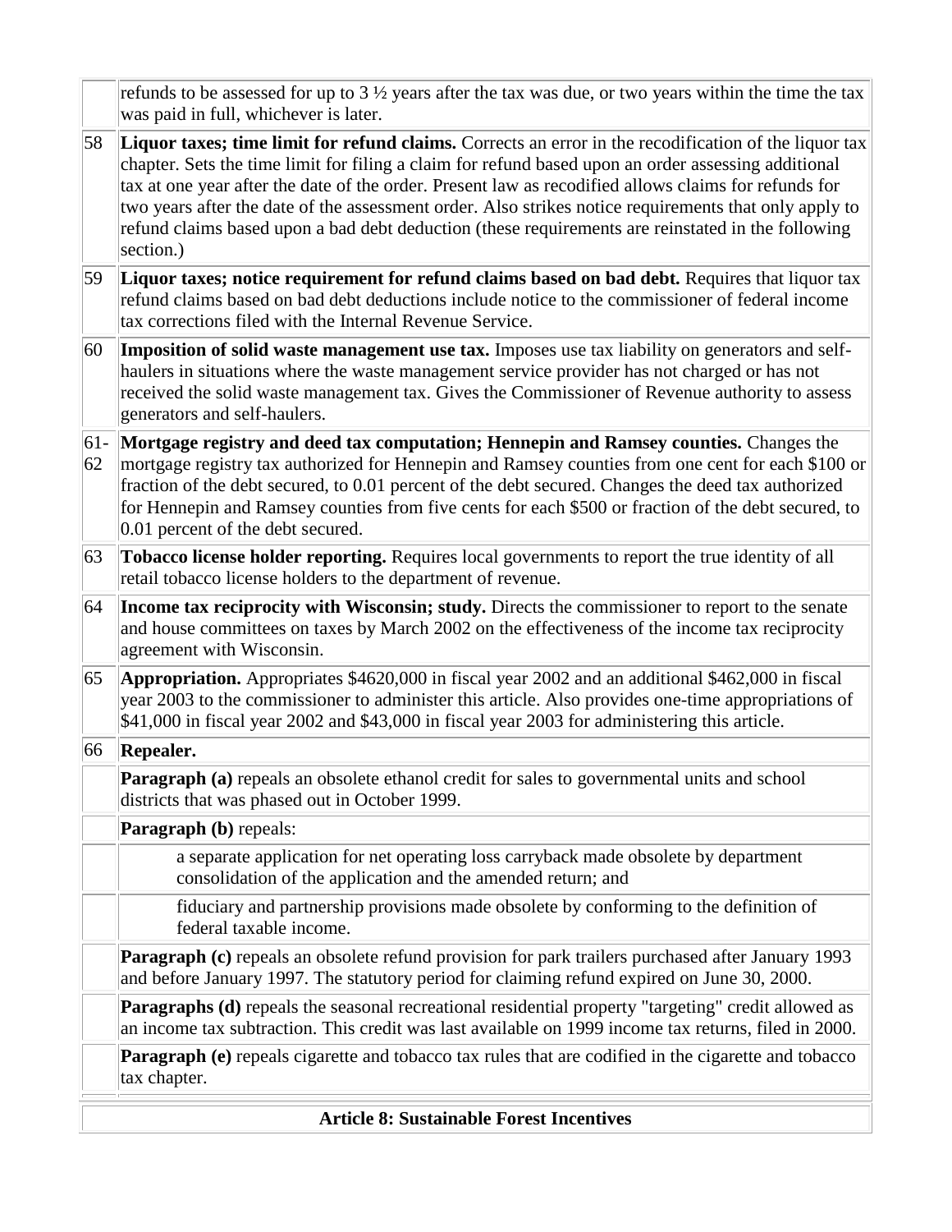| | |
|---|---|
| | refunds to be assessed for up to 3 ½ years after the tax was due, or two years within the time the tax was paid in full, whichever is later. |
| 58 | **Liquor taxes; time limit for refund claims.** Corrects an error in the recodification of the liquor tax chapter. Sets the time limit for filing a claim for refund based upon an order assessing additional tax at one year after the date of the order. Present law as recodified allows claims for refunds for two years after the date of the assessment order. Also strikes notice requirements that only apply to refund claims based upon a bad debt deduction (these requirements are reinstated in the following section.) |
| 59 | **Liquor taxes; notice requirement for refund claims based on bad debt.** Requires that liquor tax refund claims based on bad debt deductions include notice to the commissioner of federal income tax corrections filed with the Internal Revenue Service. |
| 60 | **Imposition of solid waste management use tax.** Imposes use tax liability on generators and self-haulers in situations where the waste management service provider has not charged or has not received the solid waste management tax. Gives the Commissioner of Revenue authority to assess generators and self-haulers. |
| 61-62 | **Mortgage registry and deed tax computation; Hennepin and Ramsey counties.** Changes the mortgage registry tax authorized for Hennepin and Ramsey counties from one cent for each $100 or fraction of the debt secured, to 0.01 percent of the debt secured. Changes the deed tax authorized for Hennepin and Ramsey counties from five cents for each $500 or fraction of the debt secured, to 0.01 percent of the debt secured. |
| 63 | **Tobacco license holder reporting.** Requires local governments to report the true identity of all retail tobacco license holders to the department of revenue. |
| 64 | **Income tax reciprocity with Wisconsin; study.** Directs the commissioner to report to the senate and house committees on taxes by March 2002 on the effectiveness of the income tax reciprocity agreement with Wisconsin. |
| 65 | **Appropriation.** Appropriates $4620,000 in fiscal year 2002 and an additional $462,000 in fiscal year 2003 to the commissioner to administer this article. Also provides one-time appropriations of $41,000 in fiscal year 2002 and $43,000 in fiscal year 2003 for administering this article. |
| 66 | **Repealer.** |
| | **Paragraph (a)** repeals an obsolete ethanol credit for sales to governmental units and school districts that was phased out in October 1999. |
| | **Paragraph (b)** repeals: |
| | a separate application for net operating loss carryback made obsolete by department consolidation of the application and the amended return; and |
| | fiduciary and partnership provisions made obsolete by conforming to the definition of federal taxable income. |
| | **Paragraph (c)** repeals an obsolete refund provision for park trailers purchased after January 1993 and before January 1997. The statutory period for claiming refund expired on June 30, 2000. |
| | **Paragraphs (d)** repeals the seasonal recreational residential property "targeting" credit allowed as an income tax subtraction. This credit was last available on 1999 income tax returns, filed in 2000. |
| | **Paragraph (e)** repeals cigarette and tobacco tax rules that are codified in the cigarette and tobacco tax chapter. |

**Article 8: Sustainable Forest Incentives**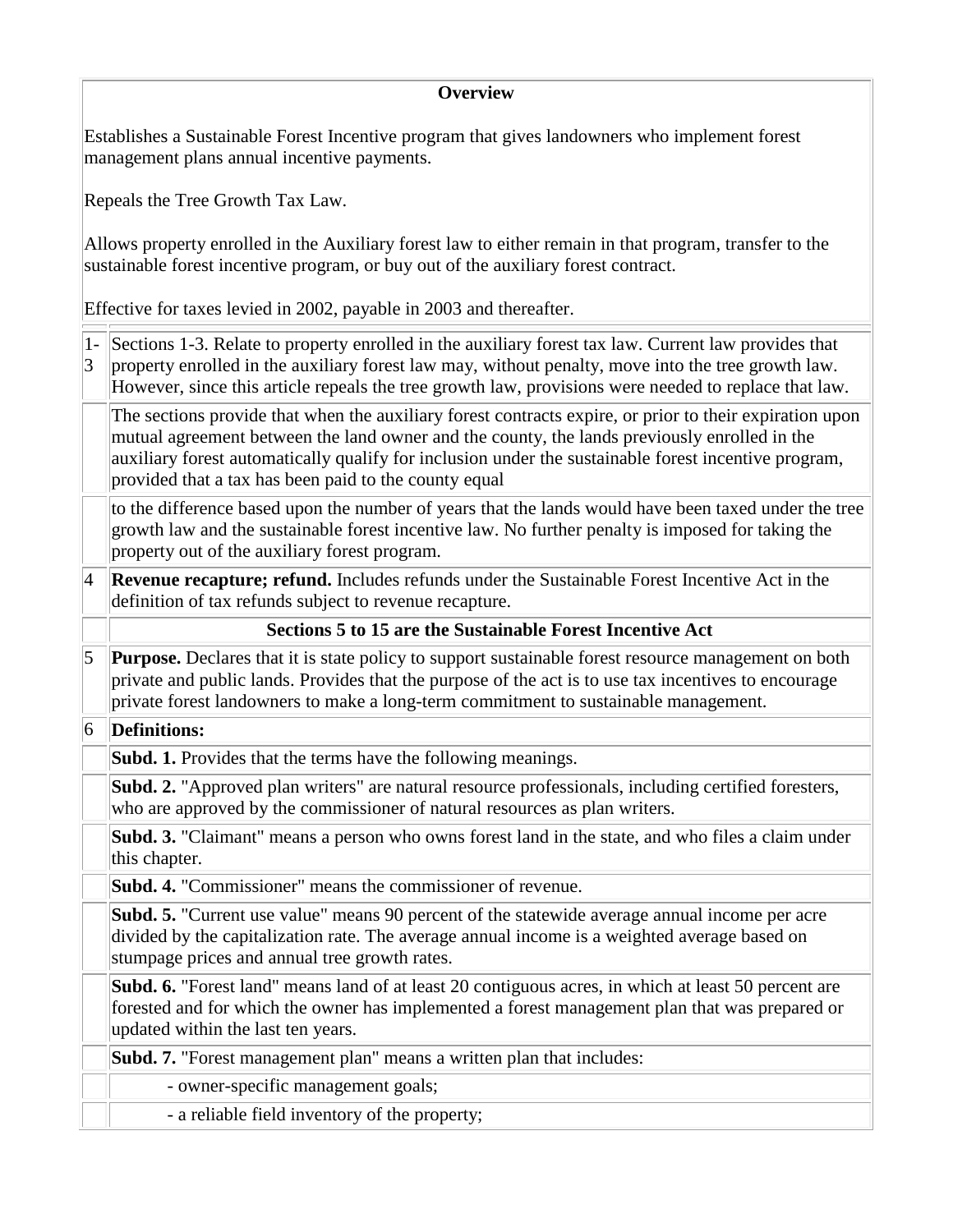| Overview | |
|---|---|
| Establishes a Sustainable Forest Incentive program that gives landowners who implement forest management plans annual incentive payments.<br><br>Repeals the Tree Growth Tax Law.<br><br>Allows property enrolled in the Auxiliary forest law to either remain in that program, transfer to the sustainable forest incentive program, or buy out of the auxiliary forest contract.<br><br>Effective for taxes levied in 2002, payable in 2003 and thereafter. | |

| | |
|---|---|
| 1-3 | Sections 1-3. Relate to property enrolled in the auxiliary forest tax law. Current law provides that property enrolled in the auxiliary forest law may, without penalty, move into the tree growth law. However, since this article repeals the tree growth law, provisions were needed to replace that law. |
| | The sections provide that when the auxiliary forest contracts expire, or prior to their expiration upon mutual agreement between the land owner and the county, the lands previously enrolled in the auxiliary forest automatically qualify for inclusion under the sustainable forest incentive program, provided that a tax has been paid to the county equal |
| | to the difference based upon the number of years that the lands would have been taxed under the tree growth law and the sustainable forest incentive law. No further penalty is imposed for taking the property out of the auxiliary forest program. |
| 4 | **Revenue recapture; refund.** Includes refunds under the Sustainable Forest Incentive Act in the definition of tax refunds subject to revenue recapture. |
| | **Sections 5 to 15 are the Sustainable Forest Incentive Act** |
| 5 | **Purpose.** Declares that it is state policy to support sustainable forest resource management on both private and public lands. Provides that the purpose of the act is to use tax incentives to encourage private forest landowners to make a long-term commitment to sustainable management. |
| 6 | **Definitions:** |
| | **Subd. 1.** Provides that the terms have the following meanings. |
| | **Subd. 2.** "Approved plan writers" are natural resource professionals, including certified foresters, who are approved by the commissioner of natural resources as plan writers. |
| | **Subd. 3.** "Claimant" means a person who owns forest land in the state, and who files a claim under this chapter. |
| | **Subd. 4.** "Commissioner" means the commissioner of revenue. |
| | **Subd. 5.** "Current use value" means 90 percent of the statewide average annual income per acre divided by the capitalization rate. The average annual income is a weighted average based on stumpage prices and annual tree growth rates. |
| | **Subd. 6.** "Forest land" means land of at least 20 contiguous acres, in which at least 50 percent are forested and for which the owner has implemented a forest management plan that was prepared or updated within the last ten years. |
| | **Subd. 7.** "Forest management plan" means a written plan that includes: |
| | - owner-specific management goals; |
| | - a reliable field inventory of the property; |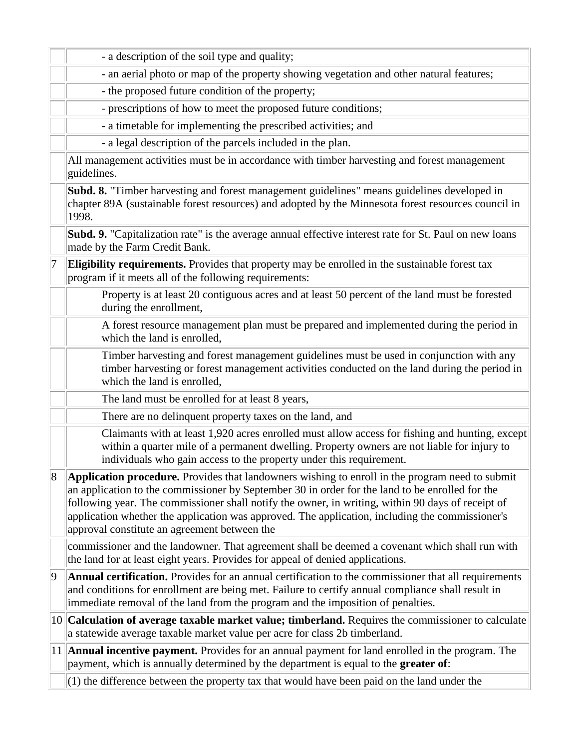| | |
|---|---|
| | - a description of the soil type and quality; |
| | - an aerial photo or map of the property showing vegetation and other natural features; |
| | - the proposed future condition of the property; |
| | - prescriptions of how to meet the proposed future conditions; |
| | - a timetable for implementing the prescribed activities; and |
| | - a legal description of the parcels included in the plan. |
| | All management activities must be in accordance with timber harvesting and forest management guidelines. |
| | **Subd. 8.** "Timber harvesting and forest management guidelines" means guidelines developed in chapter 89A (sustainable forest resources) and adopted by the Minnesota forest resources council in 1998. |
| | **Subd. 9.** "Capitalization rate" is the average annual effective interest rate for St. Paul on new loans made by the Farm Credit Bank. |
| 7 | **Eligibility requirements.** Provides that property may be enrolled in the sustainable forest tax program if it meets all of the following requirements: |
| | Property is at least 20 contiguous acres and at least 50 percent of the land must be forested during the enrollment, |
| | A forest resource management plan must be prepared and implemented during the period in which the land is enrolled, |
| | Timber harvesting and forest management guidelines must be used in conjunction with any timber harvesting or forest management activities conducted on the land during the period in which the land is enrolled, |
| | The land must be enrolled for at least 8 years, |
| | There are no delinquent property taxes on the land, and |
| | Claimants with at least 1,920 acres enrolled must allow access for fishing and hunting, except within a quarter mile of a permanent dwelling. Property owners are not liable for injury to individuals who gain access to the property under this requirement. |
| 8 | **Application procedure.** Provides that landowners wishing to enroll in the program need to submit an application to the commissioner by September 30 in order for the land to be enrolled for the following year. The commissioner shall notify the owner, in writing, within 90 days of receipt of application whether the application was approved. The application, including the commissioner's approval constitute an agreement between the |
| | commissioner and the landowner. That agreement shall be deemed a covenant which shall run with the land for at least eight years. Provides for appeal of denied applications. |
| 9 | **Annual certification.** Provides for an annual certification to the commissioner that all requirements and conditions for enrollment are being met. Failure to certify annual compliance shall result in immediate removal of the land from the program and the imposition of penalties. |
| 10 | **Calculation of average taxable market value; timberland.** Requires the commissioner to calculate a statewide average taxable market value per acre for class 2b timberland. |
| 11 | **Annual incentive payment.** Provides for an annual payment for land enrolled in the program. The payment, which is annually determined by the department is equal to the **greater of**: |
| | (1) the difference between the property tax that would have been paid on the land under the |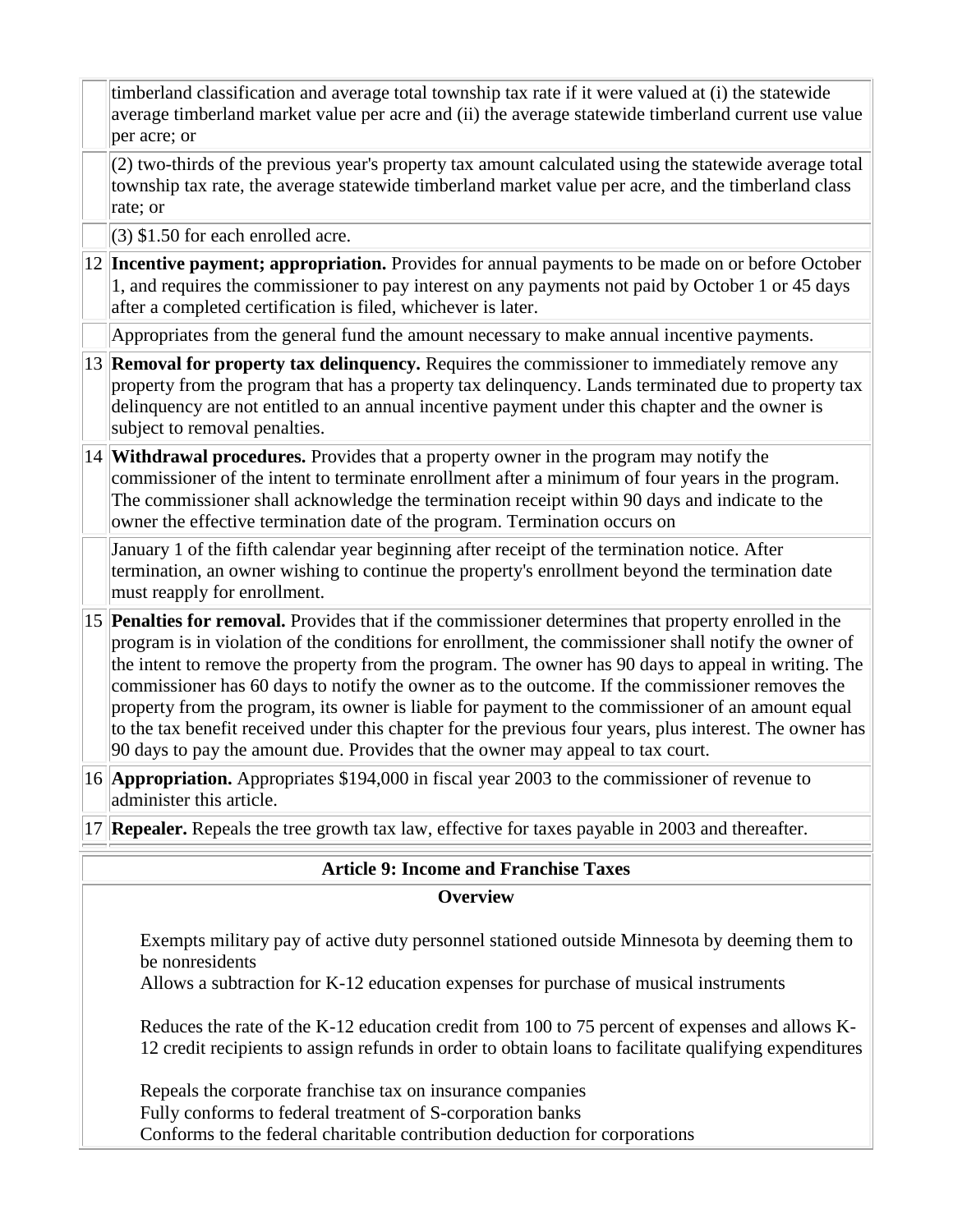| | |
|---|---|
| | timberland classification and average total township tax rate if it were valued at (i) the statewide average timberland market value per acre and (ii) the average statewide timberland current use value per acre; or |
| | (2) two-thirds of the previous year's property tax amount calculated using the statewide average total township tax rate, the average statewide timberland market value per acre, and the timberland class rate; or |
| | (3) $1.50 for each enrolled acre. |
| 12 | **Incentive payment; appropriation.** Provides for annual payments to be made on or before October 1, and requires the commissioner to pay interest on any payments not paid by October 1 or 45 days after a completed certification is filed, whichever is later. |
| | Appropriates from the general fund the amount necessary to make annual incentive payments. |
| 13 | **Removal for property tax delinquency.** Requires the commissioner to immediately remove any property from the program that has a property tax delinquency. Lands terminated due to property tax delinquency are not entitled to an annual incentive payment under this chapter and the owner is subject to removal penalties. |
| 14 | **Withdrawal procedures.** Provides that a property owner in the program may notify the commissioner of the intent to terminate enrollment after a minimum of four years in the program. The commissioner shall acknowledge the termination receipt within 90 days and indicate to the owner the effective termination date of the program. Termination occurs on |
| | January 1 of the fifth calendar year beginning after receipt of the termination notice. After termination, an owner wishing to continue the property's enrollment beyond the termination date must reapply for enrollment. |
| 15 | **Penalties for removal.** Provides that if the commissioner determines that property enrolled in the program is in violation of the conditions for enrollment, the commissioner shall notify the owner of the intent to remove the property from the program. The owner has 90 days to appeal in writing. The commissioner has 60 days to notify the owner as to the outcome. If the commissioner removes the property from the program, its owner is liable for payment to the commissioner of an amount equal to the tax benefit received under this chapter for the previous four years, plus interest. The owner has 90 days to pay the amount due. Provides that the owner may appeal to tax court. |
| 16 | **Appropriation.** Appropriates $194,000 in fiscal year 2003 to the commissioner of revenue to administer this article. |
| 17 | **Repealer.** Repeals the tree growth tax law, effective for taxes payable in 2003 and thereafter. |

## Article 9: Income and Franchise Taxes

### Overview

Exempts military pay of active duty personnel stationed outside Minnesota by deeming them to be nonresidents

Allows a subtraction for K-12 education expenses for purchase of musical instruments

Reduces the rate of the K-12 education credit from 100 to 75 percent of expenses and allows K-12 credit recipients to assign refunds in order to obtain loans to facilitate qualifying expenditures

Repeals the corporate franchise tax on insurance companies

Fully conforms to federal treatment of S-corporation banks

Conforms to the federal charitable contribution deduction for corporations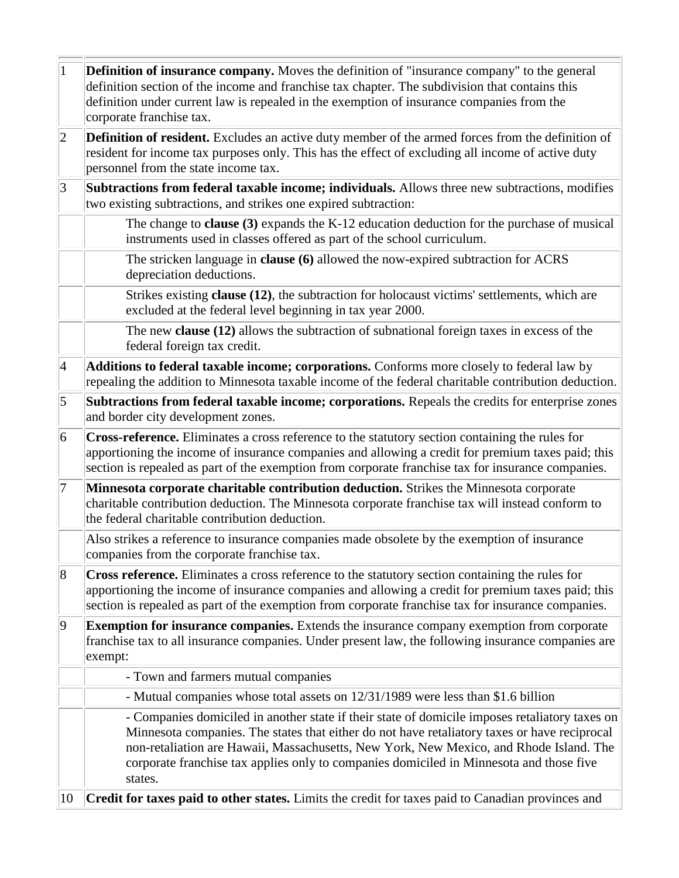| | |
|---|---|
| 1 | **Definition of insurance company.** Moves the definition of "insurance company" to the general definition section of the income and franchise tax chapter. The subdivision that contains this definition under current law is repealed in the exemption of insurance companies from the corporate franchise tax. |
| 2 | **Definition of resident.** Excludes an active duty member of the armed forces from the definition of resident for income tax purposes only. This has the effect of excluding all income of active duty personnel from the state income tax. |
| 3 | **Subtractions from federal taxable income; individuals.** Allows three new subtractions, modifies two existing subtractions, and strikes one expired subtraction: |
| | The change to **clause (3)** expands the K-12 education deduction for the purchase of musical instruments used in classes offered as part of the school curriculum. |
| | The stricken language in **clause (6)** allowed the now-expired subtraction for ACRS depreciation deductions. |
| | Strikes existing **clause (12)**, the subtraction for holocaust victims' settlements, which are excluded at the federal level beginning in tax year 2000. |
| | The new **clause (12)** allows the subtraction of subnational foreign taxes in excess of the federal foreign tax credit. |
| 4 | **Additions to federal taxable income; corporations.** Conforms more closely to federal law by repealing the addition to Minnesota taxable income of the federal charitable contribution deduction. |
| 5 | **Subtractions from federal taxable income; corporations.** Repeals the credits for enterprise zones and border city development zones. |
| 6 | **Cross-reference.** Eliminates a cross reference to the statutory section containing the rules for apportioning the income of insurance companies and allowing a credit for premium taxes paid; this section is repealed as part of the exemption from corporate franchise tax for insurance companies. |
| 7 | **Minnesota corporate charitable contribution deduction.** Strikes the Minnesota corporate charitable contribution deduction. The Minnesota corporate franchise tax will instead conform to the federal charitable contribution deduction. |
| | Also strikes a reference to insurance companies made obsolete by the exemption of insurance companies from the corporate franchise tax. |
| 8 | **Cross reference.** Eliminates a cross reference to the statutory section containing the rules for apportioning the income of insurance companies and allowing a credit for premium taxes paid; this section is repealed as part of the exemption from corporate franchise tax for insurance companies. |
| 9 | **Exemption for insurance companies.** Extends the insurance company exemption from corporate franchise tax to all insurance companies. Under present law, the following insurance companies are exempt: |
| | - Town and farmers mutual companies |
| | - Mutual companies whose total assets on 12/31/1989 were less than $1.6 billion |
| | - Companies domiciled in another state if their state of domicile imposes retaliatory taxes on Minnesota companies. The states that either do not have retaliatory taxes or have reciprocal non-retaliation are Hawaii, Massachusetts, New York, New Mexico, and Rhode Island. The corporate franchise tax applies only to companies domiciled in Minnesota and those five states. |
| 10 | **Credit for taxes paid to other states.** Limits the credit for taxes paid to Canadian provinces and |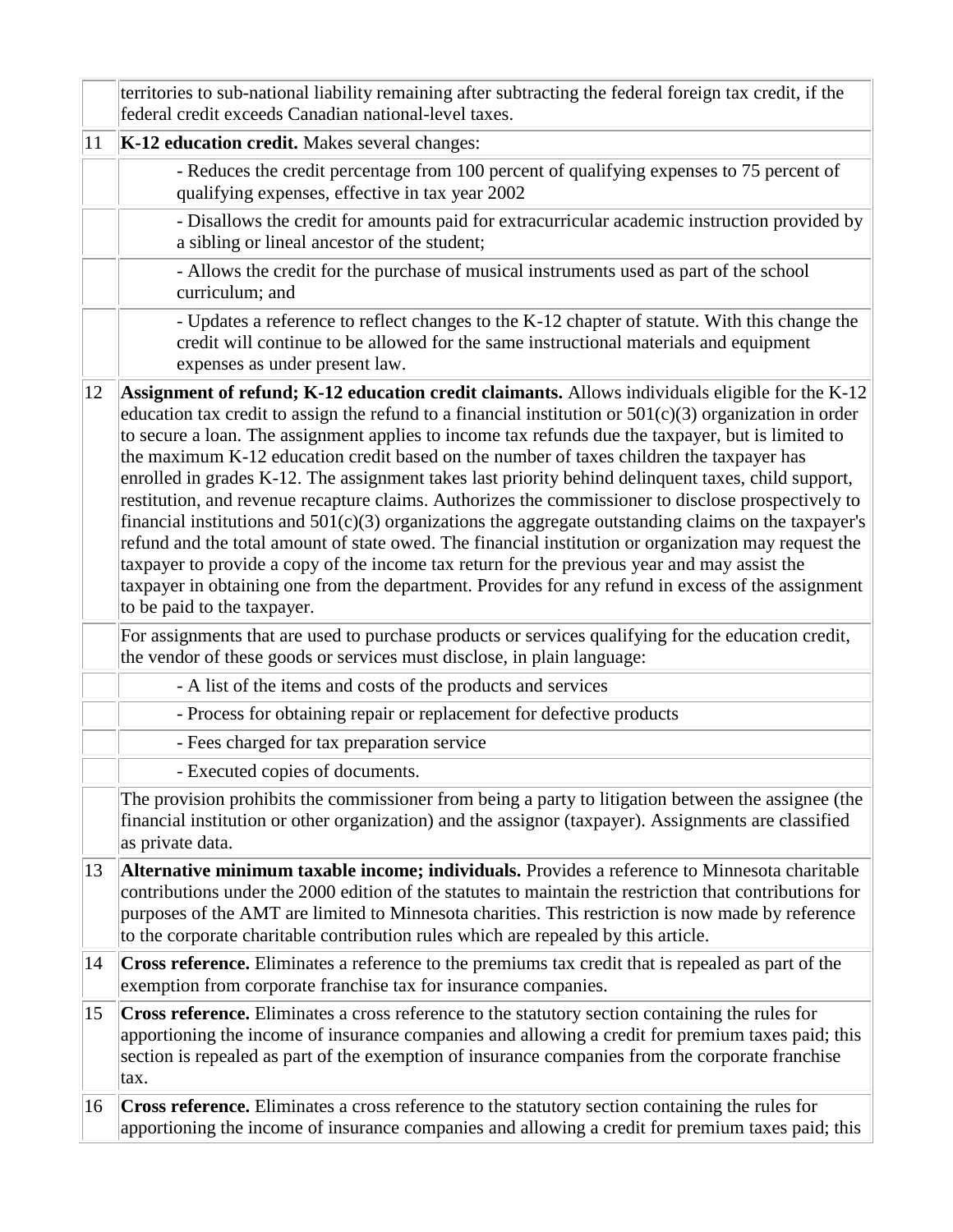| | |
|---|---|
| | territories to sub-national liability remaining after subtracting the federal foreign tax credit, if the federal credit exceeds Canadian national-level taxes. |
| 11 | **K-12 education credit.** Makes several changes: |
| | - Reduces the credit percentage from 100 percent of qualifying expenses to 75 percent of qualifying expenses, effective in tax year 2002 |
| | - Disallows the credit for amounts paid for extracurricular academic instruction provided by a sibling or lineal ancestor of the student; |
| | - Allows the credit for the purchase of musical instruments used as part of the school curriculum; and |
| | - Updates a reference to reflect changes to the K-12 chapter of statute. With this change the credit will continue to be allowed for the same instructional materials and equipment expenses as under present law. |
| 12 | **Assignment of refund; K-12 education credit claimants.** Allows individuals eligible for the K-12 education tax credit to assign the refund to a financial institution or 501(c)(3) organization in order to secure a loan. The assignment applies to income tax refunds due the taxpayer, but is limited to the maximum K-12 education credit based on the number of taxes children the taxpayer has enrolled in grades K-12. The assignment takes last priority behind delinquent taxes, child support, restitution, and revenue recapture claims. Authorizes the commissioner to disclose prospectively to financial institutions and 501(c)(3) organizations the aggregate outstanding claims on the taxpayer's refund and the total amount of state owed. The financial institution or organization may request the taxpayer to provide a copy of the income tax return for the previous year and may assist the taxpayer in obtaining one from the department. Provides for any refund in excess of the assignment to be paid to the taxpayer. |
| | For assignments that are used to purchase products or services qualifying for the education credit, the vendor of these goods or services must disclose, in plain language: |
| | - A list of the items and costs of the products and services |
| | - Process for obtaining repair or replacement for defective products |
| | - Fees charged for tax preparation service |
| | - Executed copies of documents. |
| | The provision prohibits the commissioner from being a party to litigation between the assignee (the financial institution or other organization) and the assignor (taxpayer). Assignments are classified as private data. |
| 13 | **Alternative minimum taxable income; individuals.** Provides a reference to Minnesota charitable contributions under the 2000 edition of the statutes to maintain the restriction that contributions for purposes of the AMT are limited to Minnesota charities. This restriction is now made by reference to the corporate charitable contribution rules which are repealed by this article. |
| 14 | **Cross reference.** Eliminates a reference to the premiums tax credit that is repealed as part of the exemption from corporate franchise tax for insurance companies. |
| 15 | **Cross reference.** Eliminates a cross reference to the statutory section containing the rules for apportioning the income of insurance companies and allowing a credit for premium taxes paid; this section is repealed as part of the exemption of insurance companies from the corporate franchise tax. |
| 16 | **Cross reference.** Eliminates a cross reference to the statutory section containing the rules for apportioning the income of insurance companies and allowing a credit for premium taxes paid; this |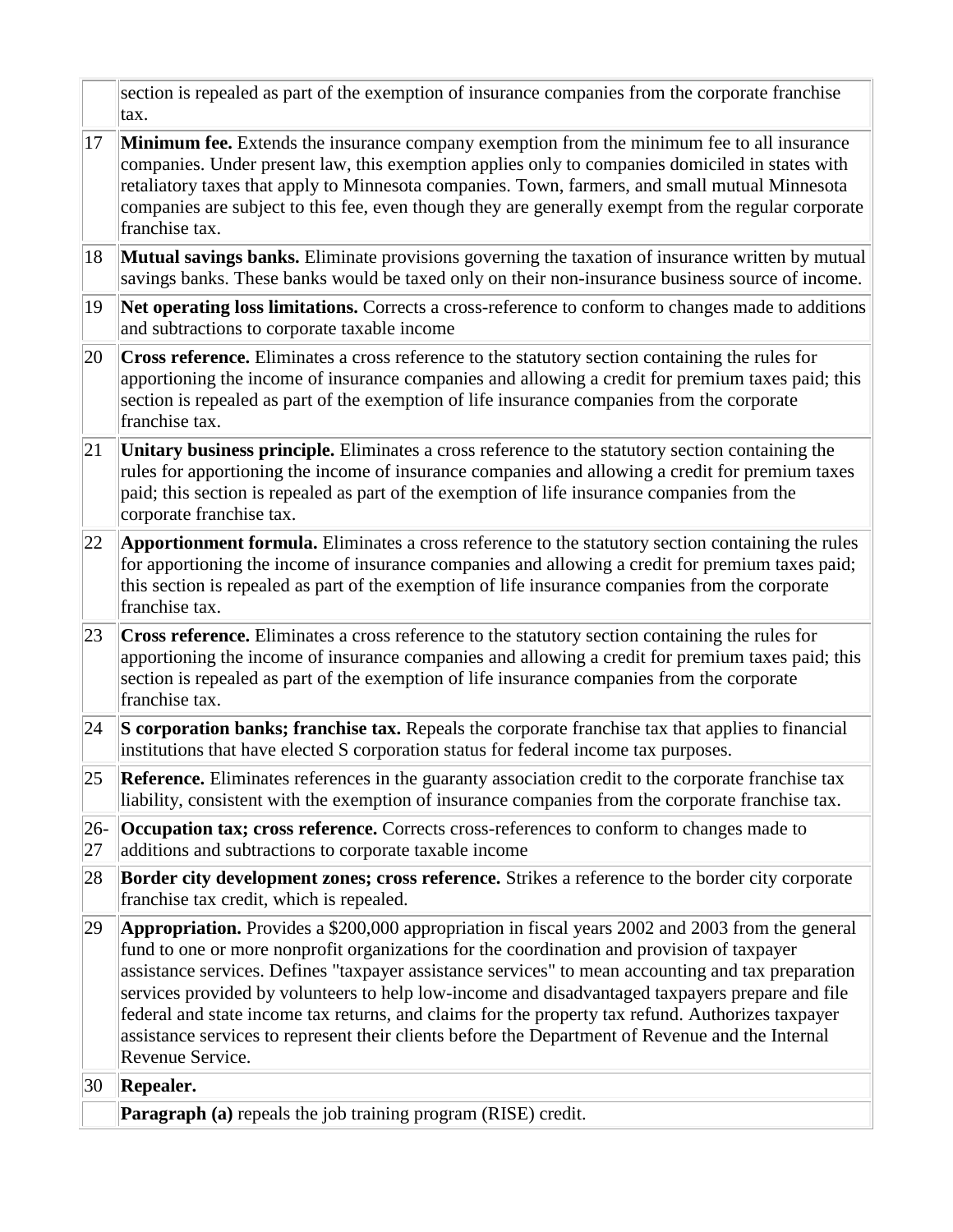|  |  |
|---|---|
|  | section is repealed as part of the exemption of insurance companies from the corporate franchise tax. |
| 17 | **Minimum fee.** Extends the insurance company exemption from the minimum fee to all insurance companies. Under present law, this exemption applies only to companies domiciled in states with retaliatory taxes that apply to Minnesota companies. Town, farmers, and small mutual Minnesota companies are subject to this fee, even though they are generally exempt from the regular corporate franchise tax. |
| 18 | **Mutual savings banks.** Eliminate provisions governing the taxation of insurance written by mutual savings banks. These banks would be taxed only on their non-insurance business source of income. |
| 19 | **Net operating loss limitations.** Corrects a cross-reference to conform to changes made to additions and subtractions to corporate taxable income |
| 20 | **Cross reference.** Eliminates a cross reference to the statutory section containing the rules for apportioning the income of insurance companies and allowing a credit for premium taxes paid; this section is repealed as part of the exemption of life insurance companies from the corporate franchise tax. |
| 21 | **Unitary business principle.** Eliminates a cross reference to the statutory section containing the rules for apportioning the income of insurance companies and allowing a credit for premium taxes paid; this section is repealed as part of the exemption of life insurance companies from the corporate franchise tax. |
| 22 | **Apportionment formula.** Eliminates a cross reference to the statutory section containing the rules for apportioning the income of insurance companies and allowing a credit for premium taxes paid; this section is repealed as part of the exemption of life insurance companies from the corporate franchise tax. |
| 23 | **Cross reference.** Eliminates a cross reference to the statutory section containing the rules for apportioning the income of insurance companies and allowing a credit for premium taxes paid; this section is repealed as part of the exemption of life insurance companies from the corporate franchise tax. |
| 24 | **S corporation banks; franchise tax.** Repeals the corporate franchise tax that applies to financial institutions that have elected S corporation status for federal income tax purposes. |
| 25 | **Reference.** Eliminates references in the guaranty association credit to the corporate franchise tax liability, consistent with the exemption of insurance companies from the corporate franchise tax. |
| 26-27 | **Occupation tax; cross reference.** Corrects cross-references to conform to changes made to additions and subtractions to corporate taxable income |
| 28 | **Border city development zones; cross reference.** Strikes a reference to the border city corporate franchise tax credit, which is repealed. |
| 29 | **Appropriation.** Provides a $200,000 appropriation in fiscal years 2002 and 2003 from the general fund to one or more nonprofit organizations for the coordination and provision of taxpayer assistance services. Defines "taxpayer assistance services" to mean accounting and tax preparation services provided by volunteers to help low-income and disadvantaged taxpayers prepare and file federal and state income tax returns, and claims for the property tax refund. Authorizes taxpayer assistance services to represent their clients before the Department of Revenue and the Internal Revenue Service. |
| 30 | **Repealer.** |
|  | **Paragraph (a)** repeals the job training program (RISE) credit. |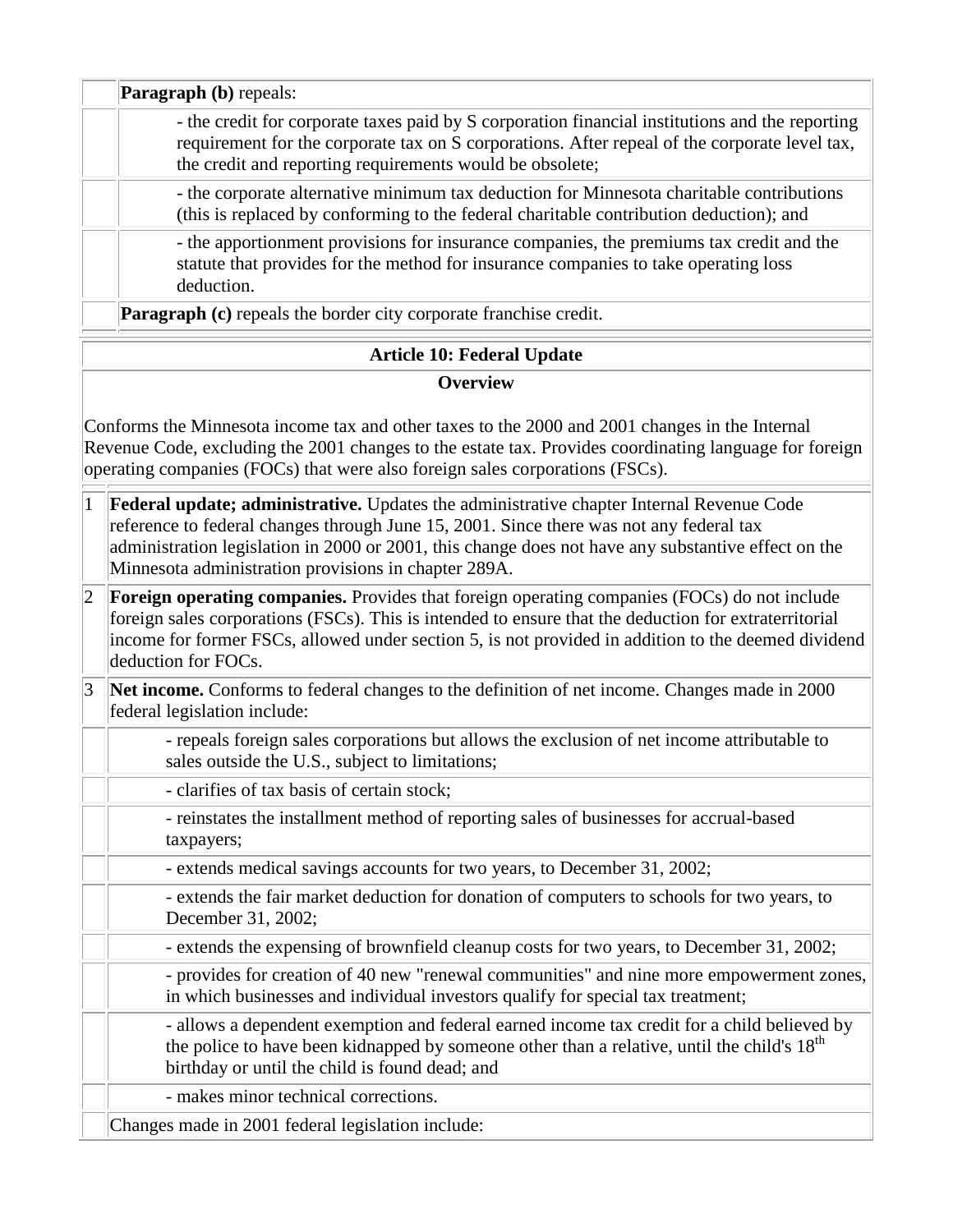**Paragraph (b)** repeals:

- the credit for corporate taxes paid by S corporation financial institutions and the reporting requirement for the corporate tax on S corporations. After repeal of the corporate level tax, the credit and reporting requirements would be obsolete;
- the corporate alternative minimum tax deduction for Minnesota charitable contributions (this is replaced by conforming to the federal charitable contribution deduction); and
- the apportionment provisions for insurance companies, the premiums tax credit and the statute that provides for the method for insurance companies to take operating loss deduction.

**Paragraph (c)** repeals the border city corporate franchise credit.

## Article 10: Federal Update

### Overview

Conforms the Minnesota income tax and other taxes to the 2000 and 2001 changes in the Internal Revenue Code, excluding the 2001 changes to the estate tax. Provides coordinating language for foreign operating companies (FOCs) that were also foreign sales corporations (FSCs).

| | |
|---|---|
| 1 | **Federal update; administrative.** Updates the administrative chapter Internal Revenue Code reference to federal changes through June 15, 2001. Since there was not any federal tax administration legislation in 2000 or 2001, this change does not have any substantive effect on the Minnesota administration provisions in chapter 289A. |
| 2 | **Foreign operating companies.** Provides that foreign operating companies (FOCs) do not include foreign sales corporations (FSCs). This is intended to ensure that the deduction for extraterritorial income for former FSCs, allowed under section 5, is not provided in addition to the deemed dividend deduction for FOCs. |
| 3 | **Net income.** Conforms to federal changes to the definition of net income. Changes made in 2000 federal legislation include: |
| | - repeals foreign sales corporations but allows the exclusion of net income attributable to sales outside the U.S., subject to limitations; |
| | - clarifies of tax basis of certain stock; |
| | - reinstates the installment method of reporting sales of businesses for accrual-based taxpayers; |
| | - extends medical savings accounts for two years, to December 31, 2002; |
| | - extends the fair market deduction for donation of computers to schools for two years, to December 31, 2002; |
| | - extends the expensing of brownfield cleanup costs for two years, to December 31, 2002; |
| | - provides for creation of 40 new "renewal communities" and nine more empowerment zones, in which businesses and individual investors qualify for special tax treatment; |
| | - allows a dependent exemption and federal earned income tax credit for a child believed by the police to have been kidnapped by someone other than a relative, until the child's 18th birthday or until the child is found dead; and |
| | - makes minor technical corrections. |
| | Changes made in 2001 federal legislation include: |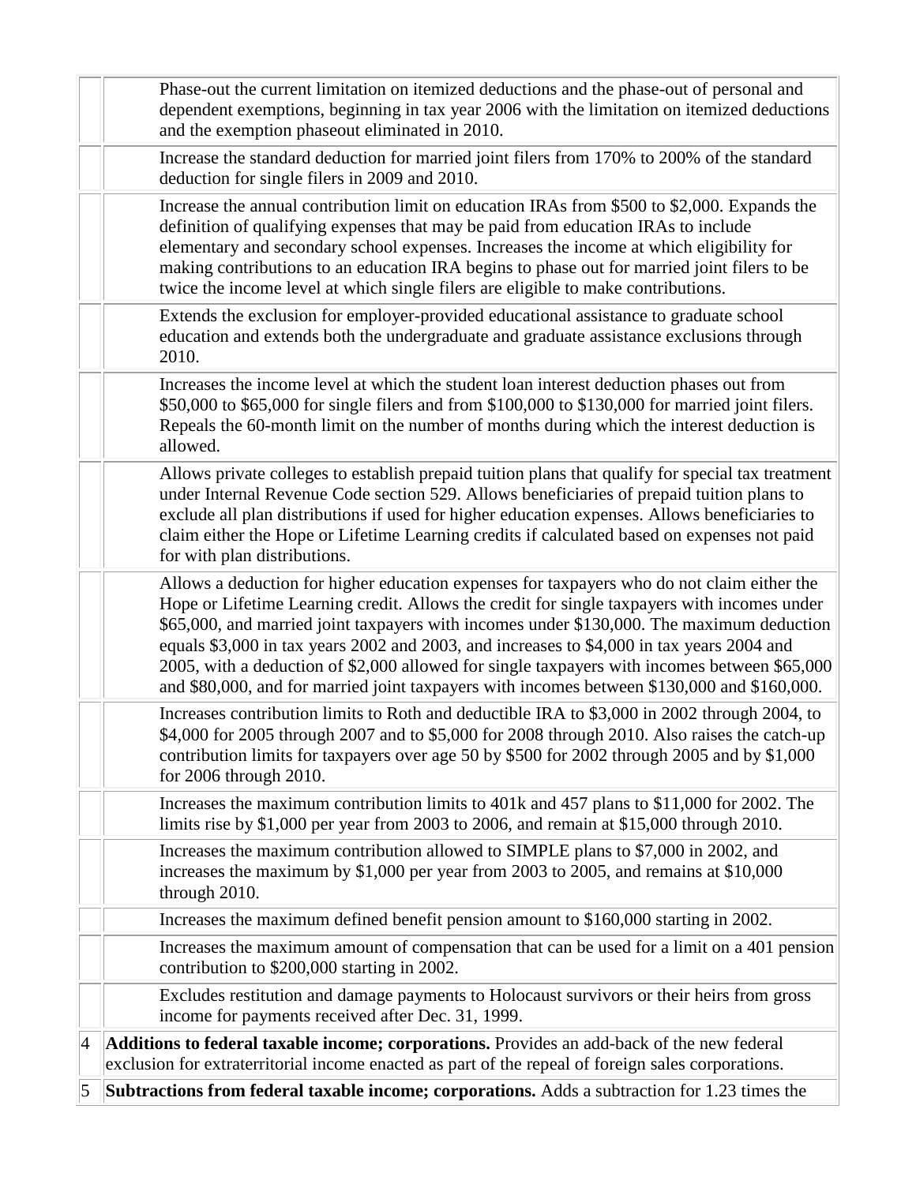| | |
|---|---|
| | Phase-out the current limitation on itemized deductions and the phase-out of personal and dependent exemptions, beginning in tax year 2006 with the limitation on itemized deductions and the exemption phaseout eliminated in 2010. |
| | Increase the standard deduction for married joint filers from 170% to 200% of the standard deduction for single filers in 2009 and 2010. |
| | Increase the annual contribution limit on education IRAs from $500 to $2,000. Expands the definition of qualifying expenses that may be paid from education IRAs to include elementary and secondary school expenses. Increases the income at which eligibility for making contributions to an education IRA begins to phase out for married joint filers to be twice the income level at which single filers are eligible to make contributions. |
| | Extends the exclusion for employer-provided educational assistance to graduate school education and extends both the undergraduate and graduate assistance exclusions through 2010. |
| | Increases the income level at which the student loan interest deduction phases out from $50,000 to $65,000 for single filers and from $100,000 to $130,000 for married joint filers. Repeals the 60-month limit on the number of months during which the interest deduction is allowed. |
| | Allows private colleges to establish prepaid tuition plans that qualify for special tax treatment under Internal Revenue Code section 529. Allows beneficiaries of prepaid tuition plans to exclude all plan distributions if used for higher education expenses. Allows beneficiaries to claim either the Hope or Lifetime Learning credits if calculated based on expenses not paid for with plan distributions. |
| | Allows a deduction for higher education expenses for taxpayers who do not claim either the Hope or Lifetime Learning credit. Allows the credit for single taxpayers with incomes under $65,000, and married joint taxpayers with incomes under $130,000. The maximum deduction equals $3,000 in tax years 2002 and 2003, and increases to $4,000 in tax years 2004 and 2005, with a deduction of $2,000 allowed for single taxpayers with incomes between $65,000 and $80,000, and for married joint taxpayers with incomes between $130,000 and $160,000. |
| | Increases contribution limits to Roth and deductible IRA to $3,000 in 2002 through 2004, to $4,000 for 2005 through 2007 and to $5,000 for 2008 through 2010. Also raises the catch-up contribution limits for taxpayers over age 50 by $500 for 2002 through 2005 and by $1,000 for 2006 through 2010. |
| | Increases the maximum contribution limits to 401k and 457 plans to $11,000 for 2002. The limits rise by $1,000 per year from 2003 to 2006, and remain at $15,000 through 2010. |
| | Increases the maximum contribution allowed to SIMPLE plans to $7,000 in 2002, and increases the maximum by $1,000 per year from 2003 to 2005, and remains at $10,000 through 2010. |
| | Increases the maximum defined benefit pension amount to $160,000 starting in 2002. |
| | Increases the maximum amount of compensation that can be used for a limit on a 401 pension contribution to $200,000 starting in 2002. |
| | Excludes restitution and damage payments to Holocaust survivors or their heirs from gross income for payments received after Dec. 31, 1999. |
| 4 | **Additions to federal taxable income; corporations.** Provides an add-back of the new federal exclusion for extraterritorial income enacted as part of the repeal of foreign sales corporations. |
| 5 | **Subtractions from federal taxable income; corporations.** Adds a subtraction for 1.23 times the |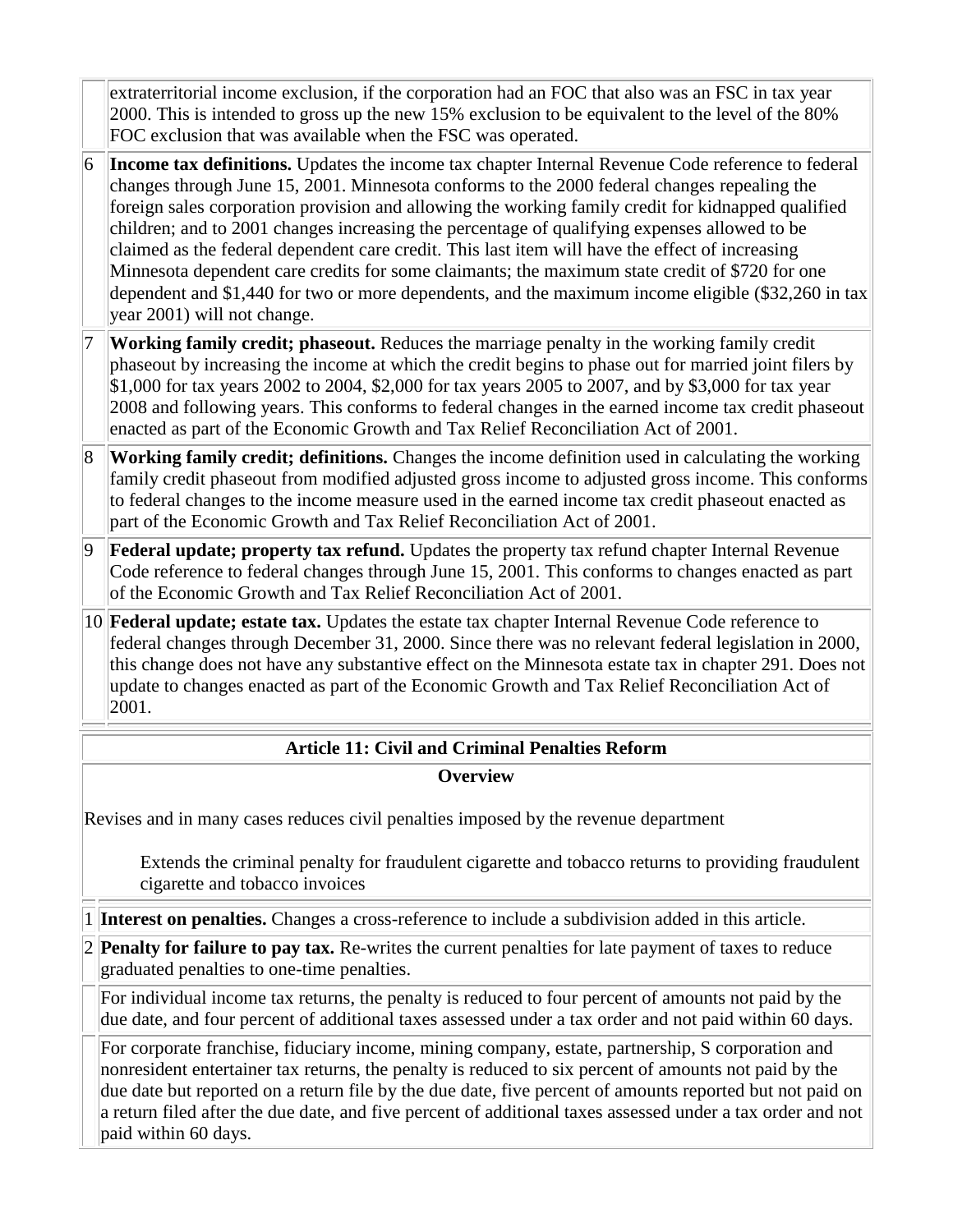| | |
|---|---|
| | extraterritorial income exclusion, if the corporation had an FOC that also was an FSC in tax year 2000. This is intended to gross up the new 15% exclusion to be equivalent to the level of the 80% FOC exclusion that was available when the FSC was operated. |
| 6 | **Income tax definitions.** Updates the income tax chapter Internal Revenue Code reference to federal changes through June 15, 2001. Minnesota conforms to the 2000 federal changes repealing the foreign sales corporation provision and allowing the working family credit for kidnapped qualified children; and to 2001 changes increasing the percentage of qualifying expenses allowed to be claimed as the federal dependent care credit. This last item will have the effect of increasing Minnesota dependent care credits for some claimants; the maximum state credit of $720 for one dependent and $1,440 for two or more dependents, and the maximum income eligible ($32,260 in tax year 2001) will not change. |
| 7 | **Working family credit; phaseout.** Reduces the marriage penalty in the working family credit phaseout by increasing the income at which the credit begins to phase out for married joint filers by $1,000 for tax years 2002 to 2004, $2,000 for tax years 2005 to 2007, and by $3,000 for tax year 2008 and following years. This conforms to federal changes in the earned income tax credit phaseout enacted as part of the Economic Growth and Tax Relief Reconciliation Act of 2001. |
| 8 | **Working family credit; definitions.** Changes the income definition used in calculating the working family credit phaseout from modified adjusted gross income to adjusted gross income. This conforms to federal changes to the income measure used in the earned income tax credit phaseout enacted as part of the Economic Growth and Tax Relief Reconciliation Act of 2001. |
| 9 | **Federal update; property tax refund.** Updates the property tax refund chapter Internal Revenue Code reference to federal changes through June 15, 2001. This conforms to changes enacted as part of the Economic Growth and Tax Relief Reconciliation Act of 2001. |
| 10 | **Federal update; estate tax.** Updates the estate tax chapter Internal Revenue Code reference to federal changes through December 31, 2000. Since there was no relevant federal legislation in 2000, this change does not have any substantive effect on the Minnesota estate tax in chapter 291. Does not update to changes enacted as part of the Economic Growth and Tax Relief Reconciliation Act of 2001. |

## Article 11: Civil and Criminal Penalties Reform

### Overview

Revises and in many cases reduces civil penalties imposed by the revenue department

Extends the criminal penalty for fraudulent cigarette and tobacco returns to providing fraudulent cigarette and tobacco invoices

| | |
|---|---|
| 1 | **Interest on penalties.** Changes a cross-reference to include a subdivision added in this article. |
| 2 | **Penalty for failure to pay tax.** Re-writes the current penalties for late payment of taxes to reduce graduated penalties to one-time penalties. |
| | For individual income tax returns, the penalty is reduced to four percent of amounts not paid by the due date, and four percent of additional taxes assessed under a tax order and not paid within 60 days. |
| | For corporate franchise, fiduciary income, mining company, estate, partnership, S corporation and nonresident entertainer tax returns, the penalty is reduced to six percent of amounts not paid by the due date but reported on a return file by the due date, five percent of amounts reported but not paid on a return filed after the due date, and five percent of additional taxes assessed under a tax order and not paid within 60 days. |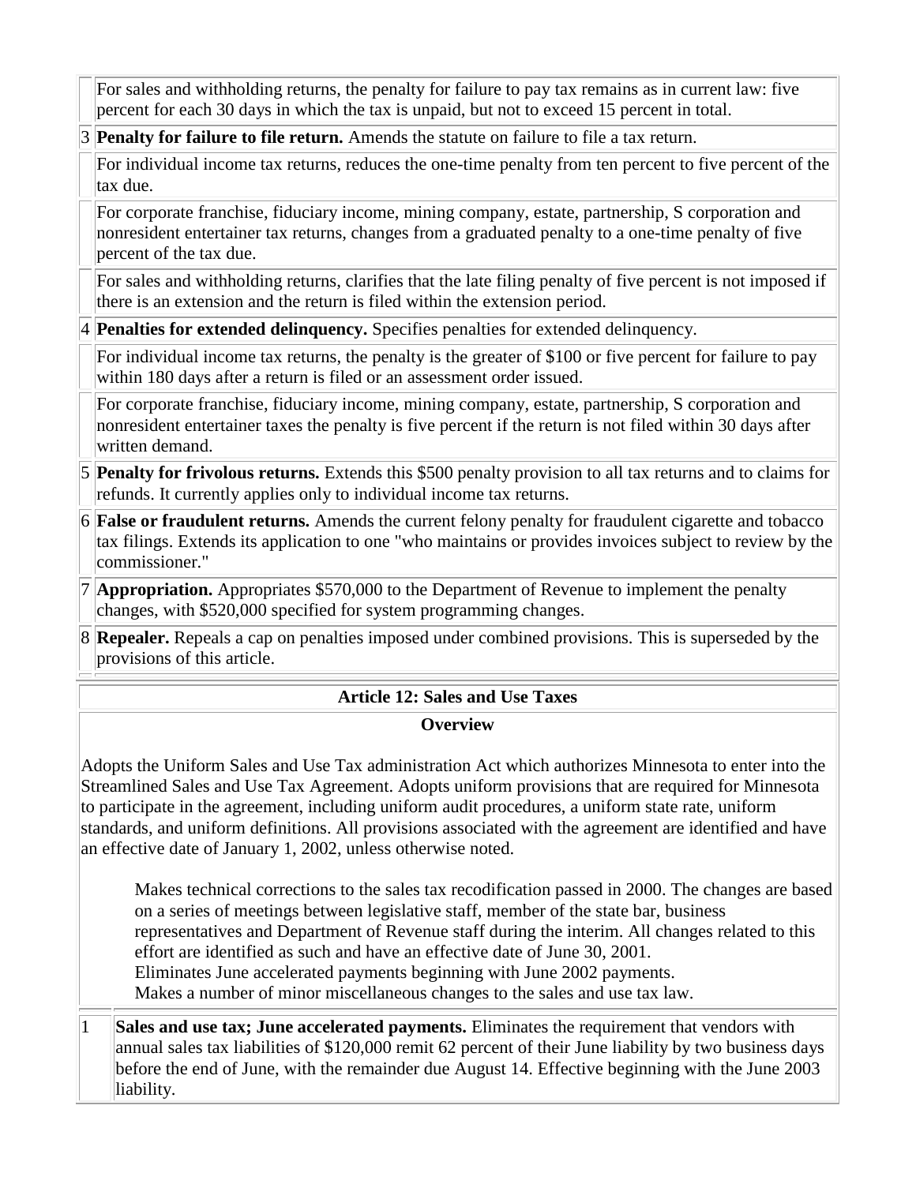| | |
|---|---|
| | For sales and withholding returns, the penalty for failure to pay tax remains as in current law: five percent for each 30 days in which the tax is unpaid, but not to exceed 15 percent in total. |
| 3 | **Penalty for failure to file return.** Amends the statute on failure to file a tax return. |
| | For individual income tax returns, reduces the one-time penalty from ten percent to five percent of the tax due. |
| | For corporate franchise, fiduciary income, mining company, estate, partnership, S corporation and nonresident entertainer tax returns, changes from a graduated penalty to a one-time penalty of five percent of the tax due. |
| | For sales and withholding returns, clarifies that the late filing penalty of five percent is not imposed if there is an extension and the return is filed within the extension period. |
| 4 | **Penalties for extended delinquency.** Specifies penalties for extended delinquency. |
| | For individual income tax returns, the penalty is the greater of $100 or five percent for failure to pay within 180 days after a return is filed or an assessment order issued. |
| | For corporate franchise, fiduciary income, mining company, estate, partnership, S corporation and nonresident entertainer taxes the penalty is five percent if the return is not filed within 30 days after written demand. |
| 5 | **Penalty for frivolous returns.** Extends this $500 penalty provision to all tax returns and to claims for refunds. It currently applies only to individual income tax returns. |
| 6 | **False or fraudulent returns.** Amends the current felony penalty for fraudulent cigarette and tobacco tax filings. Extends its application to one "who maintains or provides invoices subject to review by the commissioner." |
| 7 | **Appropriation.** Appropriates $570,000 to the Department of Revenue to implement the penalty changes, with $520,000 specified for system programming changes. |
| 8 | **Repealer.** Repeals a cap on penalties imposed under combined provisions. This is superseded by the provisions of this article. |

## Article 12: Sales and Use Taxes

### Overview

Adopts the Uniform Sales and Use Tax administration Act which authorizes Minnesota to enter into the Streamlined Sales and Use Tax Agreement. Adopts uniform provisions that are required for Minnesota to participate in the agreement, including uniform audit procedures, a uniform state rate, uniform standards, and uniform definitions. All provisions associated with the agreement are identified and have an effective date of January 1, 2002, unless otherwise noted.

> Makes technical corrections to the sales tax recodification passed in 2000. The changes are based on a series of meetings between legislative staff, member of the state bar, business representatives and Department of Revenue staff during the interim. All changes related to this effort are identified as such and have an effective date of June 30, 2001.
> Eliminates June accelerated payments beginning with June 2002 payments.
> Makes a number of minor miscellaneous changes to the sales and use tax law.

| | |
|---|---|
| 1 | **Sales and use tax; June accelerated payments.** Eliminates the requirement that vendors with annual sales tax liabilities of $120,000 remit 62 percent of their June liability by two business days before the end of June, with the remainder due August 14. Effective beginning with the June 2003 liability. |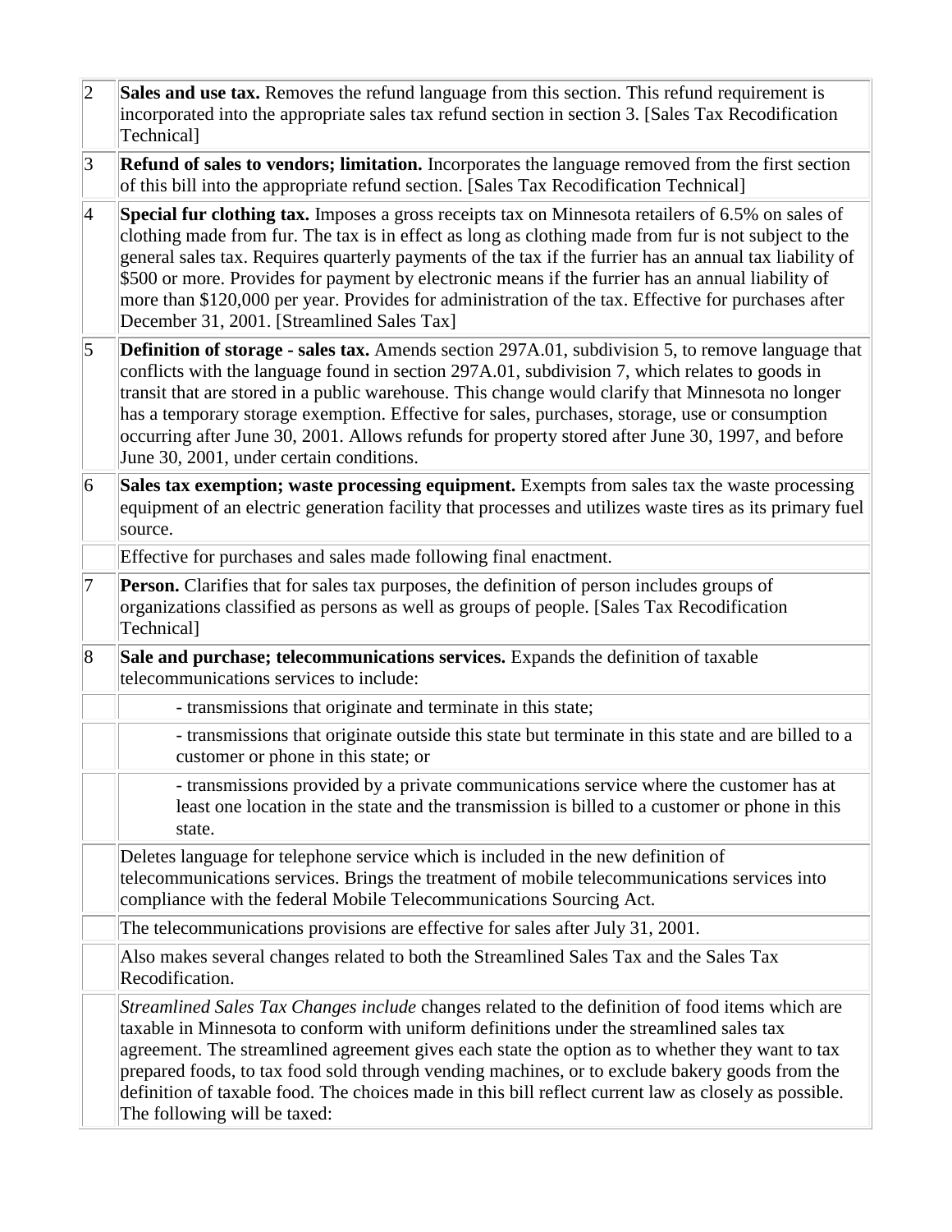| | |
|---|---|
| 2 | **Sales and use tax.** Removes the refund language from this section. This refund requirement is incorporated into the appropriate sales tax refund section in section 3. [Sales Tax Recodification Technical] |
| 3 | **Refund of sales to vendors; limitation.** Incorporates the language removed from the first section of this bill into the appropriate refund section. [Sales Tax Recodification Technical] |
| 4 | **Special fur clothing tax.** Imposes a gross receipts tax on Minnesota retailers of 6.5% on sales of clothing made from fur. The tax is in effect as long as clothing made from fur is not subject to the general sales tax. Requires quarterly payments of the tax if the furrier has an annual tax liability of \$500 or more. Provides for payment by electronic means if the furrier has an annual liability of more than \$120,000 per year. Provides for administration of the tax. Effective for purchases after December 31, 2001. [Streamlined Sales Tax] |
| 5 | **Definition of storage - sales tax.** Amends section 297A.01, subdivision 5, to remove language that conflicts with the language found in section 297A.01, subdivision 7, which relates to goods in transit that are stored in a public warehouse. This change would clarify that Minnesota no longer has a temporary storage exemption. Effective for sales, purchases, storage, use or consumption occurring after June 30, 2001. Allows refunds for property stored after June 30, 1997, and before June 30, 2001, under certain conditions. |
| 6 | **Sales tax exemption; waste processing equipment.** Exempts from sales tax the waste processing equipment of an electric generation facility that processes and utilizes waste tires as its primary fuel source. |
| | Effective for purchases and sales made following final enactment. |
| 7 | **Person.** Clarifies that for sales tax purposes, the definition of person includes groups of organizations classified as persons as well as groups of people. [Sales Tax Recodification Technical] |
| 8 | **Sale and purchase; telecommunications services.** Expands the definition of taxable telecommunications services to include: |
| | - transmissions that originate and terminate in this state; |
| | - transmissions that originate outside this state but terminate in this state and are billed to a customer or phone in this state; or |
| | - transmissions provided by a private communications service where the customer has at least one location in the state and the transmission is billed to a customer or phone in this state. |
| | Deletes language for telephone service which is included in the new definition of telecommunications services. Brings the treatment of mobile telecommunications services into compliance with the federal Mobile Telecommunications Sourcing Act. |
| | The telecommunications provisions are effective for sales after July 31, 2001. |
| | Also makes several changes related to both the Streamlined Sales Tax and the Sales Tax Recodification. |
| | *Streamlined Sales Tax Changes include* changes related to the definition of food items which are taxable in Minnesota to conform with uniform definitions under the streamlined sales tax agreement. The streamlined agreement gives each state the option as to whether they want to tax prepared foods, to tax food sold through vending machines, or to exclude bakery goods from the definition of taxable food. The choices made in this bill reflect current law as closely as possible. The following will be taxed: |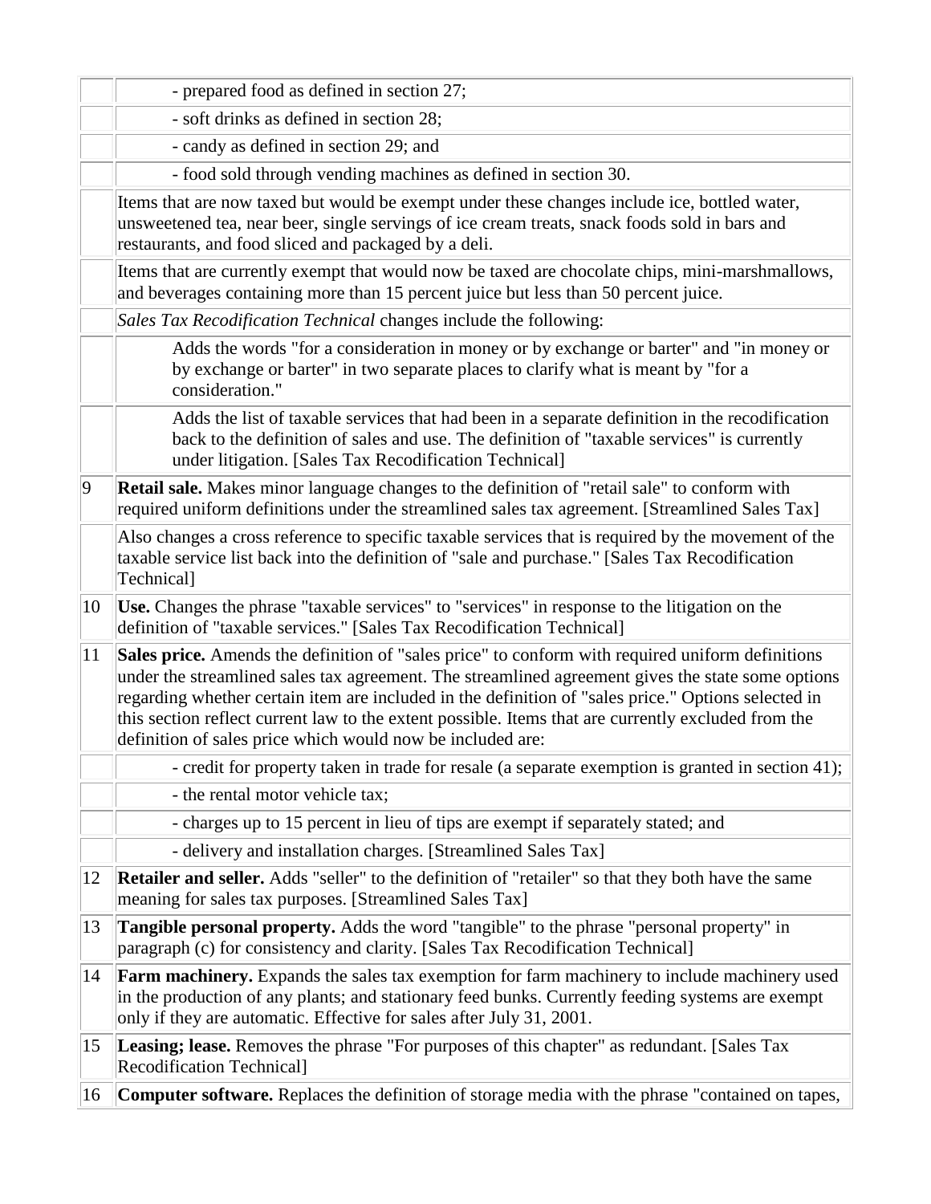| | |
|---|---|
| | - prepared food as defined in section 27; |
| | - soft drinks as defined in section 28; |
| | - candy as defined in section 29; and |
| | - food sold through vending machines as defined in section 30. |
| | Items that are now taxed but would be exempt under these changes include ice, bottled water, unsweetened tea, near beer, single servings of ice cream treats, snack foods sold in bars and restaurants, and food sliced and packaged by a deli. |
| | Items that are currently exempt that would now be taxed are chocolate chips, mini-marshmallows, and beverages containing more than 15 percent juice but less than 50 percent juice. |
| | *Sales Tax Recodification Technical* changes include the following: |
| | Adds the words "for a consideration in money or by exchange or barter" and "in money or by exchange or barter" in two separate places to clarify what is meant by "for a consideration." |
| | Adds the list of taxable services that had been in a separate definition in the recodification back to the definition of sales and use. The definition of "taxable services" is currently under litigation. [Sales Tax Recodification Technical] |
| 9 | **Retail sale.** Makes minor language changes to the definition of "retail sale" to conform with required uniform definitions under the streamlined sales tax agreement. [Streamlined Sales Tax] |
| | Also changes a cross reference to specific taxable services that is required by the movement of the taxable service list back into the definition of "sale and purchase." [Sales Tax Recodification Technical] |
| 10 | **Use.** Changes the phrase "taxable services" to "services" in response to the litigation on the definition of "taxable services." [Sales Tax Recodification Technical] |
| 11 | **Sales price.** Amends the definition of "sales price" to conform with required uniform definitions under the streamlined sales tax agreement. The streamlined agreement gives the state some options regarding whether certain item are included in the definition of "sales price." Options selected in this section reflect current law to the extent possible. Items that are currently excluded from the definition of sales price which would now be included are: |
| | - credit for property taken in trade for resale (a separate exemption is granted in section 41); |
| | - the rental motor vehicle tax; |
| | - charges up to 15 percent in lieu of tips are exempt if separately stated; and |
| | - delivery and installation charges. [Streamlined Sales Tax] |
| 12 | **Retailer and seller.** Adds "seller" to the definition of "retailer" so that they both have the same meaning for sales tax purposes. [Streamlined Sales Tax] |
| 13 | **Tangible personal property.** Adds the word "tangible" to the phrase "personal property" in paragraph (c) for consistency and clarity. [Sales Tax Recodification Technical] |
| 14 | **Farm machinery.** Expands the sales tax exemption for farm machinery to include machinery used in the production of any plants; and stationary feed bunks. Currently feeding systems are exempt only if they are automatic. Effective for sales after July 31, 2001. |
| 15 | **Leasing; lease.** Removes the phrase "For purposes of this chapter" as redundant. [Sales Tax Recodification Technical] |
| 16 | **Computer software.** Replaces the definition of storage media with the phrase "contained on tapes, |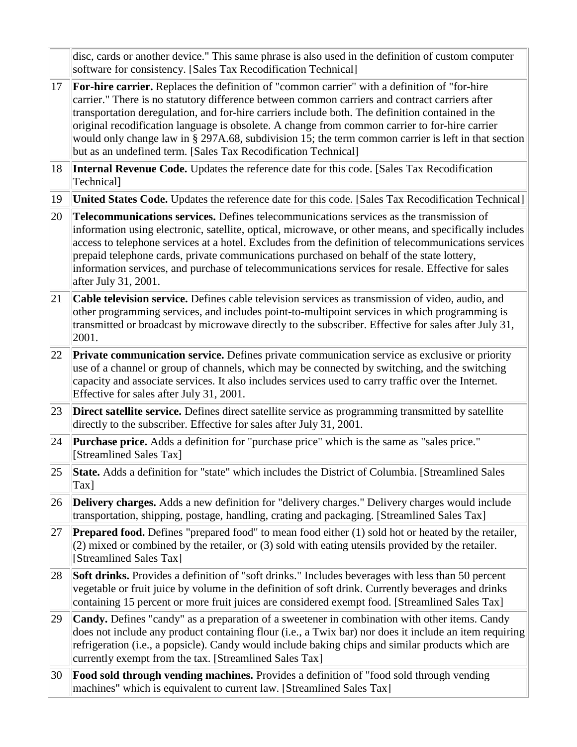| | |
|---|---|
| | disc, cards or another device." This same phrase is also used in the definition of custom computer software for consistency. [Sales Tax Recodification Technical] |
| 17 | **For-hire carrier.** Replaces the definition of "common carrier" with a definition of "for-hire carrier." There is no statutory difference between common carriers and contract carriers after transportation deregulation, and for-hire carriers include both. The definition contained in the original recodification language is obsolete. A change from common carrier to for-hire carrier would only change law in § 297A.68, subdivision 15; the term common carrier is left in that section but as an undefined term. [Sales Tax Recodification Technical] |
| 18 | **Internal Revenue Code.** Updates the reference date for this code. [Sales Tax Recodification Technical] |
| 19 | **United States Code.** Updates the reference date for this code. [Sales Tax Recodification Technical] |
| 20 | **Telecommunications services.** Defines telecommunications services as the transmission of information using electronic, satellite, optical, microwave, or other means, and specifically includes access to telephone services at a hotel. Excludes from the definition of telecommunications services prepaid telephone cards, private communications purchased on behalf of the state lottery, information services, and purchase of telecommunications services for resale. Effective for sales after July 31, 2001. |
| 21 | **Cable television service.** Defines cable television services as transmission of video, audio, and other programming services, and includes point-to-multipoint services in which programming is transmitted or broadcast by microwave directly to the subscriber. Effective for sales after July 31, 2001. |
| 22 | **Private communication service.** Defines private communication service as exclusive or priority use of a channel or group of channels, which may be connected by switching, and the switching capacity and associate services. It also includes services used to carry traffic over the Internet. Effective for sales after July 31, 2001. |
| 23 | **Direct satellite service.** Defines direct satellite service as programming transmitted by satellite directly to the subscriber. Effective for sales after July 31, 2001. |
| 24 | **Purchase price.** Adds a definition for "purchase price" which is the same as "sales price." [Streamlined Sales Tax] |
| 25 | **State.** Adds a definition for "state" which includes the District of Columbia. [Streamlined Sales Tax] |
| 26 | **Delivery charges.** Adds a new definition for "delivery charges." Delivery charges would include transportation, shipping, postage, handling, crating and packaging. [Streamlined Sales Tax] |
| 27 | **Prepared food.** Defines "prepared food" to mean food either (1) sold hot or heated by the retailer, (2) mixed or combined by the retailer, or (3) sold with eating utensils provided by the retailer. [Streamlined Sales Tax] |
| 28 | **Soft drinks.** Provides a definition of "soft drinks." Includes beverages with less than 50 percent vegetable or fruit juice by volume in the definition of soft drink. Currently beverages and drinks containing 15 percent or more fruit juices are considered exempt food. [Streamlined Sales Tax] |
| 29 | **Candy.** Defines "candy" as a preparation of a sweetener in combination with other items. Candy does not include any product containing flour (i.e., a Twix bar) nor does it include an item requiring refrigeration (i.e., a popsicle). Candy would include baking chips and similar products which are currently exempt from the tax. [Streamlined Sales Tax] |
| 30 | **Food sold through vending machines.** Provides a definition of "food sold through vending machines" which is equivalent to current law. [Streamlined Sales Tax] |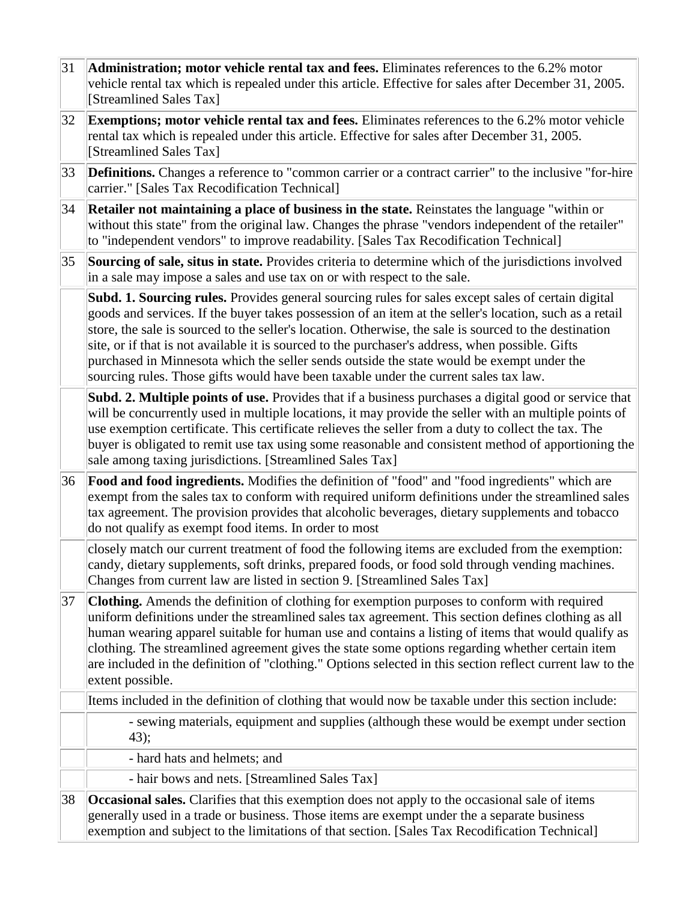| | |
|---|---|
| 31 | **Administration; motor vehicle rental tax and fees.** Eliminates references to the 6.2% motor vehicle rental tax which is repealed under this article. Effective for sales after December 31, 2005. [Streamlined Sales Tax] |
| 32 | **Exemptions; motor vehicle rental tax and fees.** Eliminates references to the 6.2% motor vehicle rental tax which is repealed under this article. Effective for sales after December 31, 2005. [Streamlined Sales Tax] |
| 33 | **Definitions.** Changes a reference to "common carrier or a contract carrier" to the inclusive "for-hire carrier." [Sales Tax Recodification Technical] |
| 34 | **Retailer not maintaining a place of business in the state.** Reinstates the language "within or without this state" from the original law. Changes the phrase "vendors independent of the retailer" to "independent vendors" to improve readability. [Sales Tax Recodification Technical] |
| 35 | **Sourcing of sale, situs in state.** Provides criteria to determine which of the jurisdictions involved in a sale may impose a sales and use tax on or with respect to the sale. |
| | **Subd. 1. Sourcing rules.** Provides general sourcing rules for sales except sales of certain digital goods and services. If the buyer takes possession of an item at the seller's location, such as a retail store, the sale is sourced to the seller's location. Otherwise, the sale is sourced to the destination site, or if that is not available it is sourced to the purchaser's address, when possible. Gifts purchased in Minnesota which the seller sends outside the state would be exempt under the sourcing rules. Those gifts would have been taxable under the current sales tax law. |
| | **Subd. 2. Multiple points of use.** Provides that if a business purchases a digital good or service that will be concurrently used in multiple locations, it may provide the seller with an multiple points of use exemption certificate. This certificate relieves the seller from a duty to collect the tax. The buyer is obligated to remit use tax using some reasonable and consistent method of apportioning the sale among taxing jurisdictions. [Streamlined Sales Tax] |
| 36 | **Food and food ingredients.** Modifies the definition of "food" and "food ingredients" which are exempt from the sales tax to conform with required uniform definitions under the streamlined sales tax agreement. The provision provides that alcoholic beverages, dietary supplements and tobacco do not qualify as exempt food items. In order to most |
| | closely match our current treatment of food the following items are excluded from the exemption: candy, dietary supplements, soft drinks, prepared foods, or food sold through vending machines. Changes from current law are listed in section 9. [Streamlined Sales Tax] |
| 37 | **Clothing.** Amends the definition of clothing for exemption purposes to conform with required uniform definitions under the streamlined sales tax agreement. This section defines clothing as all human wearing apparel suitable for human use and contains a listing of items that would qualify as clothing. The streamlined agreement gives the state some options regarding whether certain item are included in the definition of "clothing." Options selected in this section reflect current law to the extent possible. |
| | Items included in the definition of clothing that would now be taxable under this section include: |
| | - sewing materials, equipment and supplies (although these would be exempt under section 43); |
| | - hard hats and helmets; and |
| | - hair bows and nets. [Streamlined Sales Tax] |
| 38 | **Occasional sales.** Clarifies that this exemption does not apply to the occasional sale of items generally used in a trade or business. Those items are exempt under the a separate business exemption and subject to the limitations of that section. [Sales Tax Recodification Technical] |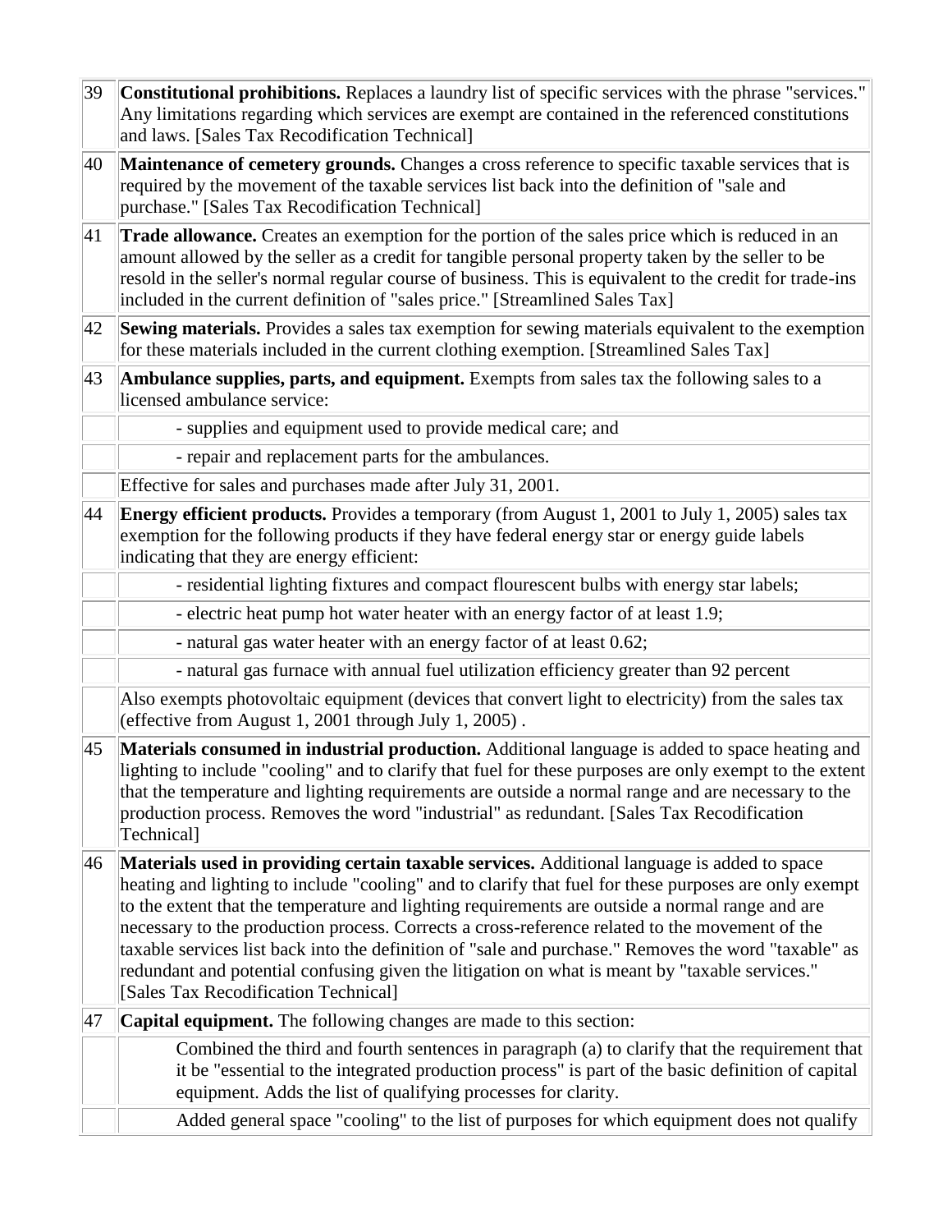| | |
|---|---|
| 39 | **Constitutional prohibitions.** Replaces a laundry list of specific services with the phrase "services." Any limitations regarding which services are exempt are contained in the referenced constitutions and laws. [Sales Tax Recodification Technical] |
| 40 | **Maintenance of cemetery grounds.** Changes a cross reference to specific taxable services that is required by the movement of the taxable services list back into the definition of "sale and purchase." [Sales Tax Recodification Technical] |
| 41 | **Trade allowance.** Creates an exemption for the portion of the sales price which is reduced in an amount allowed by the seller as a credit for tangible personal property taken by the seller to be resold in the seller's normal regular course of business. This is equivalent to the credit for trade-ins included in the current definition of "sales price." [Streamlined Sales Tax] |
| 42 | **Sewing materials.** Provides a sales tax exemption for sewing materials equivalent to the exemption for these materials included in the current clothing exemption. [Streamlined Sales Tax] |
| 43 | **Ambulance supplies, parts, and equipment.** Exempts from sales tax the following sales to a licensed ambulance service: |
| | - supplies and equipment used to provide medical care; and |
| | - repair and replacement parts for the ambulances. |
| | Effective for sales and purchases made after July 31, 2001. |
| 44 | **Energy efficient products.** Provides a temporary (from August 1, 2001 to July 1, 2005) sales tax exemption for the following products if they have federal energy star or energy guide labels indicating that they are energy efficient: |
| | - residential lighting fixtures and compact flourescent bulbs with energy star labels; |
| | - electric heat pump hot water heater with an energy factor of at least 1.9; |
| | - natural gas water heater with an energy factor of at least 0.62; |
| | - natural gas furnace with annual fuel utilization efficiency greater than 92 percent |
| | Also exempts photovoltaic equipment (devices that convert light to electricity) from the sales tax (effective from August 1, 2001 through July 1, 2005) . |
| 45 | **Materials consumed in industrial production.** Additional language is added to space heating and lighting to include "cooling" and to clarify that fuel for these purposes are only exempt to the extent that the temperature and lighting requirements are outside a normal range and are necessary to the production process. Removes the word "industrial" as redundant. [Sales Tax Recodification Technical] |
| 46 | **Materials used in providing certain taxable services.** Additional language is added to space heating and lighting to include "cooling" and to clarify that fuel for these purposes are only exempt to the extent that the temperature and lighting requirements are outside a normal range and are necessary to the production process. Corrects a cross-reference related to the movement of the taxable services list back into the definition of "sale and purchase." Removes the word "taxable" as redundant and potential confusing given the litigation on what is meant by "taxable services." [Sales Tax Recodification Technical] |
| 47 | **Capital equipment.** The following changes are made to this section: |
| | Combined the third and fourth sentences in paragraph (a) to clarify that the requirement that it be "essential to the integrated production process" is part of the basic definition of capital equipment. Adds the list of qualifying processes for clarity. |
| | Added general space "cooling" to the list of purposes for which equipment does not qualify |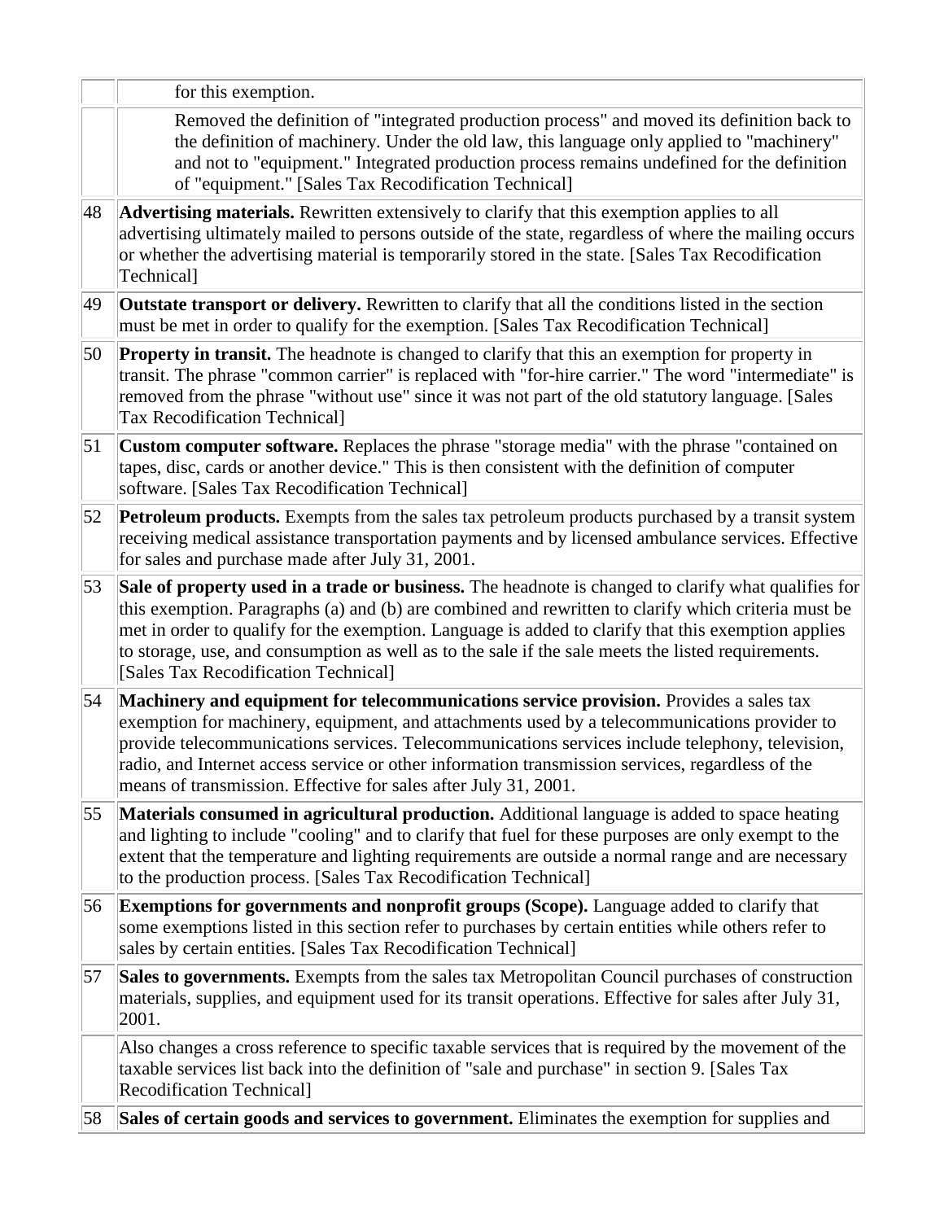| | |
|---|---|
| | for this exemption. |
| | Removed the definition of "integrated production process" and moved its definition back to the definition of machinery. Under the old law, this language only applied to "machinery" and not to "equipment." Integrated production process remains undefined for the definition of "equipment." [Sales Tax Recodification Technical] |
| 48 | **Advertising materials.** Rewritten extensively to clarify that this exemption applies to all advertising ultimately mailed to persons outside of the state, regardless of where the mailing occurs or whether the advertising material is temporarily stored in the state. [Sales Tax Recodification Technical] |
| 49 | **Outstate transport or delivery.** Rewritten to clarify that all the conditions listed in the section must be met in order to qualify for the exemption. [Sales Tax Recodification Technical] |
| 50 | **Property in transit.** The headnote is changed to clarify that this an exemption for property in transit. The phrase "common carrier" is replaced with "for-hire carrier." The word "intermediate" is removed from the phrase "without use" since it was not part of the old statutory language. [Sales Tax Recodification Technical] |
| 51 | **Custom computer software.** Replaces the phrase "storage media" with the phrase "contained on tapes, disc, cards or another device." This is then consistent with the definition of computer software. [Sales Tax Recodification Technical] |
| 52 | **Petroleum products.** Exempts from the sales tax petroleum products purchased by a transit system receiving medical assistance transportation payments and by licensed ambulance services. Effective for sales and purchase made after July 31, 2001. |
| 53 | **Sale of property used in a trade or business.** The headnote is changed to clarify what qualifies for this exemption. Paragraphs (a) and (b) are combined and rewritten to clarify which criteria must be met in order to qualify for the exemption. Language is added to clarify that this exemption applies to storage, use, and consumption as well as to the sale if the sale meets the listed requirements. [Sales Tax Recodification Technical] |
| 54 | **Machinery and equipment for telecommunications service provision.** Provides a sales tax exemption for machinery, equipment, and attachments used by a telecommunications provider to provide telecommunications services. Telecommunications services include telephony, television, radio, and Internet access service or other information transmission services, regardless of the means of transmission. Effective for sales after July 31, 2001. |
| 55 | **Materials consumed in agricultural production.** Additional language is added to space heating and lighting to include "cooling" and to clarify that fuel for these purposes are only exempt to the extent that the temperature and lighting requirements are outside a normal range and are necessary to the production process. [Sales Tax Recodification Technical] |
| 56 | **Exemptions for governments and nonprofit groups (Scope).** Language added to clarify that some exemptions listed in this section refer to purchases by certain entities while others refer to sales by certain entities. [Sales Tax Recodification Technical] |
| 57 | **Sales to governments.** Exempts from the sales tax Metropolitan Council purchases of construction materials, supplies, and equipment used for its transit operations. Effective for sales after July 31, 2001. |
| | Also changes a cross reference to specific taxable services that is required by the movement of the taxable services list back into the definition of "sale and purchase" in section 9. [Sales Tax Recodification Technical] |
| 58 | **Sales of certain goods and services to government.** Eliminates the exemption for supplies and |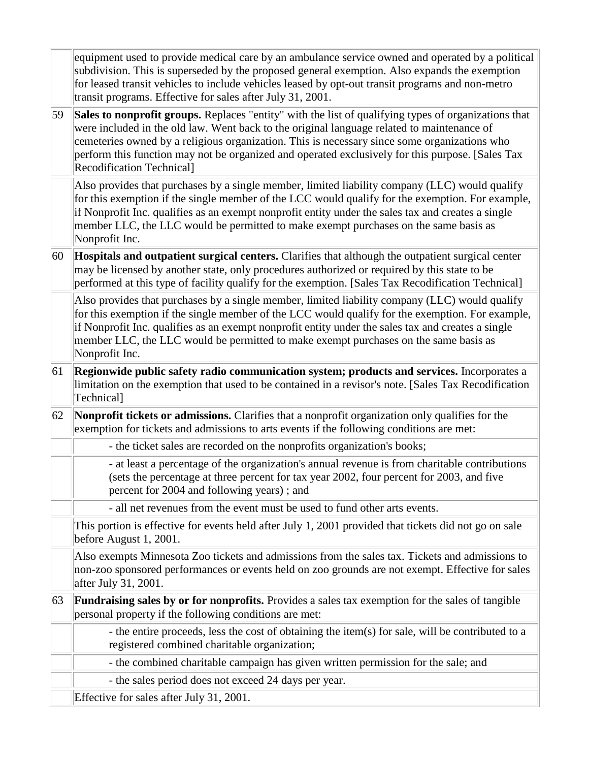| | |
|---|---|
| | equipment used to provide medical care by an ambulance service owned and operated by a political subdivision. This is superseded by the proposed general exemption. Also expands the exemption for leased transit vehicles to include vehicles leased by opt-out transit programs and non-metro transit programs. Effective for sales after July 31, 2001. |
| 59 | **Sales to nonprofit groups.** Replaces "entity" with the list of qualifying types of organizations that were included in the old law. Went back to the original language related to maintenance of cemeteries owned by a religious organization. This is necessary since some organizations who perform this function may not be organized and operated exclusively for this purpose. [Sales Tax Recodification Technical] |
| | Also provides that purchases by a single member, limited liability company (LLC) would qualify for this exemption if the single member of the LCC would qualify for the exemption. For example, if Nonprofit Inc. qualifies as an exempt nonprofit entity under the sales tax and creates a single member LLC, the LLC would be permitted to make exempt purchases on the same basis as Nonprofit Inc. |
| 60 | **Hospitals and outpatient surgical centers.** Clarifies that although the outpatient surgical center may be licensed by another state, only procedures authorized or required by this state to be performed at this type of facility qualify for the exemption. [Sales Tax Recodification Technical] |
| | Also provides that purchases by a single member, limited liability company (LLC) would qualify for this exemption if the single member of the LCC would qualify for the exemption. For example, if Nonprofit Inc. qualifies as an exempt nonprofit entity under the sales tax and creates a single member LLC, the LLC would be permitted to make exempt purchases on the same basis as Nonprofit Inc. |
| 61 | **Regionwide public safety radio communication system; products and services.** Incorporates a limitation on the exemption that used to be contained in a revisor's note. [Sales Tax Recodification Technical] |
| 62 | **Nonprofit tickets or admissions.** Clarifies that a nonprofit organization only qualifies for the exemption for tickets and admissions to arts events if the following conditions are met: |
| | - the ticket sales are recorded on the nonprofits organization's books; |
| | - at least a percentage of the organization's annual revenue is from charitable contributions (sets the percentage at three percent for tax year 2002, four percent for 2003, and five percent for 2004 and following years) ; and |
| | - all net revenues from the event must be used to fund other arts events. |
| | This portion is effective for events held after July 1, 2001 provided that tickets did not go on sale before August 1, 2001. |
| | Also exempts Minnesota Zoo tickets and admissions from the sales tax. Tickets and admissions to non-zoo sponsored performances or events held on zoo grounds are not exempt. Effective for sales after July 31, 2001. |
| 63 | **Fundraising sales by or for nonprofits.** Provides a sales tax exemption for the sales of tangible personal property if the following conditions are met: |
| | - the entire proceeds, less the cost of obtaining the item(s) for sale, will be contributed to a registered combined charitable organization; |
| | - the combined charitable campaign has given written permission for the sale; and |
| | - the sales period does not exceed 24 days per year. |
| | Effective for sales after July 31, 2001. |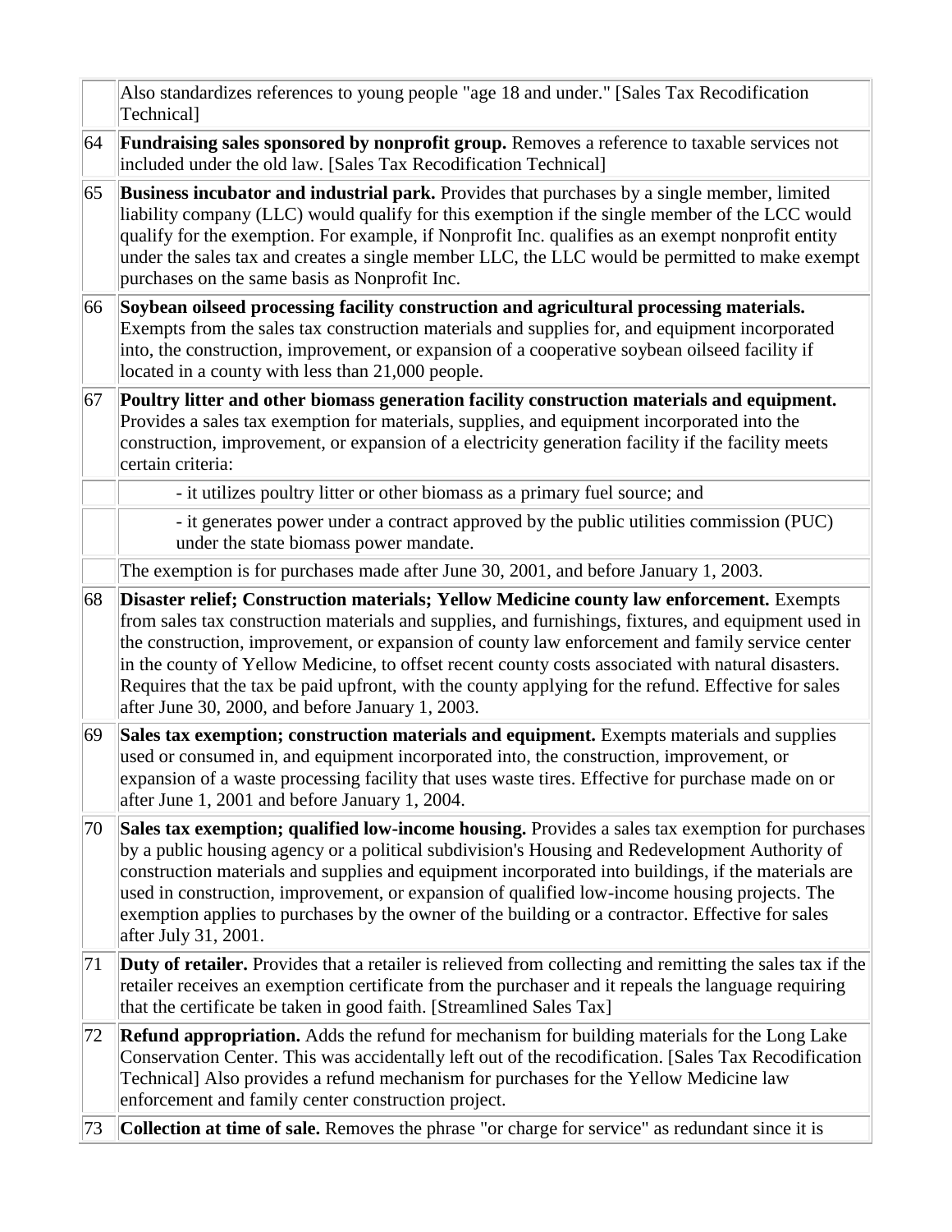| | |
|---|---|
| | Also standardizes references to young people "age 18 and under." [Sales Tax Recodification Technical] |
| 64 | **Fundraising sales sponsored by nonprofit group.** Removes a reference to taxable services not included under the old law. [Sales Tax Recodification Technical] |
| 65 | **Business incubator and industrial park.** Provides that purchases by a single member, limited liability company (LLC) would qualify for this exemption if the single member of the LCC would qualify for the exemption. For example, if Nonprofit Inc. qualifies as an exempt nonprofit entity under the sales tax and creates a single member LLC, the LLC would be permitted to make exempt purchases on the same basis as Nonprofit Inc. |
| 66 | **Soybean oilseed processing facility construction and agricultural processing materials.** Exempts from the sales tax construction materials and supplies for, and equipment incorporated into, the construction, improvement, or expansion of a cooperative soybean oilseed facility if located in a county with less than 21,000 people. |
| 67 | **Poultry litter and other biomass generation facility construction materials and equipment.** Provides a sales tax exemption for materials, supplies, and equipment incorporated into the construction, improvement, or expansion of a electricity generation facility if the facility meets certain criteria: |
| | - it utilizes poultry litter or other biomass as a primary fuel source; and |
| | - it generates power under a contract approved by the public utilities commission (PUC) under the state biomass power mandate. |
| | The exemption is for purchases made after June 30, 2001, and before January 1, 2003. |
| 68 | **Disaster relief; Construction materials; Yellow Medicine county law enforcement.** Exempts from sales tax construction materials and supplies, and furnishings, fixtures, and equipment used in the construction, improvement, or expansion of county law enforcement and family service center in the county of Yellow Medicine, to offset recent county costs associated with natural disasters. Requires that the tax be paid upfront, with the county applying for the refund. Effective for sales after June 30, 2000, and before January 1, 2003. |
| 69 | **Sales tax exemption; construction materials and equipment.** Exempts materials and supplies used or consumed in, and equipment incorporated into, the construction, improvement, or expansion of a waste processing facility that uses waste tires. Effective for purchase made on or after June 1, 2001 and before January 1, 2004. |
| 70 | **Sales tax exemption; qualified low-income housing.** Provides a sales tax exemption for purchases by a public housing agency or a political subdivision's Housing and Redevelopment Authority of construction materials and supplies and equipment incorporated into buildings, if the materials are used in construction, improvement, or expansion of qualified low-income housing projects. The exemption applies to purchases by the owner of the building or a contractor. Effective for sales after July 31, 2001. |
| 71 | **Duty of retailer.** Provides that a retailer is relieved from collecting and remitting the sales tax if the retailer receives an exemption certificate from the purchaser and it repeals the language requiring that the certificate be taken in good faith. [Streamlined Sales Tax] |
| 72 | **Refund appropriation.** Adds the refund for mechanism for building materials for the Long Lake Conservation Center. This was accidentally left out of the recodification. [Sales Tax Recodification Technical] Also provides a refund mechanism for purchases for the Yellow Medicine law enforcement and family center construction project. |
| 73 | **Collection at time of sale.** Removes the phrase "or charge for service" as redundant since it is |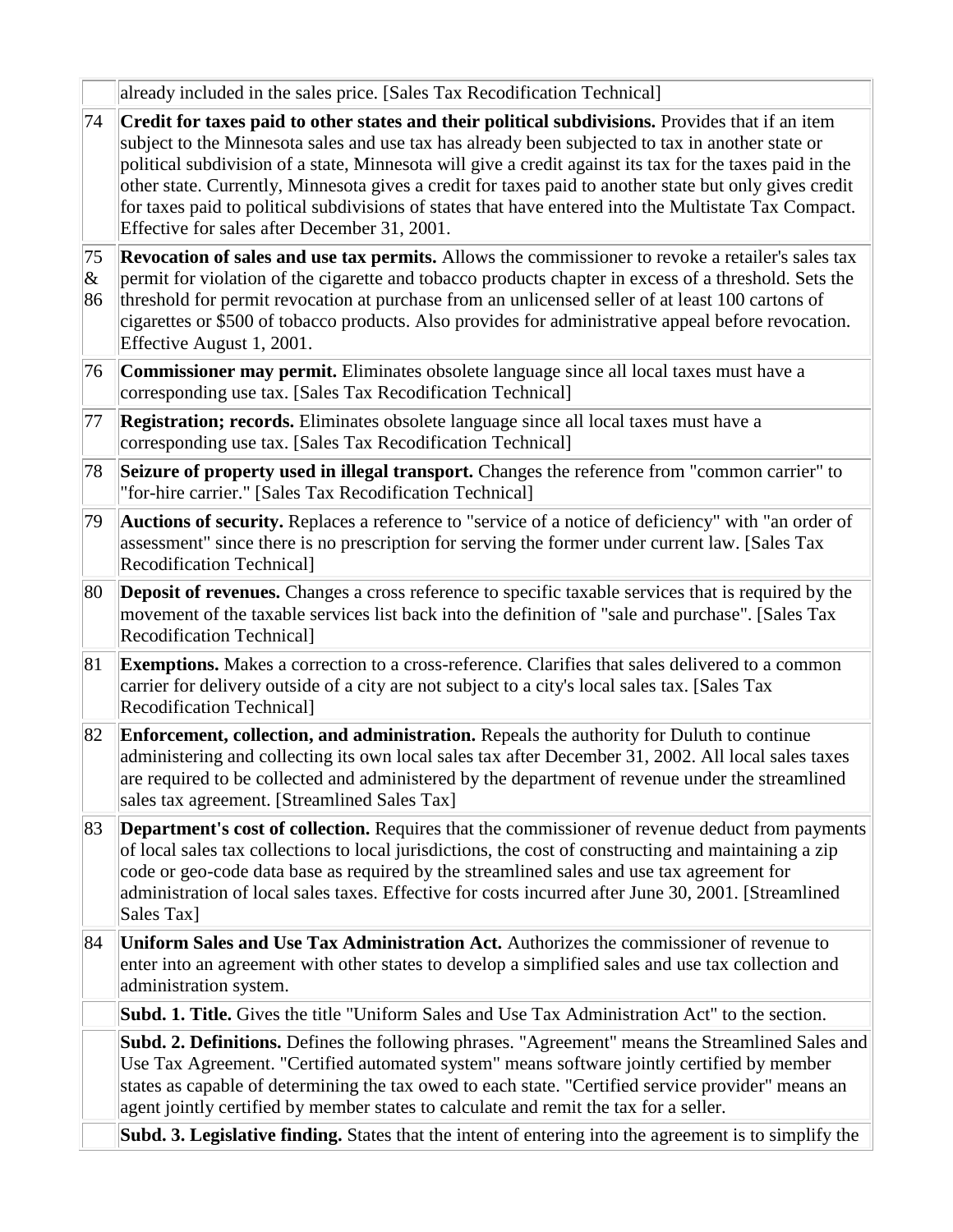| | |
|---|---|
| | already included in the sales price. [Sales Tax Recodification Technical] |
| 74 | **Credit for taxes paid to other states and their political subdivisions.** Provides that if an item subject to the Minnesota sales and use tax has already been subjected to tax in another state or political subdivision of a state, Minnesota will give a credit against its tax for the taxes paid in the other state. Currently, Minnesota gives a credit for taxes paid to another state but only gives credit for taxes paid to political subdivisions of states that have entered into the Multistate Tax Compact. Effective for sales after December 31, 2001. |
| 75 & 86 | **Revocation of sales and use tax permits.** Allows the commissioner to revoke a retailer's sales tax permit for violation of the cigarette and tobacco products chapter in excess of a threshold. Sets the threshold for permit revocation at purchase from an unlicensed seller of at least 100 cartons of cigarettes or $500 of tobacco products. Also provides for administrative appeal before revocation. Effective August 1, 2001. |
| 76 | **Commissioner may permit.** Eliminates obsolete language since all local taxes must have a corresponding use tax. [Sales Tax Recodification Technical] |
| 77 | **Registration; records.** Eliminates obsolete language since all local taxes must have a corresponding use tax. [Sales Tax Recodification Technical] |
| 78 | **Seizure of property used in illegal transport.** Changes the reference from "common carrier" to "for-hire carrier." [Sales Tax Recodification Technical] |
| 79 | **Auctions of security.** Replaces a reference to "service of a notice of deficiency" with "an order of assessment" since there is no prescription for serving the former under current law. [Sales Tax Recodification Technical] |
| 80 | **Deposit of revenues.** Changes a cross reference to specific taxable services that is required by the movement of the taxable services list back into the definition of "sale and purchase". [Sales Tax Recodification Technical] |
| 81 | **Exemptions.** Makes a correction to a cross-reference. Clarifies that sales delivered to a common carrier for delivery outside of a city are not subject to a city's local sales tax. [Sales Tax Recodification Technical] |
| 82 | **Enforcement, collection, and administration.** Repeals the authority for Duluth to continue administering and collecting its own local sales tax after December 31, 2002. All local sales taxes are required to be collected and administered by the department of revenue under the streamlined sales tax agreement. [Streamlined Sales Tax] |
| 83 | **Department's cost of collection.** Requires that the commissioner of revenue deduct from payments of local sales tax collections to local jurisdictions, the cost of constructing and maintaining a zip code or geo-code data base as required by the streamlined sales and use tax agreement for administration of local sales taxes. Effective for costs incurred after June 30, 2001. [Streamlined Sales Tax] |
| 84 | **Uniform Sales and Use Tax Administration Act.** Authorizes the commissioner of revenue to enter into an agreement with other states to develop a simplified sales and use tax collection and administration system. |
| | **Subd. 1. Title.** Gives the title "Uniform Sales and Use Tax Administration Act" to the section. |
| | **Subd. 2. Definitions.** Defines the following phrases. "Agreement" means the Streamlined Sales and Use Tax Agreement. "Certified automated system" means software jointly certified by member states as capable of determining the tax owed to each state. "Certified service provider" means an agent jointly certified by member states to calculate and remit the tax for a seller. |
| | **Subd. 3. Legislative finding.** States that the intent of entering into the agreement is to simplify the |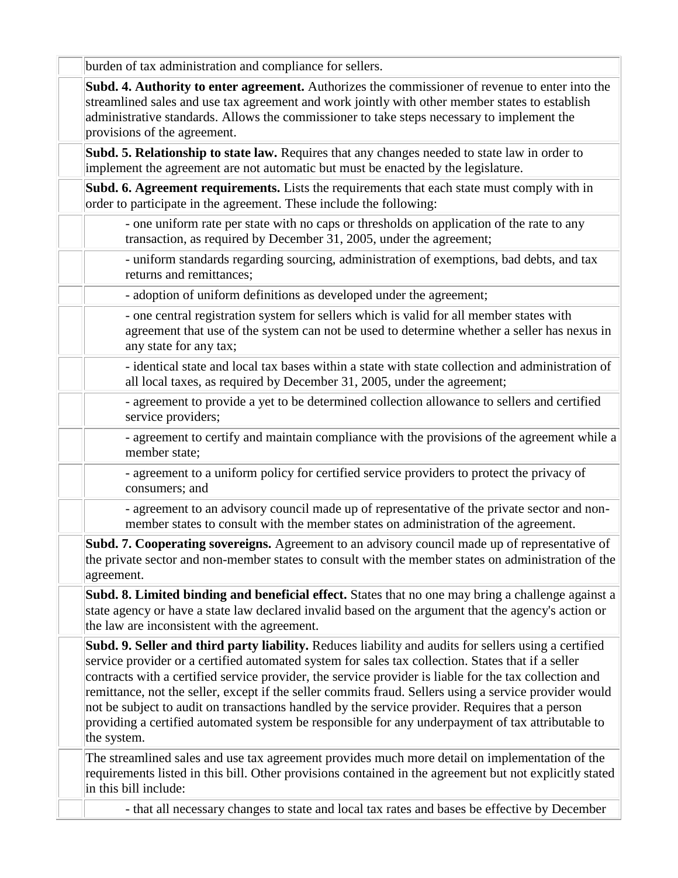burden of tax administration and compliance for sellers.

**Subd. 4. Authority to enter agreement.** Authorizes the commissioner of revenue to enter into the streamlined sales and use tax agreement and work jointly with other member states to establish administrative standards. Allows the commissioner to take steps necessary to implement the provisions of the agreement.

**Subd. 5. Relationship to state law.** Requires that any changes needed to state law in order to implement the agreement are not automatic but must be enacted by the legislature.

**Subd. 6. Agreement requirements.** Lists the requirements that each state must comply with in order to participate in the agreement. These include the following:

- one uniform rate per state with no caps or thresholds on application of the rate to any transaction, as required by December 31, 2005, under the agreement;
- uniform standards regarding sourcing, administration of exemptions, bad debts, and tax returns and remittances;
- adoption of uniform definitions as developed under the agreement;
- one central registration system for sellers which is valid for all member states with agreement that use of the system can not be used to determine whether a seller has nexus in any state for any tax;
- identical state and local tax bases within a state with state collection and administration of all local taxes, as required by December 31, 2005, under the agreement;
- agreement to provide a yet to be determined collection allowance to sellers and certified service providers;
- agreement to certify and maintain compliance with the provisions of the agreement while a member state;
- agreement to a uniform policy for certified service providers to protect the privacy of consumers; and
- agreement to an advisory council made up of representative of the private sector and non-member states to consult with the member states on administration of the agreement.

**Subd. 7. Cooperating sovereigns.** Agreement to an advisory council made up of representative of the private sector and non-member states to consult with the member states on administration of the agreement.

**Subd. 8. Limited binding and beneficial effect.** States that no one may bring a challenge against a state agency or have a state law declared invalid based on the argument that the agency's action or the law are inconsistent with the agreement.

**Subd. 9. Seller and third party liability.** Reduces liability and audits for sellers using a certified service provider or a certified automated system for sales tax collection. States that if a seller contracts with a certified service provider, the service provider is liable for the tax collection and remittance, not the seller, except if the seller commits fraud. Sellers using a service provider would not be subject to audit on transactions handled by the service provider. Requires that a person providing a certified automated system be responsible for any underpayment of tax attributable to the system.

The streamlined sales and use tax agreement provides much more detail on implementation of the requirements listed in this bill. Other provisions contained in the agreement but not explicitly stated in this bill include:

- that all necessary changes to state and local tax rates and bases be effective by December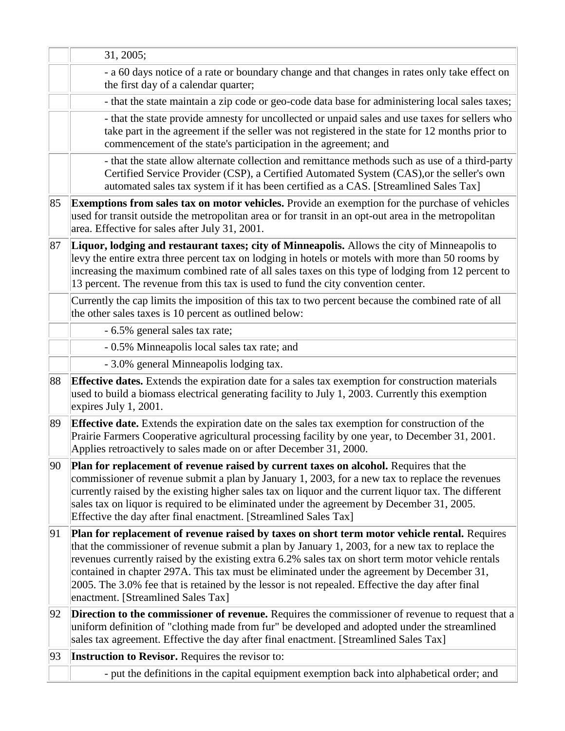| | |
|---|---|
| | 31, 2005; |
| | - a 60 days notice of a rate or boundary change and that changes in rates only take effect on the first day of a calendar quarter; |
| | - that the state maintain a zip code or geo-code data base for administering local sales taxes; |
| | - that the state provide amnesty for uncollected or unpaid sales and use taxes for sellers who take part in the agreement if the seller was not registered in the state for 12 months prior to commencement of the state's participation in the agreement; and |
| | - that the state allow alternate collection and remittance methods such as use of a third-party Certified Service Provider (CSP), a Certified Automated System (CAS),or the seller's own automated sales tax system if it has been certified as a CAS. [Streamlined Sales Tax] |
| 85 | **Exemptions from sales tax on motor vehicles.** Provide an exemption for the purchase of vehicles used for transit outside the metropolitan area or for transit in an opt-out area in the metropolitan area. Effective for sales after July 31, 2001. |
| 87 | **Liquor, lodging and restaurant taxes; city of Minneapolis.** Allows the city of Minneapolis to levy the entire extra three percent tax on lodging in hotels or motels with more than 50 rooms by increasing the maximum combined rate of all sales taxes on this type of lodging from 12 percent to 13 percent. The revenue from this tax is used to fund the city convention center. |
| | Currently the cap limits the imposition of this tax to two percent because the combined rate of all the other sales taxes is 10 percent as outlined below: |
| | - 6.5% general sales tax rate; |
| | - 0.5% Minneapolis local sales tax rate; and |
| | - 3.0% general Minneapolis lodging tax. |
| 88 | **Effective dates.** Extends the expiration date for a sales tax exemption for construction materials used to build a biomass electrical generating facility to July 1, 2003. Currently this exemption expires July 1, 2001. |
| 89 | **Effective date.** Extends the expiration date on the sales tax exemption for construction of the Prairie Farmers Cooperative agricultural processing facility by one year, to December 31, 2001. Applies retroactively to sales made on or after December 31, 2000. |
| 90 | **Plan for replacement of revenue raised by current taxes on alcohol.** Requires that the commissioner of revenue submit a plan by January 1, 2003, for a new tax to replace the revenues currently raised by the existing higher sales tax on liquor and the current liquor tax. The different sales tax on liquor is required to be eliminated under the agreement by December 31, 2005. Effective the day after final enactment. [Streamlined Sales Tax] |
| 91 | **Plan for replacement of revenue raised by taxes on short term motor vehicle rental.** Requires that the commissioner of revenue submit a plan by January 1, 2003, for a new tax to replace the revenues currently raised by the existing extra 6.2% sales tax on short term motor vehicle rentals contained in chapter 297A. This tax must be eliminated under the agreement by December 31, 2005. The 3.0% fee that is retained by the lessor is not repealed. Effective the day after final enactment. [Streamlined Sales Tax] |
| 92 | **Direction to the commissioner of revenue.** Requires the commissioner of revenue to request that a uniform definition of "clothing made from fur" be developed and adopted under the streamlined sales tax agreement. Effective the day after final enactment. [Streamlined Sales Tax] |
| 93 | **Instruction to Revisor.** Requires the revisor to: |
| | - put the definitions in the capital equipment exemption back into alphabetical order; and |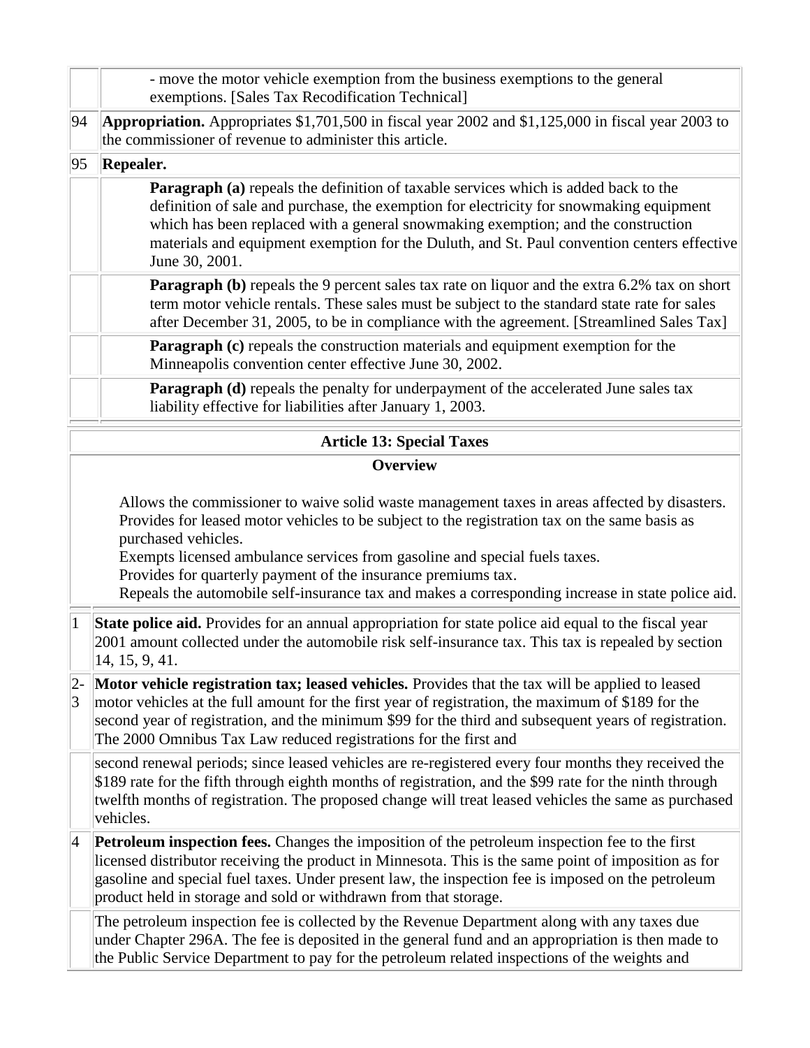| | |
|---|---|
| | - move the motor vehicle exemption from the business exemptions to the general exemptions. [Sales Tax Recodification Technical] |
| 94 | **Appropriation.** Appropriates $1,701,500 in fiscal year 2002 and $1,125,000 in fiscal year 2003 to the commissioner of revenue to administer this article. |
| 95 | **Repealer.** |
| | **Paragraph (a)** repeals the definition of taxable services which is added back to the definition of sale and purchase, the exemption for electricity for snowmaking equipment which has been replaced with a general snowmaking exemption; and the construction materials and equipment exemption for the Duluth, and St. Paul convention centers effective June 30, 2001. |
| | **Paragraph (b)** repeals the 9 percent sales tax rate on liquor and the extra 6.2% tax on short term motor vehicle rentals. These sales must be subject to the standard state rate for sales after December 31, 2005, to be in compliance with the agreement. [Streamlined Sales Tax] |
| | **Paragraph (c)** repeals the construction materials and equipment exemption for the Minneapolis convention center effective June 30, 2002. |
| | **Paragraph (d)** repeals the penalty for underpayment of the accelerated June sales tax liability effective for liabilities after January 1, 2003. |

## Article 13: Special Taxes

### Overview

Allows the commissioner to waive solid waste management taxes in areas affected by disasters.
Provides for leased motor vehicles to be subject to the registration tax on the same basis as purchased vehicles.
Exempts licensed ambulance services from gasoline and special fuels taxes.
Provides for quarterly payment of the insurance premiums tax.
Repeals the automobile self-insurance tax and makes a corresponding increase in state police aid.

| | |
|---|---|
| 1 | **State police aid.** Provides for an annual appropriation for state police aid equal to the fiscal year 2001 amount collected under the automobile risk self-insurance tax. This tax is repealed by section 14, 15, 9, 41. |
| 2-3 | **Motor vehicle registration tax; leased vehicles.** Provides that the tax will be applied to leased motor vehicles at the full amount for the first year of registration, the maximum of $189 for the second year of registration, and the minimum $99 for the third and subsequent years of registration. The 2000 Omnibus Tax Law reduced registrations for the first and |
| | second renewal periods; since leased vehicles are re-registered every four months they received the $189 rate for the fifth through eighth months of registration, and the $99 rate for the ninth through twelfth months of registration. The proposed change will treat leased vehicles the same as purchased vehicles. |
| 4 | **Petroleum inspection fees.** Changes the imposition of the petroleum inspection fee to the first licensed distributor receiving the product in Minnesota. This is the same point of imposition as for gasoline and special fuel taxes. Under present law, the inspection fee is imposed on the petroleum product held in storage and sold or withdrawn from that storage. |
| | The petroleum inspection fee is collected by the Revenue Department along with any taxes due under Chapter 296A. The fee is deposited in the general fund and an appropriation is then made to the Public Service Department to pay for the petroleum related inspections of the weights and |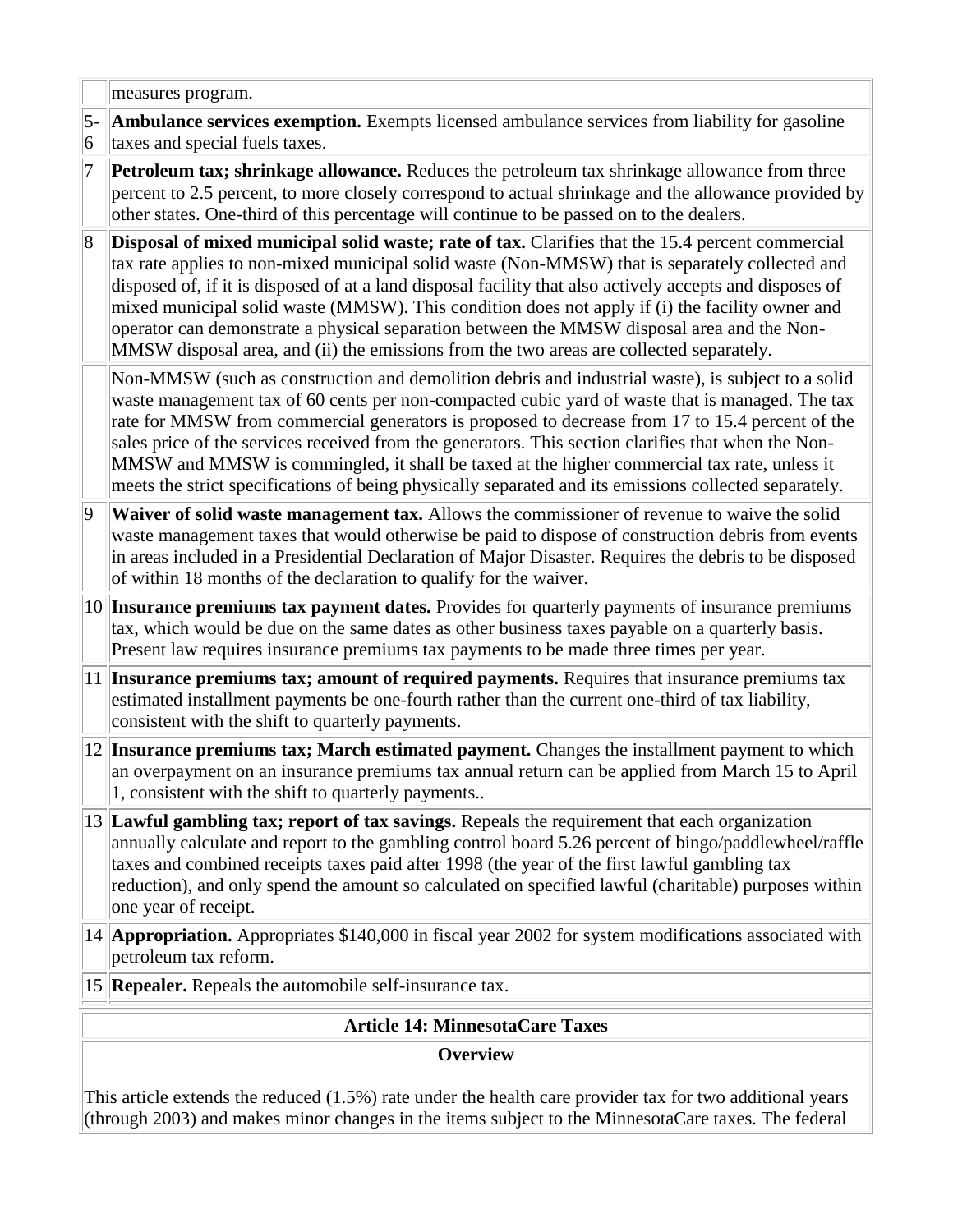| | |
|---|---|
| | measures program. |
| 5-6 | **Ambulance services exemption.** Exempts licensed ambulance services from liability for gasoline taxes and special fuels taxes. |
| 7 | **Petroleum tax; shrinkage allowance.** Reduces the petroleum tax shrinkage allowance from three percent to 2.5 percent, to more closely correspond to actual shrinkage and the allowance provided by other states. One-third of this percentage will continue to be passed on to the dealers. |
| 8 | **Disposal of mixed municipal solid waste; rate of tax.** Clarifies that the 15.4 percent commercial tax rate applies to non-mixed municipal solid waste (Non-MMSW) that is separately collected and disposed of, if it is disposed of at a land disposal facility that also actively accepts and disposes of mixed municipal solid waste (MMSW). This condition does not apply if (i) the facility owner and operator can demonstrate a physical separation between the MMSW disposal area and the Non-MMSW disposal area, and (ii) the emissions from the two areas are collected separately. |
| | Non-MMSW (such as construction and demolition debris and industrial waste), is subject to a solid waste management tax of 60 cents per non-compacted cubic yard of waste that is managed. The tax rate for MMSW from commercial generators is proposed to decrease from 17 to 15.4 percent of the sales price of the services received from the generators. This section clarifies that when the Non-MMSW and MMSW is commingled, it shall be taxed at the higher commercial tax rate, unless it meets the strict specifications of being physically separated and its emissions collected separately. |
| 9 | **Waiver of solid waste management tax.** Allows the commissioner of revenue to waive the solid waste management taxes that would otherwise be paid to dispose of construction debris from events in areas included in a Presidential Declaration of Major Disaster. Requires the debris to be disposed of within 18 months of the declaration to qualify for the waiver. |
| 10 | **Insurance premiums tax payment dates.** Provides for quarterly payments of insurance premiums tax, which would be due on the same dates as other business taxes payable on a quarterly basis. Present law requires insurance premiums tax payments to be made three times per year. |
| 11 | **Insurance premiums tax; amount of required payments.** Requires that insurance premiums tax estimated installment payments be one-fourth rather than the current one-third of tax liability, consistent with the shift to quarterly payments. |
| 12 | **Insurance premiums tax; March estimated payment.** Changes the installment payment to which an overpayment on an insurance premiums tax annual return can be applied from March 15 to April 1, consistent with the shift to quarterly payments.. |
| 13 | **Lawful gambling tax; report of tax savings.** Repeals the requirement that each organization annually calculate and report to the gambling control board 5.26 percent of bingo/paddlewheel/raffle taxes and combined receipts taxes paid after 1998 (the year of the first lawful gambling tax reduction), and only spend the amount so calculated on specified lawful (charitable) purposes within one year of receipt. |
| 14 | **Appropriation.** Appropriates $140,000 in fiscal year 2002 for system modifications associated with petroleum tax reform. |
| 15 | **Repealer.** Repeals the automobile self-insurance tax. |

## Article 14: MinnesotaCare Taxes

### Overview

This article extends the reduced (1.5%) rate under the health care provider tax for two additional years (through 2003) and makes minor changes in the items subject to the MinnesotaCare taxes. The federal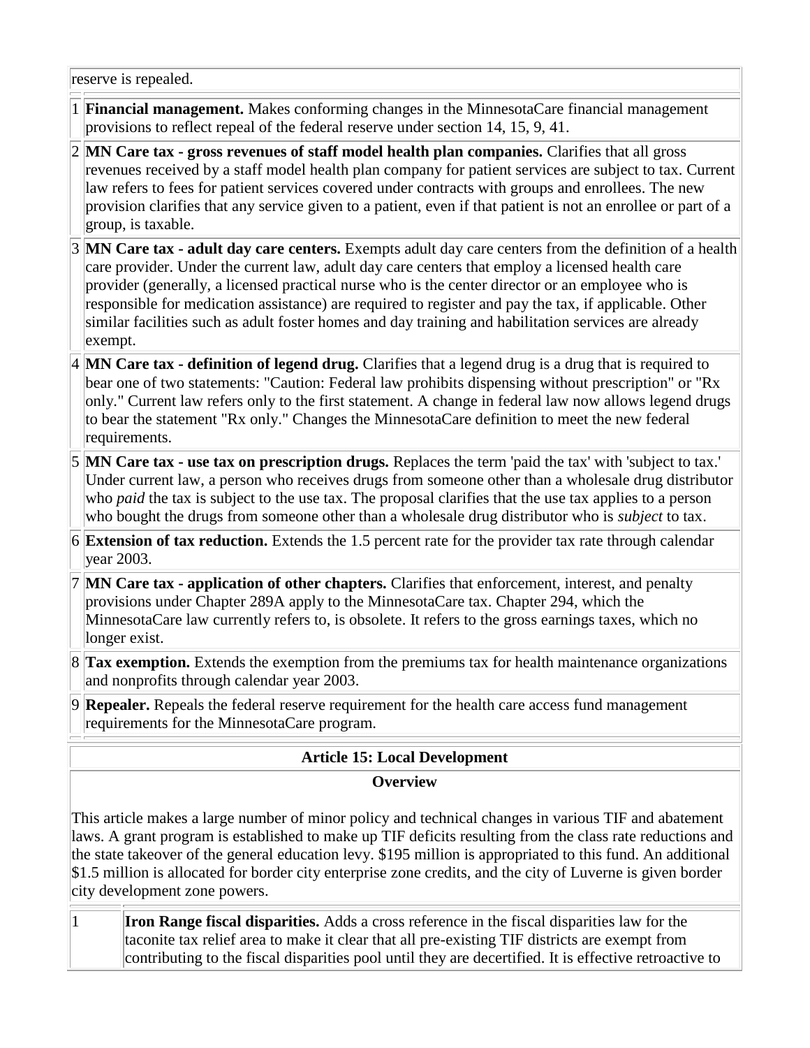reserve is repealed.

| | |
|---|---|
| 1 | **Financial management.** Makes conforming changes in the MinnesotaCare financial management provisions to reflect repeal of the federal reserve under section 14, 15, 9, 41. |
| 2 | **MN Care tax - gross revenues of staff model health plan companies.** Clarifies that all gross revenues received by a staff model health plan company for patient services are subject to tax. Current law refers to fees for patient services covered under contracts with groups and enrollees. The new provision clarifies that any service given to a patient, even if that patient is not an enrollee or part of a group, is taxable. |
| 3 | **MN Care tax - adult day care centers.** Exempts adult day care centers from the definition of a health care provider. Under the current law, adult day care centers that employ a licensed health care provider (generally, a licensed practical nurse who is the center director or an employee who is responsible for medication assistance) are required to register and pay the tax, if applicable. Other similar facilities such as adult foster homes and day training and habilitation services are already exempt. |
| 4 | **MN Care tax - definition of legend drug.** Clarifies that a legend drug is a drug that is required to bear one of two statements: "Caution: Federal law prohibits dispensing without prescription" or "Rx only." Current law refers only to the first statement. A change in federal law now allows legend drugs to bear the statement "Rx only." Changes the MinnesotaCare definition to meet the new federal requirements. |
| 5 | **MN Care tax - use tax on prescription drugs.** Replaces the term 'paid the tax' with 'subject to tax.' Under current law, a person who receives drugs from someone other than a wholesale drug distributor who *paid* the tax is subject to the use tax. The proposal clarifies that the use tax applies to a person who bought the drugs from someone other than a wholesale drug distributor who is *subject* to tax. |
| 6 | **Extension of tax reduction.** Extends the 1.5 percent rate for the provider tax rate through calendar year 2003. |
| 7 | **MN Care tax - application of other chapters.** Clarifies that enforcement, interest, and penalty provisions under Chapter 289A apply to the MinnesotaCare tax. Chapter 294, which the MinnesotaCare law currently refers to, is obsolete. It refers to the gross earnings taxes, which no longer exist. |
| 8 | **Tax exemption.** Extends the exemption from the premiums tax for health maintenance organizations and nonprofits through calendar year 2003. |
| 9 | **Repealer.** Repeals the federal reserve requirement for the health care access fund management requirements for the MinnesotaCare program. |

## Article 15: Local Development

### Overview

This article makes a large number of minor policy and technical changes in various TIF and abatement laws. A grant program is established to make up TIF deficits resulting from the class rate reductions and the state takeover of the general education levy. $195 million is appropriated to this fund. An additional $1.5 million is allocated for border city enterprise zone credits, and the city of Luverne is given border city development zone powers.

| | |
|---|---|
| 1 | **Iron Range fiscal disparities.** Adds a cross reference in the fiscal disparities law for the taconite tax relief area to make it clear that all pre-existing TIF districts are exempt from contributing to the fiscal disparities pool until they are decertified. It is effective retroactive to |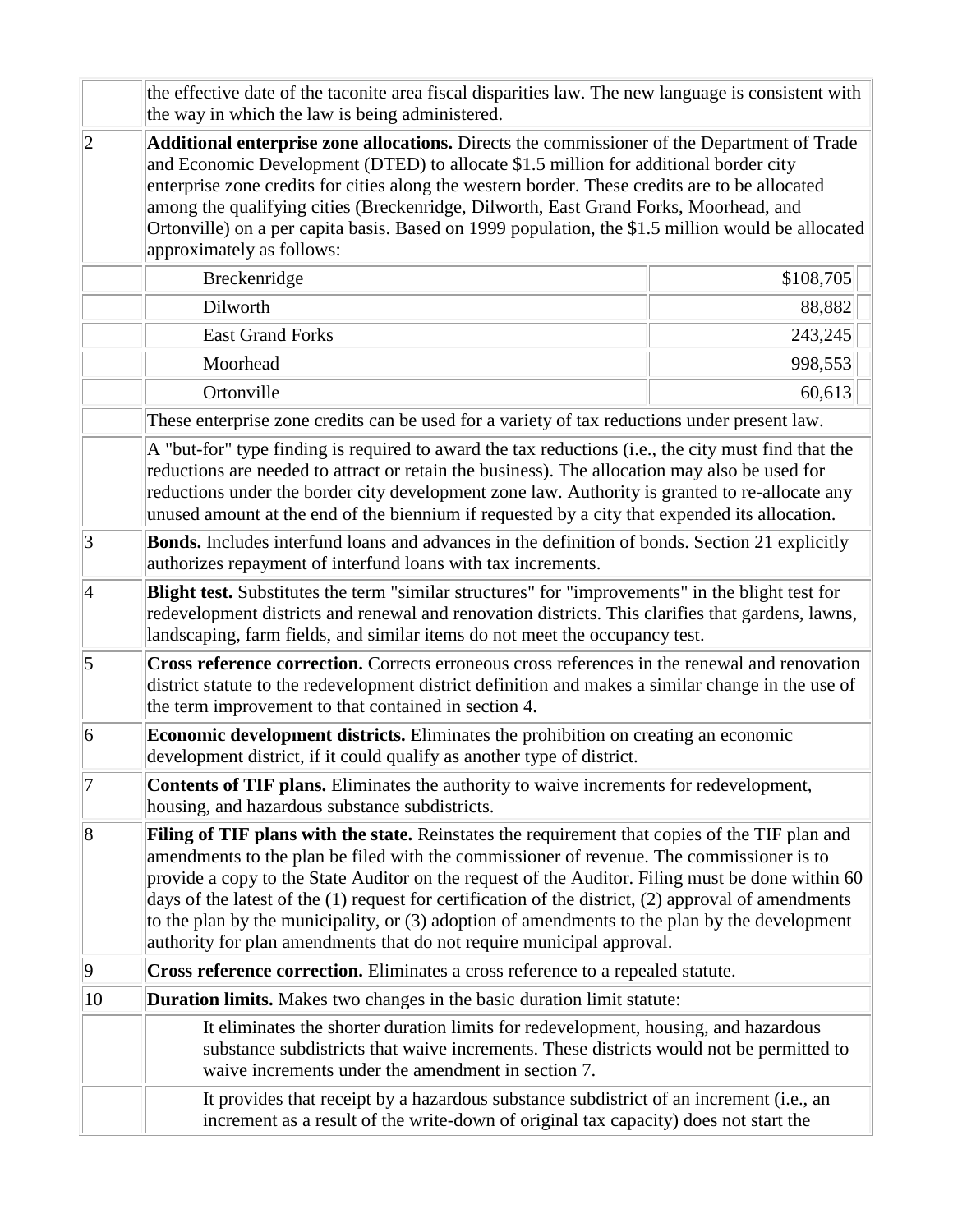| | |
|---|---|
| | the effective date of the taconite area fiscal disparities law. The new language is consistent with the way in which the law is being administered. |
| 2 | **Additional enterprise zone allocations.** Directs the commissioner of the Department of Trade and Economic Development (DTED) to allocate $1.5 million for additional border city enterprise zone credits for cities along the western border. These credits are to be allocated among the qualifying cities (Breckenridge, Dilworth, East Grand Forks, Moorhead, and Ortonville) on a per capita basis. Based on 1999 population, the $1.5 million would be allocated approximately as follows: |
| | Breckenridge — $108,705 |
| | Dilworth — 88,882 |
| | East Grand Forks — 243,245 |
| | Moorhead — 998,553 |
| | Ortonville — 60,613 |
| | These enterprise zone credits can be used for a variety of tax reductions under present law. |
| | A "but-for" type finding is required to award the tax reductions (i.e., the city must find that the reductions are needed to attract or retain the business). The allocation may also be used for reductions under the border city development zone law. Authority is granted to re-allocate any unused amount at the end of the biennium if requested by a city that expended its allocation. |
| 3 | **Bonds.** Includes interfund loans and advances in the definition of bonds. Section 21 explicitly authorizes repayment of interfund loans with tax increments. |
| 4 | **Blight test.** Substitutes the term "similar structures" for "improvements" in the blight test for redevelopment districts and renewal and renovation districts. This clarifies that gardens, lawns, landscaping, farm fields, and similar items do not meet the occupancy test. |
| 5 | **Cross reference correction.** Corrects erroneous cross references in the renewal and renovation district statute to the redevelopment district definition and makes a similar change in the use of the term improvement to that contained in section 4. |
| 6 | **Economic development districts.** Eliminates the prohibition on creating an economic development district, if it could qualify as another type of district. |
| 7 | **Contents of TIF plans.** Eliminates the authority to waive increments for redevelopment, housing, and hazardous substance subdistricts. |
| 8 | **Filing of TIF plans with the state.** Reinstates the requirement that copies of the TIF plan and amendments to the plan be filed with the commissioner of revenue. The commissioner is to provide a copy to the State Auditor on the request of the Auditor. Filing must be done within 60 days of the latest of the (1) request for certification of the district, (2) approval of amendments to the plan by the municipality, or (3) adoption of amendments to the plan by the development authority for plan amendments that do not require municipal approval. |
| 9 | **Cross reference correction.** Eliminates a cross reference to a repealed statute. |
| 10 | **Duration limits.** Makes two changes in the basic duration limit statute: |
| | It eliminates the shorter duration limits for redevelopment, housing, and hazardous substance subdistricts that waive increments. These districts would not be permitted to waive increments under the amendment in section 7. |
| | It provides that receipt by a hazardous substance subdistrict of an increment (i.e., an increment as a result of the write-down of original tax capacity) does not start the |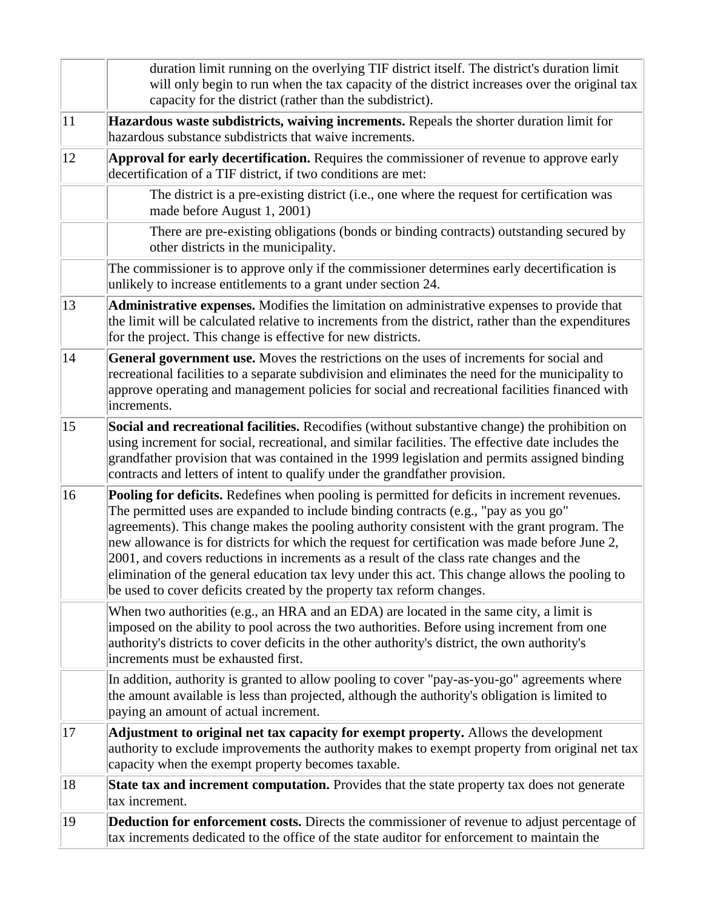| | |
|---|---|
| | duration limit running on the overlying TIF district itself. The district's duration limit will only begin to run when the tax capacity of the district increases over the original tax capacity for the district (rather than the subdistrict). |
| 11 | **Hazardous waste subdistricts, waiving increments.** Repeals the shorter duration limit for hazardous substance subdistricts that waive increments. |
| 12 | **Approval for early decertification.** Requires the commissioner of revenue to approve early decertification of a TIF district, if two conditions are met: |
| | The district is a pre-existing district (i.e., one where the request for certification was made before August 1, 2001) |
| | There are pre-existing obligations (bonds or binding contracts) outstanding secured by other districts in the municipality. |
| | The commissioner is to approve only if the commissioner determines early decertification is unlikely to increase entitlements to a grant under section 24. |
| 13 | **Administrative expenses.** Modifies the limitation on administrative expenses to provide that the limit will be calculated relative to increments from the district, rather than the expenditures for the project. This change is effective for new districts. |
| 14 | **General government use.** Moves the restrictions on the uses of increments for social and recreational facilities to a separate subdivision and eliminates the need for the municipality to approve operating and management policies for social and recreational facilities financed with increments. |
| 15 | **Social and recreational facilities.** Recodifies (without substantive change) the prohibition on using increment for social, recreational, and similar facilities. The effective date includes the grandfather provision that was contained in the 1999 legislation and permits assigned binding contracts and letters of intent to qualify under the grandfather provision. |
| 16 | **Pooling for deficits.** Redefines when pooling is permitted for deficits in increment revenues. The permitted uses are expanded to include binding contracts (e.g., "pay as you go" agreements). This change makes the pooling authority consistent with the grant program. The new allowance is for districts for which the request for certification was made before June 2, 2001, and covers reductions in increments as a result of the class rate changes and the elimination of the general education tax levy under this act. This change allows the pooling to be used to cover deficits created by the property tax reform changes. |
| | When two authorities (e.g., an HRA and an EDA) are located in the same city, a limit is imposed on the ability to pool across the two authorities. Before using increment from one authority's districts to cover deficits in the other authority's district, the own authority's increments must be exhausted first. |
| | In addition, authority is granted to allow pooling to cover "pay-as-you-go" agreements where the amount available is less than projected, although the authority's obligation is limited to paying an amount of actual increment. |
| 17 | **Adjustment to original net tax capacity for exempt property.** Allows the development authority to exclude improvements the authority makes to exempt property from original net tax capacity when the exempt property becomes taxable. |
| 18 | **State tax and increment computation.** Provides that the state property tax does not generate tax increment. |
| 19 | **Deduction for enforcement costs.** Directs the commissioner of revenue to adjust percentage of tax increments dedicated to the office of the state auditor for enforcement to maintain the |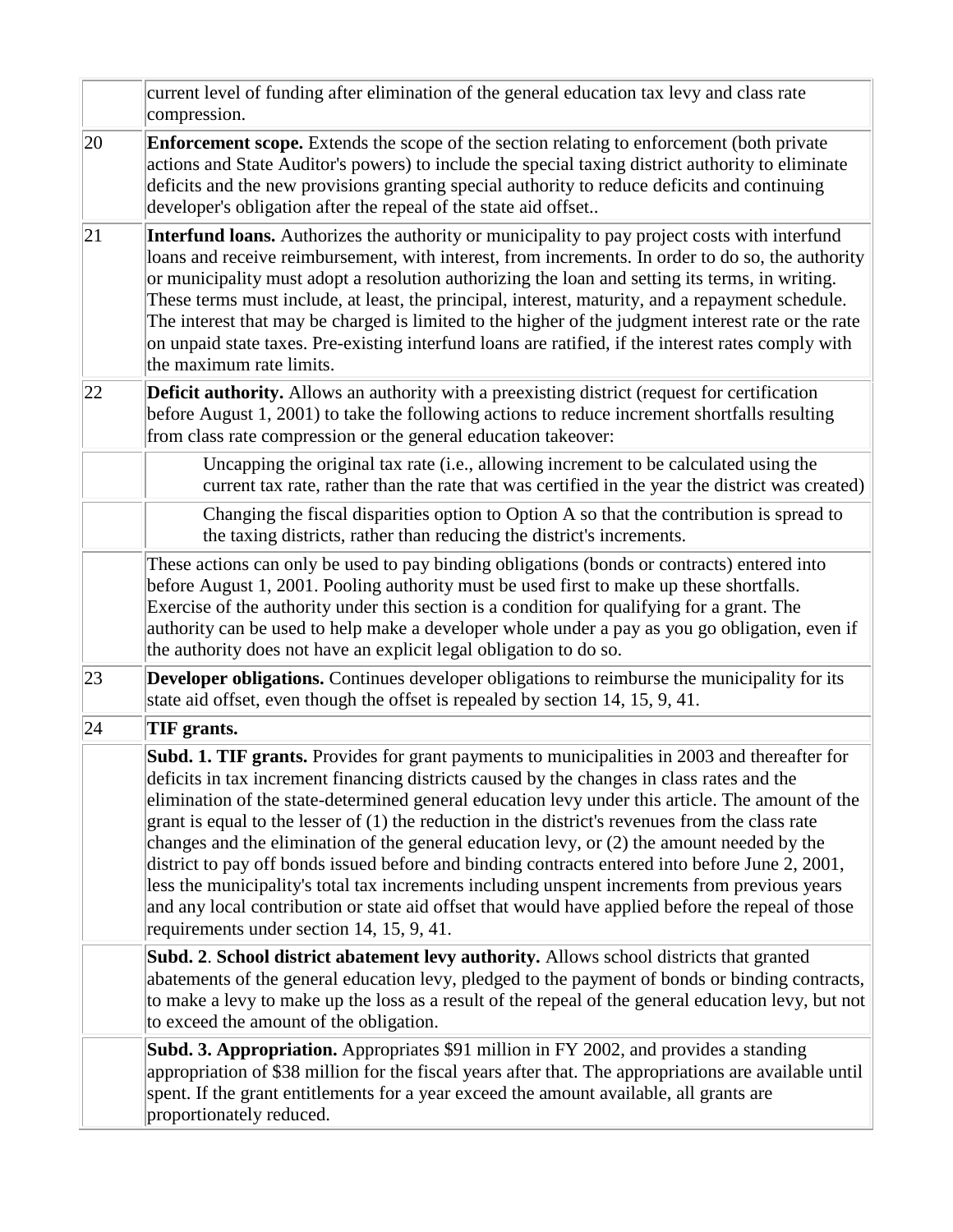| | |
|---|---|
| | current level of funding after elimination of the general education tax levy and class rate compression. |
| 20 | **Enforcement scope.** Extends the scope of the section relating to enforcement (both private actions and State Auditor's powers) to include the special taxing district authority to eliminate deficits and the new provisions granting special authority to reduce deficits and continuing developer's obligation after the repeal of the state aid offset.. |
| 21 | **Interfund loans.** Authorizes the authority or municipality to pay project costs with interfund loans and receive reimbursement, with interest, from increments. In order to do so, the authority or municipality must adopt a resolution authorizing the loan and setting its terms, in writing. These terms must include, at least, the principal, interest, maturity, and a repayment schedule. The interest that may be charged is limited to the higher of the judgment interest rate or the rate on unpaid state taxes. Pre-existing interfund loans are ratified, if the interest rates comply with the maximum rate limits. |
| 22 | **Deficit authority.** Allows an authority with a preexisting district (request for certification before August 1, 2001) to take the following actions to reduce increment shortfalls resulting from class rate compression or the general education takeover: |
| | Uncapping the original tax rate (i.e., allowing increment to be calculated using the current tax rate, rather than the rate that was certified in the year the district was created) |
| | Changing the fiscal disparities option to Option A so that the contribution is spread to the taxing districts, rather than reducing the district's increments. |
| | These actions can only be used to pay binding obligations (bonds or contracts) entered into before August 1, 2001. Pooling authority must be used first to make up these shortfalls. Exercise of the authority under this section is a condition for qualifying for a grant. The authority can be used to help make a developer whole under a pay as you go obligation, even if the authority does not have an explicit legal obligation to do so. |
| 23 | **Developer obligations.** Continues developer obligations to reimburse the municipality for its state aid offset, even though the offset is repealed by section 14, 15, 9, 41. |
| 24 | **TIF grants.** |
| | **Subd. 1. TIF grants.** Provides for grant payments to municipalities in 2003 and thereafter for deficits in tax increment financing districts caused by the changes in class rates and the elimination of the state-determined general education levy under this article. The amount of the grant is equal to the lesser of (1) the reduction in the district's revenues from the class rate changes and the elimination of the general education levy, or (2) the amount needed by the district to pay off bonds issued before and binding contracts entered into before June 2, 2001, less the municipality's total tax increments including unspent increments from previous years and any local contribution or state aid offset that would have applied before the repeal of those requirements under section 14, 15, 9, 41. |
| | **Subd. 2**. **School district abatement levy authority.** Allows school districts that granted abatements of the general education levy, pledged to the payment of bonds or binding contracts, to make a levy to make up the loss as a result of the repeal of the general education levy, but not to exceed the amount of the obligation. |
| | **Subd. 3. Appropriation.** Appropriates \$91 million in FY 2002, and provides a standing appropriation of \$38 million for the fiscal years after that. The appropriations are available until spent. If the grant entitlements for a year exceed the amount available, all grants are proportionately reduced. |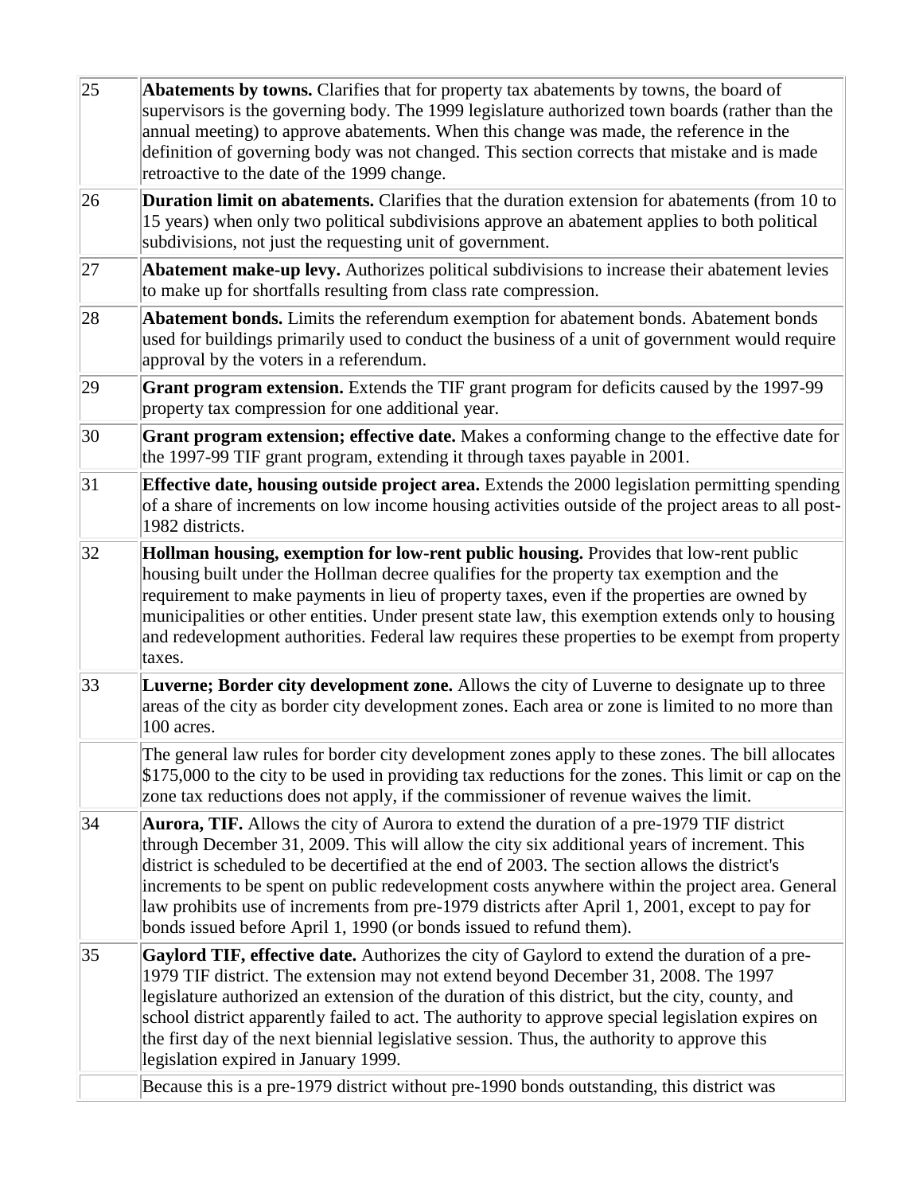| | |
|---|---|
| 25 | **Abatements by towns.** Clarifies that for property tax abatements by towns, the board of supervisors is the governing body. The 1999 legislature authorized town boards (rather than the annual meeting) to approve abatements. When this change was made, the reference in the definition of governing body was not changed. This section corrects that mistake and is made retroactive to the date of the 1999 change. |
| 26 | **Duration limit on abatements.** Clarifies that the duration extension for abatements (from 10 to 15 years) when only two political subdivisions approve an abatement applies to both political subdivisions, not just the requesting unit of government. |
| 27 | **Abatement make-up levy.** Authorizes political subdivisions to increase their abatement levies to make up for shortfalls resulting from class rate compression. |
| 28 | **Abatement bonds.** Limits the referendum exemption for abatement bonds. Abatement bonds used for buildings primarily used to conduct the business of a unit of government would require approval by the voters in a referendum. |
| 29 | **Grant program extension.** Extends the TIF grant program for deficits caused by the 1997-99 property tax compression for one additional year. |
| 30 | **Grant program extension; effective date.** Makes a conforming change to the effective date for the 1997-99 TIF grant program, extending it through taxes payable in 2001. |
| 31 | **Effective date, housing outside project area.** Extends the 2000 legislation permitting spending of a share of increments on low income housing activities outside of the project areas to all post-1982 districts. |
| 32 | **Hollman housing, exemption for low-rent public housing.** Provides that low-rent public housing built under the Hollman decree qualifies for the property tax exemption and the requirement to make payments in lieu of property taxes, even if the properties are owned by municipalities or other entities. Under present state law, this exemption extends only to housing and redevelopment authorities. Federal law requires these properties to be exempt from property taxes. |
| 33 | **Luverne; Border city development zone.** Allows the city of Luverne to designate up to three areas of the city as border city development zones. Each area or zone is limited to no more than 100 acres. |
| | The general law rules for border city development zones apply to these zones. The bill allocates $175,000 to the city to be used in providing tax reductions for the zones. This limit or cap on the zone tax reductions does not apply, if the commissioner of revenue waives the limit. |
| 34 | **Aurora, TIF.** Allows the city of Aurora to extend the duration of a pre-1979 TIF district through December 31, 2009. This will allow the city six additional years of increment. This district is scheduled to be decertified at the end of 2003. The section allows the district's increments to be spent on public redevelopment costs anywhere within the project area. General law prohibits use of increments from pre-1979 districts after April 1, 2001, except to pay for bonds issued before April 1, 1990 (or bonds issued to refund them). |
| 35 | **Gaylord TIF, effective date.** Authorizes the city of Gaylord to extend the duration of a pre-1979 TIF district. The extension may not extend beyond December 31, 2008. The 1997 legislature authorized an extension of the duration of this district, but the city, county, and school district apparently failed to act. The authority to approve special legislation expires on the first day of the next biennial legislative session. Thus, the authority to approve this legislation expired in January 1999. |
| | Because this is a pre-1979 district without pre-1990 bonds outstanding, this district was |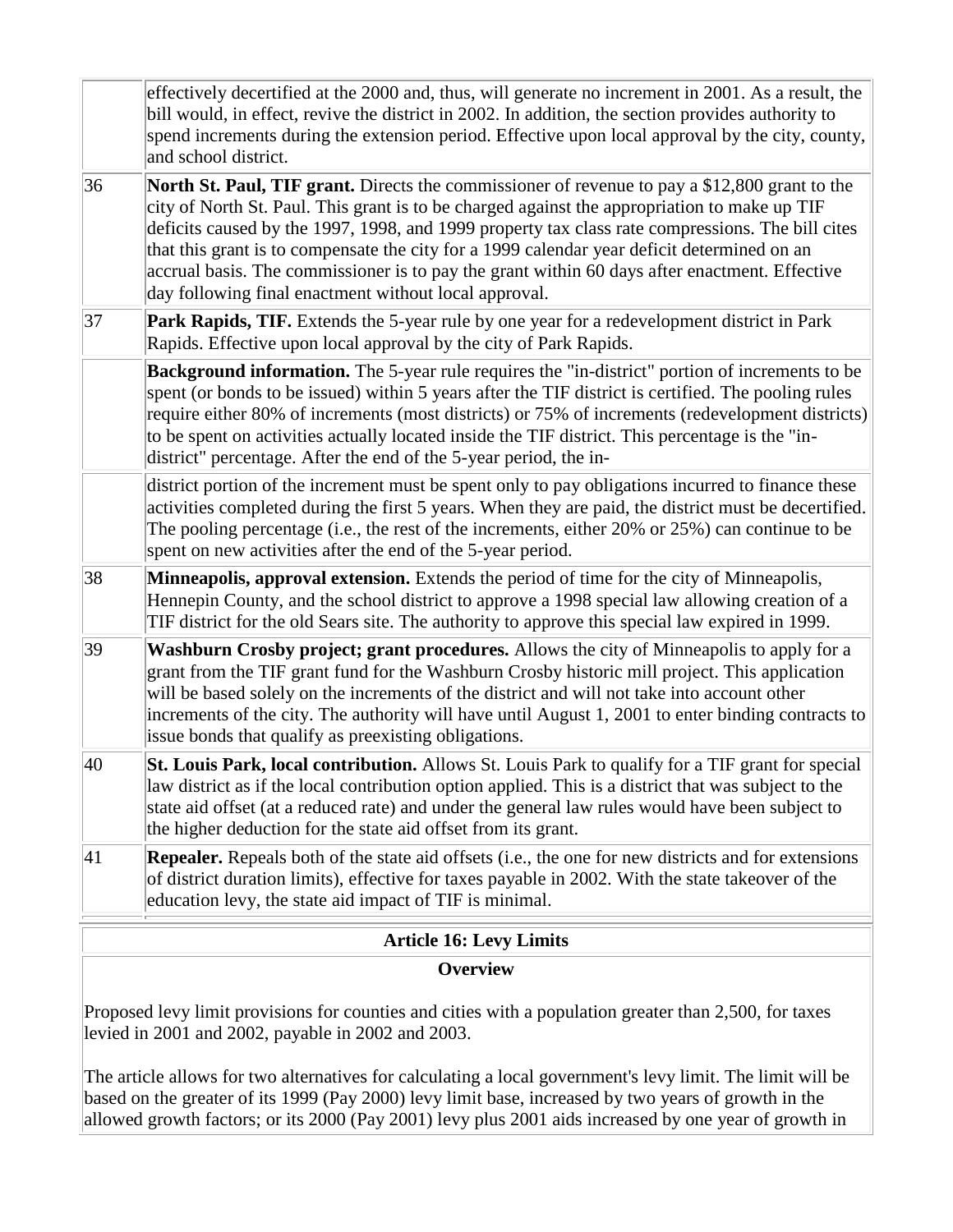| | |
|---|---|
| | effectively decertified at the 2000 and, thus, will generate no increment in 2001. As a result, the bill would, in effect, revive the district in 2002. In addition, the section provides authority to spend increments during the extension period. Effective upon local approval by the city, county, and school district. |
| 36 | **North St. Paul, TIF grant.** Directs the commissioner of revenue to pay a $12,800 grant to the city of North St. Paul. This grant is to be charged against the appropriation to make up TIF deficits caused by the 1997, 1998, and 1999 property tax class rate compressions. The bill cites that this grant is to compensate the city for a 1999 calendar year deficit determined on an accrual basis. The commissioner is to pay the grant within 60 days after enactment. Effective day following final enactment without local approval. |
| 37 | **Park Rapids, TIF.** Extends the 5-year rule by one year for a redevelopment district in Park Rapids. Effective upon local approval by the city of Park Rapids. |
| | **Background information.** The 5-year rule requires the "in-district" portion of increments to be spent (or bonds to be issued) within 5 years after the TIF district is certified. The pooling rules require either 80% of increments (most districts) or 75% of increments (redevelopment districts) to be spent on activities actually located inside the TIF district. This percentage is the "in-district" percentage. After the end of the 5-year period, the in-district portion of the increment must be spent only to pay obligations incurred to finance these activities completed during the first 5 years. When they are paid, the district must be decertified. The pooling percentage (i.e., the rest of the increments, either 20% or 25%) can continue to be spent on new activities after the end of the 5-year period. |
| 38 | **Minneapolis, approval extension.** Extends the period of time for the city of Minneapolis, Hennepin County, and the school district to approve a 1998 special law allowing creation of a TIF district for the old Sears site. The authority to approve this special law expired in 1999. |
| 39 | **Washburn Crosby project; grant procedures.** Allows the city of Minneapolis to apply for a grant from the TIF grant fund for the Washburn Crosby historic mill project. This application will be based solely on the increments of the district and will not take into account other increments of the city. The authority will have until August 1, 2001 to enter binding contracts to issue bonds that qualify as preexisting obligations. |
| 40 | **St. Louis Park, local contribution.** Allows St. Louis Park to qualify for a TIF grant for special law district as if the local contribution option applied. This is a district that was subject to the state aid offset (at a reduced rate) and under the general law rules would have been subject to the higher deduction for the state aid offset from its grant. |
| 41 | **Repealer.** Repeals both of the state aid offsets (i.e., the one for new districts and for extensions of district duration limits), effective for taxes payable in 2002. With the state takeover of the education levy, the state aid impact of TIF is minimal. |

## Article 16: Levy Limits

### Overview

Proposed levy limit provisions for counties and cities with a population greater than 2,500, for taxes levied in 2001 and 2002, payable in 2002 and 2003.

The article allows for two alternatives for calculating a local government's levy limit. The limit will be based on the greater of its 1999 (Pay 2000) levy limit base, increased by two years of growth in the allowed growth factors; or its 2000 (Pay 2001) levy plus 2001 aids increased by one year of growth in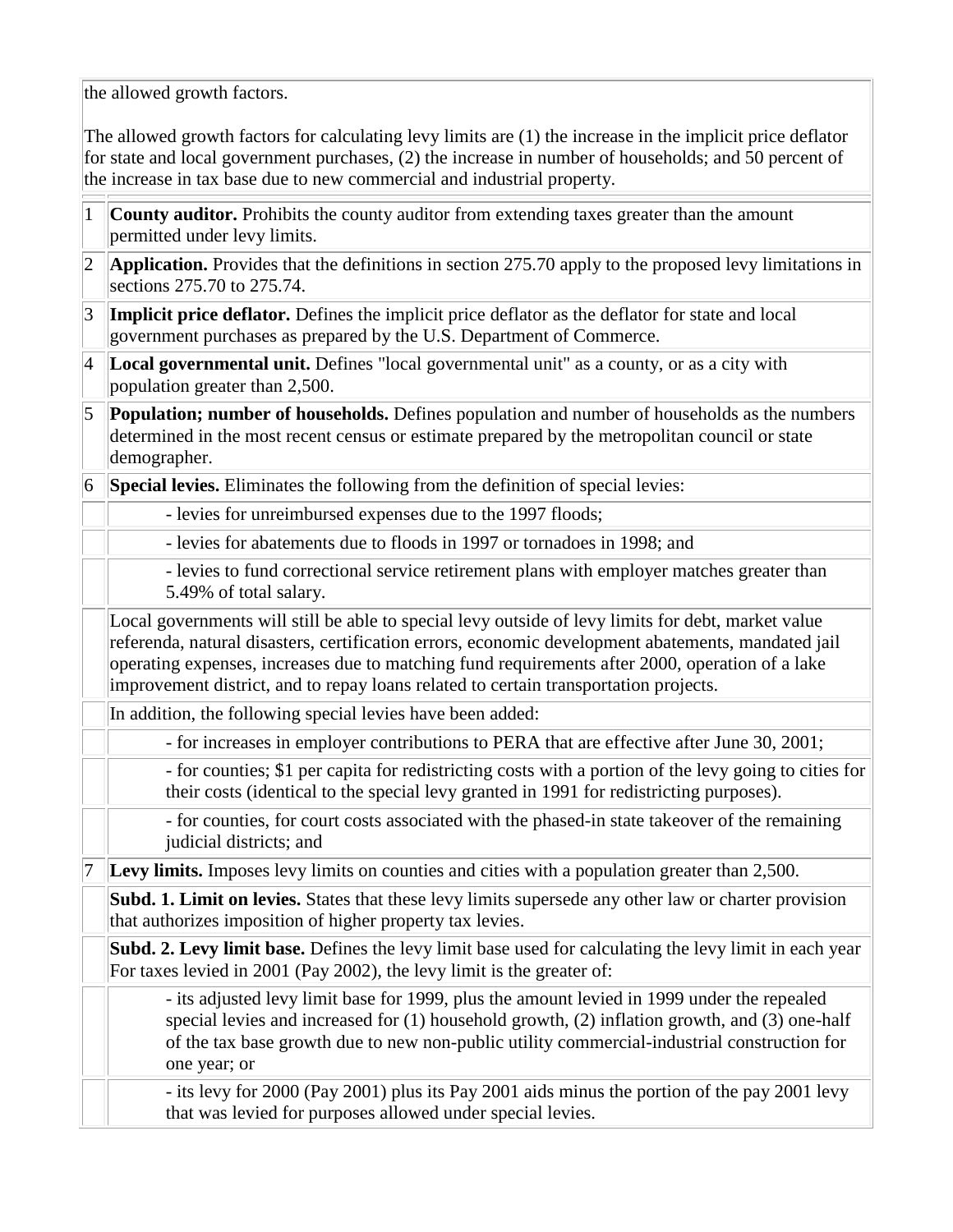the allowed growth factors.

The allowed growth factors for calculating levy limits are (1) the increase in the implicit price deflator for state and local government purchases, (2) the increase in number of households; and 50 percent of the increase in tax base due to new commercial and industrial property.

| | |
|---|---|
| 1 | **County auditor.** Prohibits the county auditor from extending taxes greater than the amount permitted under levy limits. |
| 2 | **Application.** Provides that the definitions in section 275.70 apply to the proposed levy limitations in sections 275.70 to 275.74. |
| 3 | **Implicit price deflator.** Defines the implicit price deflator as the deflator for state and local government purchases as prepared by the U.S. Department of Commerce. |
| 4 | **Local governmental unit.** Defines "local governmental unit" as a county, or as a city with population greater than 2,500. |
| 5 | **Population; number of households.** Defines population and number of households as the numbers determined in the most recent census or estimate prepared by the metropolitan council or state demographer. |
| 6 | **Special levies.** Eliminates the following from the definition of special levies: |
| | - levies for unreimbursed expenses due to the 1997 floods; |
| | - levies for abatements due to floods in 1997 or tornadoes in 1998; and |
| | - levies to fund correctional service retirement plans with employer matches greater than 5.49% of total salary. |
| | Local governments will still be able to special levy outside of levy limits for debt, market value referenda, natural disasters, certification errors, economic development abatements, mandated jail operating expenses, increases due to matching fund requirements after 2000, operation of a lake improvement district, and to repay loans related to certain transportation projects. |
| | In addition, the following special levies have been added: |
| | - for increases in employer contributions to PERA that are effective after June 30, 2001; |
| | - for counties; $1 per capita for redistricting costs with a portion of the levy going to cities for their costs (identical to the special levy granted in 1991 for redistricting purposes). |
| | - for counties, for court costs associated with the phased-in state takeover of the remaining judicial districts; and |
| 7 | **Levy limits.** Imposes levy limits on counties and cities with a population greater than 2,500. |
| | **Subd. 1. Limit on levies.** States that these levy limits supersede any other law or charter provision that authorizes imposition of higher property tax levies. |
| | **Subd. 2. Levy limit base.** Defines the levy limit base used for calculating the levy limit in each year For taxes levied in 2001 (Pay 2002), the levy limit is the greater of: |
| | - its adjusted levy limit base for 1999, plus the amount levied in 1999 under the repealed special levies and increased for (1) household growth, (2) inflation growth, and (3) one-half of the tax base growth due to new non-public utility commercial-industrial construction for one year; or |
| | - its levy for 2000 (Pay 2001) plus its Pay 2001 aids minus the portion of the pay 2001 levy that was levied for purposes allowed under special levies. |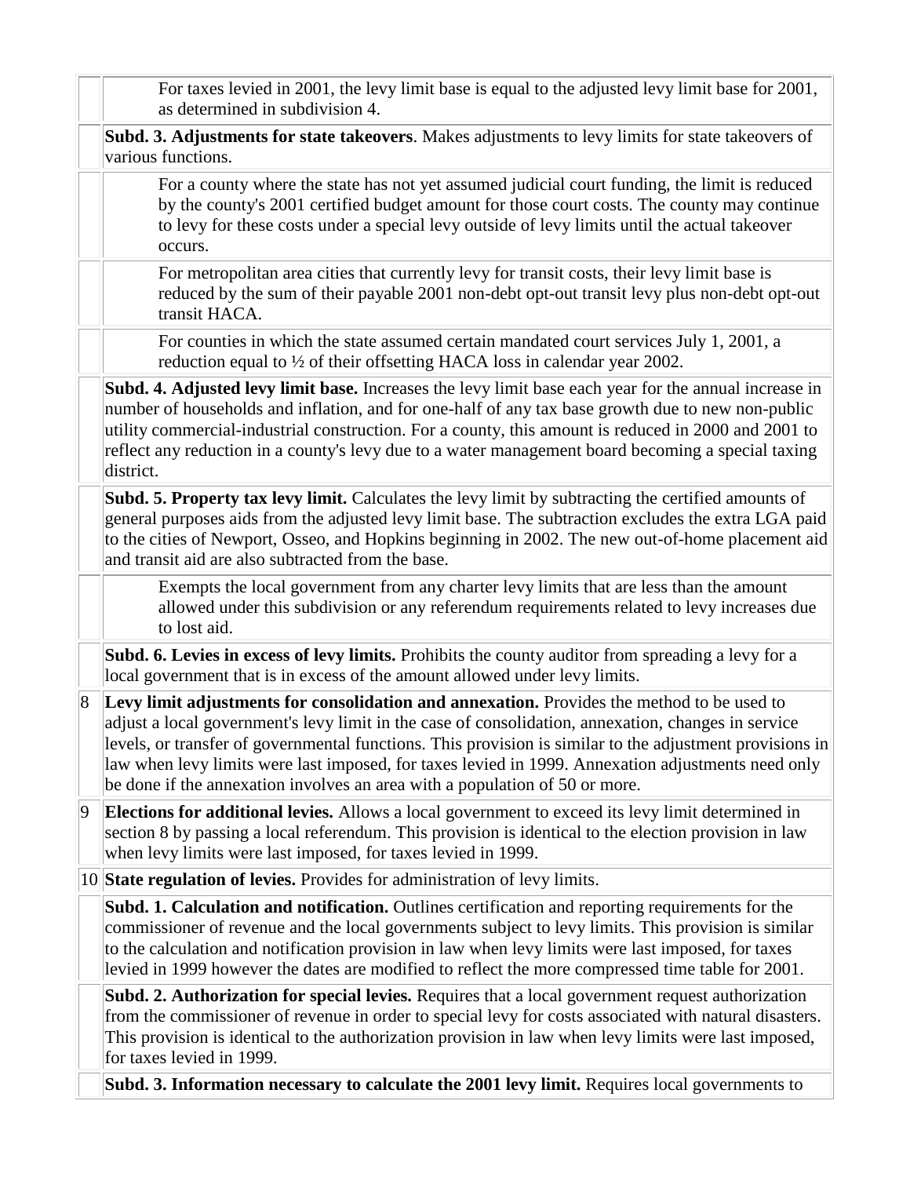| | |
|---|---|
| | For taxes levied in 2001, the levy limit base is equal to the adjusted levy limit base for 2001, as determined in subdivision 4. |
| | **Subd. 3. Adjustments for state takeovers**. Makes adjustments to levy limits for state takeovers of various functions. |
| | For a county where the state has not yet assumed judicial court funding, the limit is reduced by the county's 2001 certified budget amount for those court costs. The county may continue to levy for these costs under a special levy outside of levy limits until the actual takeover occurs. |
| | For metropolitan area cities that currently levy for transit costs, their levy limit base is reduced by the sum of their payable 2001 non-debt opt-out transit levy plus non-debt opt-out transit HACA. |
| | For counties in which the state assumed certain mandated court services July 1, 2001, a reduction equal to ½ of their offsetting HACA loss in calendar year 2002. |
| | **Subd. 4. Adjusted levy limit base.** Increases the levy limit base each year for the annual increase in number of households and inflation, and for one-half of any tax base growth due to new non-public utility commercial-industrial construction. For a county, this amount is reduced in 2000 and 2001 to reflect any reduction in a county's levy due to a water management board becoming a special taxing district. |
| | **Subd. 5. Property tax levy limit.** Calculates the levy limit by subtracting the certified amounts of general purposes aids from the adjusted levy limit base. The subtraction excludes the extra LGA paid to the cities of Newport, Osseo, and Hopkins beginning in 2002. The new out-of-home placement aid and transit aid are also subtracted from the base. |
| | Exempts the local government from any charter levy limits that are less than the amount allowed under this subdivision or any referendum requirements related to levy increases due to lost aid. |
| | **Subd. 6. Levies in excess of levy limits.** Prohibits the county auditor from spreading a levy for a local government that is in excess of the amount allowed under levy limits. |
| 8 | **Levy limit adjustments for consolidation and annexation.** Provides the method to be used to adjust a local government's levy limit in the case of consolidation, annexation, changes in service levels, or transfer of governmental functions. This provision is similar to the adjustment provisions in law when levy limits were last imposed, for taxes levied in 1999. Annexation adjustments need only be done if the annexation involves an area with a population of 50 or more. |
| 9 | **Elections for additional levies.** Allows a local government to exceed its levy limit determined in section 8 by passing a local referendum. This provision is identical to the election provision in law when levy limits were last imposed, for taxes levied in 1999. |
| 10 | **State regulation of levies.** Provides for administration of levy limits. |
| | **Subd. 1. Calculation and notification.** Outlines certification and reporting requirements for the commissioner of revenue and the local governments subject to levy limits. This provision is similar to the calculation and notification provision in law when levy limits were last imposed, for taxes levied in 1999 however the dates are modified to reflect the more compressed time table for 2001. |
| | **Subd. 2. Authorization for special levies.** Requires that a local government request authorization from the commissioner of revenue in order to special levy for costs associated with natural disasters. This provision is identical to the authorization provision in law when levy limits were last imposed, for taxes levied in 1999. |
| | **Subd. 3. Information necessary to calculate the 2001 levy limit.** Requires local governments to |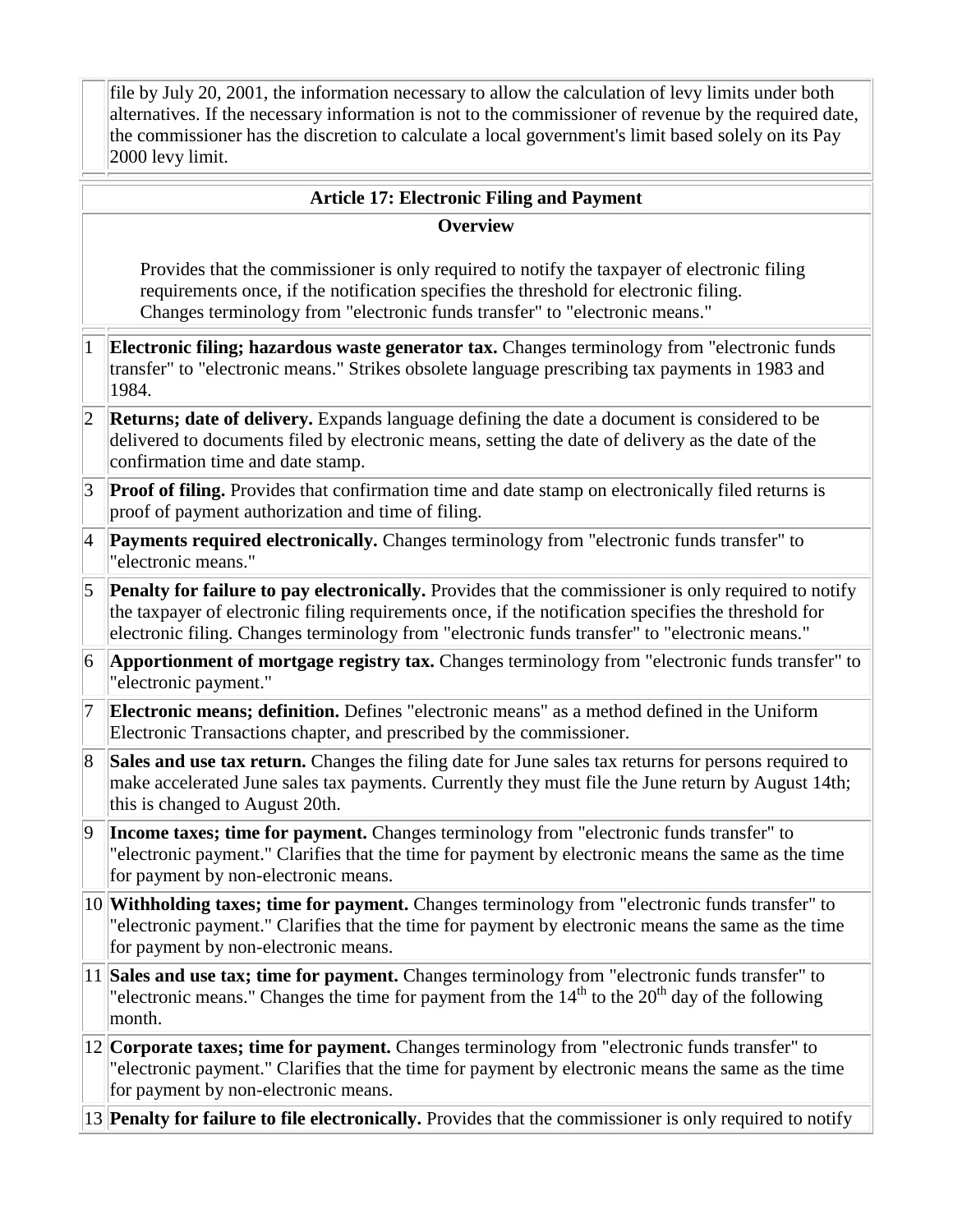file by July 20, 2001, the information necessary to allow the calculation of levy limits under both alternatives. If the necessary information is not to the commissioner of revenue by the required date, the commissioner has the discretion to calculate a local government's limit based solely on its Pay 2000 levy limit.

## Article 17: Electronic Filing and Payment

### Overview

Provides that the commissioner is only required to notify the taxpayer of electronic filing requirements once, if the notification specifies the threshold for electronic filing.
Changes terminology from "electronic funds transfer" to "electronic means."

| | |
|---|---|
| 1 | **Electronic filing; hazardous waste generator tax.** Changes terminology from "electronic funds transfer" to "electronic means." Strikes obsolete language prescribing tax payments in 1983 and 1984. |
| 2 | **Returns; date of delivery.** Expands language defining the date a document is considered to be delivered to documents filed by electronic means, setting the date of delivery as the date of the confirmation time and date stamp. |
| 3 | **Proof of filing.** Provides that confirmation time and date stamp on electronically filed returns is proof of payment authorization and time of filing. |
| 4 | **Payments required electronically.** Changes terminology from "electronic funds transfer" to "electronic means." |
| 5 | **Penalty for failure to pay electronically.** Provides that the commissioner is only required to notify the taxpayer of electronic filing requirements once, if the notification specifies the threshold for electronic filing. Changes terminology from "electronic funds transfer" to "electronic means." |
| 6 | **Apportionment of mortgage registry tax.** Changes terminology from "electronic funds transfer" to "electronic payment." |
| 7 | **Electronic means; definition.** Defines "electronic means" as a method defined in the Uniform Electronic Transactions chapter, and prescribed by the commissioner. |
| 8 | **Sales and use tax return.** Changes the filing date for June sales tax returns for persons required to make accelerated June sales tax payments. Currently they must file the June return by August 14th; this is changed to August 20th. |
| 9 | **Income taxes; time for payment.** Changes terminology from "electronic funds transfer" to "electronic payment." Clarifies that the time for payment by electronic means the same as the time for payment by non-electronic means. |
| 10 | **Withholding taxes; time for payment.** Changes terminology from "electronic funds transfer" to "electronic payment." Clarifies that the time for payment by electronic means the same as the time for payment by non-electronic means. |
| 11 | **Sales and use tax; time for payment.** Changes terminology from "electronic funds transfer" to "electronic means." Changes the time for payment from the 14th to the 20th day of the following month. |
| 12 | **Corporate taxes; time for payment.** Changes terminology from "electronic funds transfer" to "electronic payment." Clarifies that the time for payment by electronic means the same as the time for payment by non-electronic means. |
| 13 | **Penalty for failure to file electronically.** Provides that the commissioner is only required to notify |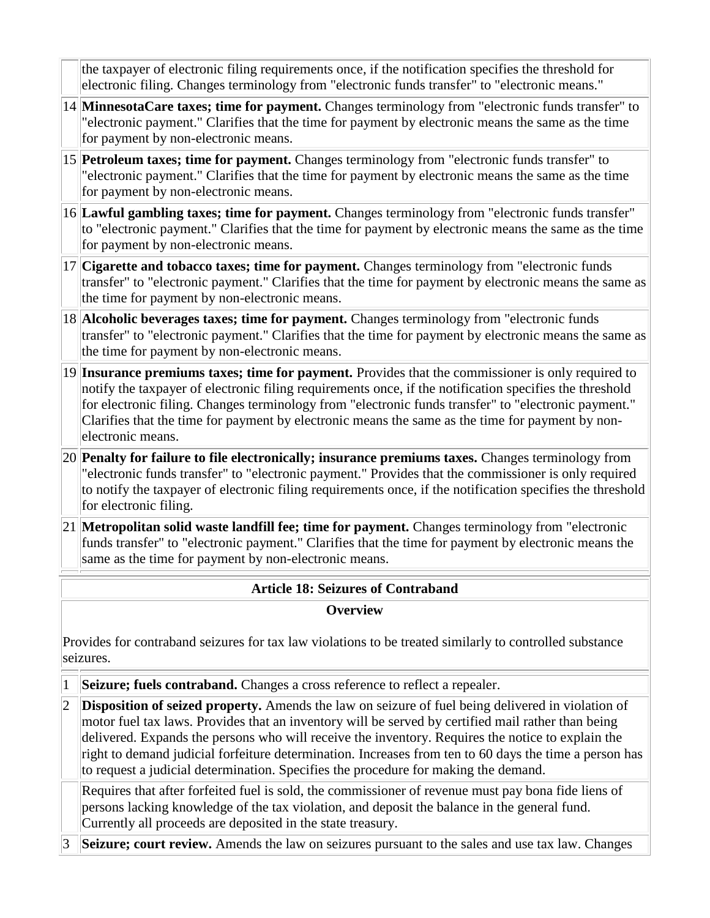| | |
|---|---|
| | the taxpayer of electronic filing requirements once, if the notification specifies the threshold for electronic filing. Changes terminology from "electronic funds transfer" to "electronic means." |
| 14 | **MinnesotaCare taxes; time for payment.** Changes terminology from "electronic funds transfer" to "electronic payment." Clarifies that the time for payment by electronic means the same as the time for payment by non-electronic means. |
| 15 | **Petroleum taxes; time for payment.** Changes terminology from "electronic funds transfer" to "electronic payment." Clarifies that the time for payment by electronic means the same as the time for payment by non-electronic means. |
| 16 | **Lawful gambling taxes; time for payment.** Changes terminology from "electronic funds transfer" to "electronic payment." Clarifies that the time for payment by electronic means the same as the time for payment by non-electronic means. |
| 17 | **Cigarette and tobacco taxes; time for payment.** Changes terminology from "electronic funds transfer" to "electronic payment." Clarifies that the time for payment by electronic means the same as the time for payment by non-electronic means. |
| 18 | **Alcoholic beverages taxes; time for payment.** Changes terminology from "electronic funds transfer" to "electronic payment." Clarifies that the time for payment by electronic means the same as the time for payment by non-electronic means. |
| 19 | **Insurance premiums taxes; time for payment.** Provides that the commissioner is only required to notify the taxpayer of electronic filing requirements once, if the notification specifies the threshold for electronic filing. Changes terminology from "electronic funds transfer" to "electronic payment." Clarifies that the time for payment by electronic means the same as the time for payment by non-electronic means. |
| 20 | **Penalty for failure to file electronically; insurance premiums taxes.** Changes terminology from "electronic funds transfer" to "electronic payment." Provides that the commissioner is only required to notify the taxpayer of electronic filing requirements once, if the notification specifies the threshold for electronic filing. |
| 21 | **Metropolitan solid waste landfill fee; time for payment.** Changes terminology from "electronic funds transfer" to "electronic payment." Clarifies that the time for payment by electronic means the same as the time for payment by non-electronic means. |

## Article 18: Seizures of Contraband

### Overview

Provides for contraband seizures for tax law violations to be treated similarly to controlled substance seizures.

| | |
|---|---|
| 1 | **Seizure; fuels contraband.** Changes a cross reference to reflect a repealer. |
| 2 | **Disposition of seized property.** Amends the law on seizure of fuel being delivered in violation of motor fuel tax laws. Provides that an inventory will be served by certified mail rather than being delivered. Expands the persons who will receive the inventory. Requires the notice to explain the right to demand judicial forfeiture determination. Increases from ten to 60 days the time a person has to request a judicial determination. Specifies the procedure for making the demand. |
| | Requires that after forfeited fuel is sold, the commissioner of revenue must pay bona fide liens of persons lacking knowledge of the tax violation, and deposit the balance in the general fund. Currently all proceeds are deposited in the state treasury. |
| 3 | **Seizure; court review.** Amends the law on seizures pursuant to the sales and use tax law. Changes |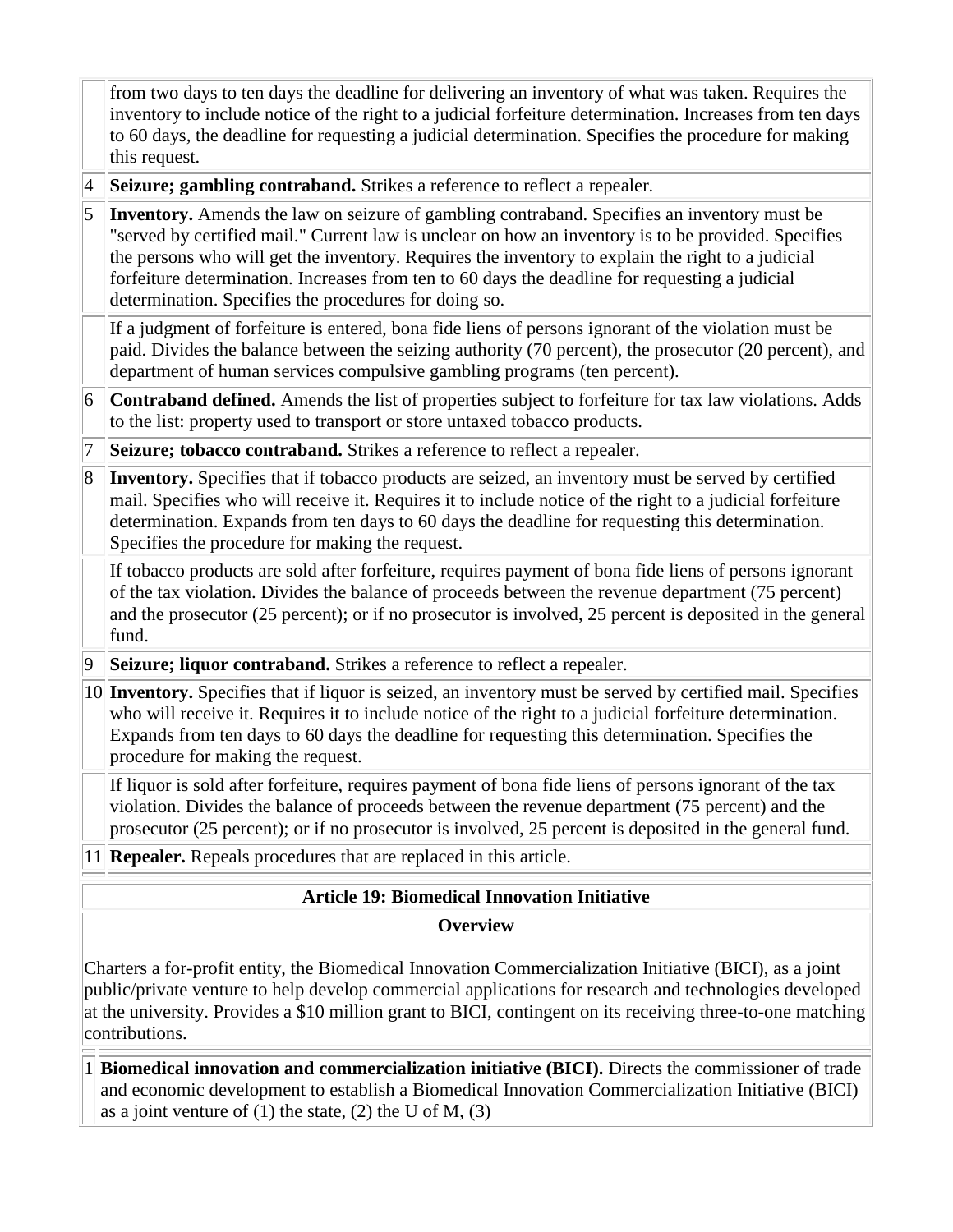| | |
|---|---|
| | from two days to ten days the deadline for delivering an inventory of what was taken. Requires the inventory to include notice of the right to a judicial forfeiture determination. Increases from ten days to 60 days, the deadline for requesting a judicial determination. Specifies the procedure for making this request. |
| 4 | **Seizure; gambling contraband.** Strikes a reference to reflect a repealer. |
| 5 | **Inventory.** Amends the law on seizure of gambling contraband. Specifies an inventory must be "served by certified mail." Current law is unclear on how an inventory is to be provided. Specifies the persons who will get the inventory. Requires the inventory to explain the right to a judicial forfeiture determination. Increases from ten to 60 days the deadline for requesting a judicial determination. Specifies the procedures for doing so. |
| | If a judgment of forfeiture is entered, bona fide liens of persons ignorant of the violation must be paid. Divides the balance between the seizing authority (70 percent), the prosecutor (20 percent), and department of human services compulsive gambling programs (ten percent). |
| 6 | **Contraband defined.** Amends the list of properties subject to forfeiture for tax law violations. Adds to the list: property used to transport or store untaxed tobacco products. |
| 7 | **Seizure; tobacco contraband.** Strikes a reference to reflect a repealer. |
| 8 | **Inventory.** Specifies that if tobacco products are seized, an inventory must be served by certified mail. Specifies who will receive it. Requires it to include notice of the right to a judicial forfeiture determination. Expands from ten days to 60 days the deadline for requesting this determination. Specifies the procedure for making the request. |
| | If tobacco products are sold after forfeiture, requires payment of bona fide liens of persons ignorant of the tax violation. Divides the balance of proceeds between the revenue department (75 percent) and the prosecutor (25 percent); or if no prosecutor is involved, 25 percent is deposited in the general fund. |
| 9 | **Seizure; liquor contraband.** Strikes a reference to reflect a repealer. |
| 10 | **Inventory.** Specifies that if liquor is seized, an inventory must be served by certified mail. Specifies who will receive it. Requires it to include notice of the right to a judicial forfeiture determination. Expands from ten days to 60 days the deadline for requesting this determination. Specifies the procedure for making the request. |
| | If liquor is sold after forfeiture, requires payment of bona fide liens of persons ignorant of the tax violation. Divides the balance of proceeds between the revenue department (75 percent) and the prosecutor (25 percent); or if no prosecutor is involved, 25 percent is deposited in the general fund. |
| 11 | **Repealer.** Repeals procedures that are replaced in this article. |

## Article 19: Biomedical Innovation Initiative

### Overview

Charters a for-profit entity, the Biomedical Innovation Commercialization Initiative (BICI), as a joint public/private venture to help develop commercial applications for research and technologies developed at the university. Provides a $10 million grant to BICI, contingent on its receiving three-to-one matching contributions.

| | |
|---|---|
| 1 | **Biomedical innovation and commercialization initiative (BICI).** Directs the commissioner of trade and economic development to establish a Biomedical Innovation Commercialization Initiative (BICI) as a joint venture of (1) the state, (2) the U of M, (3) |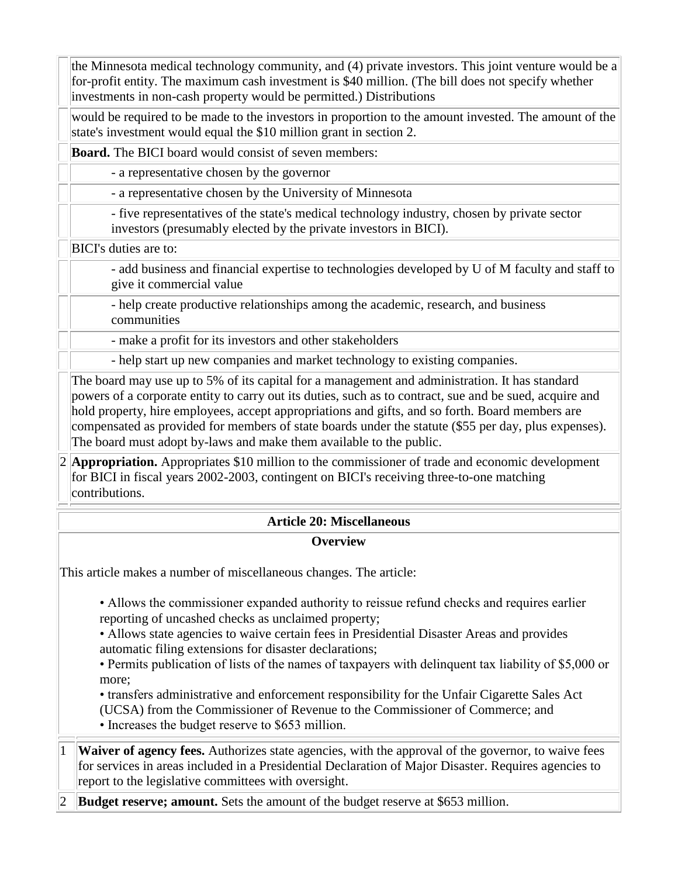the Minnesota medical technology community, and (4) private investors. This joint venture would be a for-profit entity. The maximum cash investment is $40 million. (The bill does not specify whether investments in non-cash property would be permitted.) Distributions

would be required to be made to the investors in proportion to the amount invested. The amount of the state's investment would equal the $10 million grant in section 2.

**Board.** The BICI board would consist of seven members:

- a representative chosen by the governor
- a representative chosen by the University of Minnesota
- five representatives of the state's medical technology industry, chosen by private sector investors (presumably elected by the private investors in BICI).

BICI's duties are to:

- add business and financial expertise to technologies developed by U of M faculty and staff to give it commercial value
- help create productive relationships among the academic, research, and business communities
- make a profit for its investors and other stakeholders
- help start up new companies and market technology to existing companies.

The board may use up to 5% of its capital for a management and administration. It has standard powers of a corporate entity to carry out its duties, such as to contract, sue and be sued, acquire and hold property, hire employees, accept appropriations and gifts, and so forth. Board members are compensated as provided for members of state boards under the statute ($55 per day, plus expenses). The board must adopt by-laws and make them available to the public.

2 **Appropriation.** Appropriates $10 million to the commissioner of trade and economic development for BICI in fiscal years 2002-2003, contingent on BICI's receiving three-to-one matching contributions.

## Article 20: Miscellaneous

### Overview

This article makes a number of miscellaneous changes. The article:

- Allows the commissioner expanded authority to reissue refund checks and requires earlier reporting of uncashed checks as unclaimed property;
- Allows state agencies to waive certain fees in Presidential Disaster Areas and provides automatic filing extensions for disaster declarations;
- Permits publication of lists of the names of taxpayers with delinquent tax liability of $5,000 or more;
- transfers administrative and enforcement responsibility for the Unfair Cigarette Sales Act (UCSA) from the Commissioner of Revenue to the Commissioner of Commerce; and
- Increases the budget reserve to $653 million.

1 **Waiver of agency fees.** Authorizes state agencies, with the approval of the governor, to waive fees for services in areas included in a Presidential Declaration of Major Disaster. Requires agencies to report to the legislative committees with oversight.

2 **Budget reserve; amount.** Sets the amount of the budget reserve at $653 million.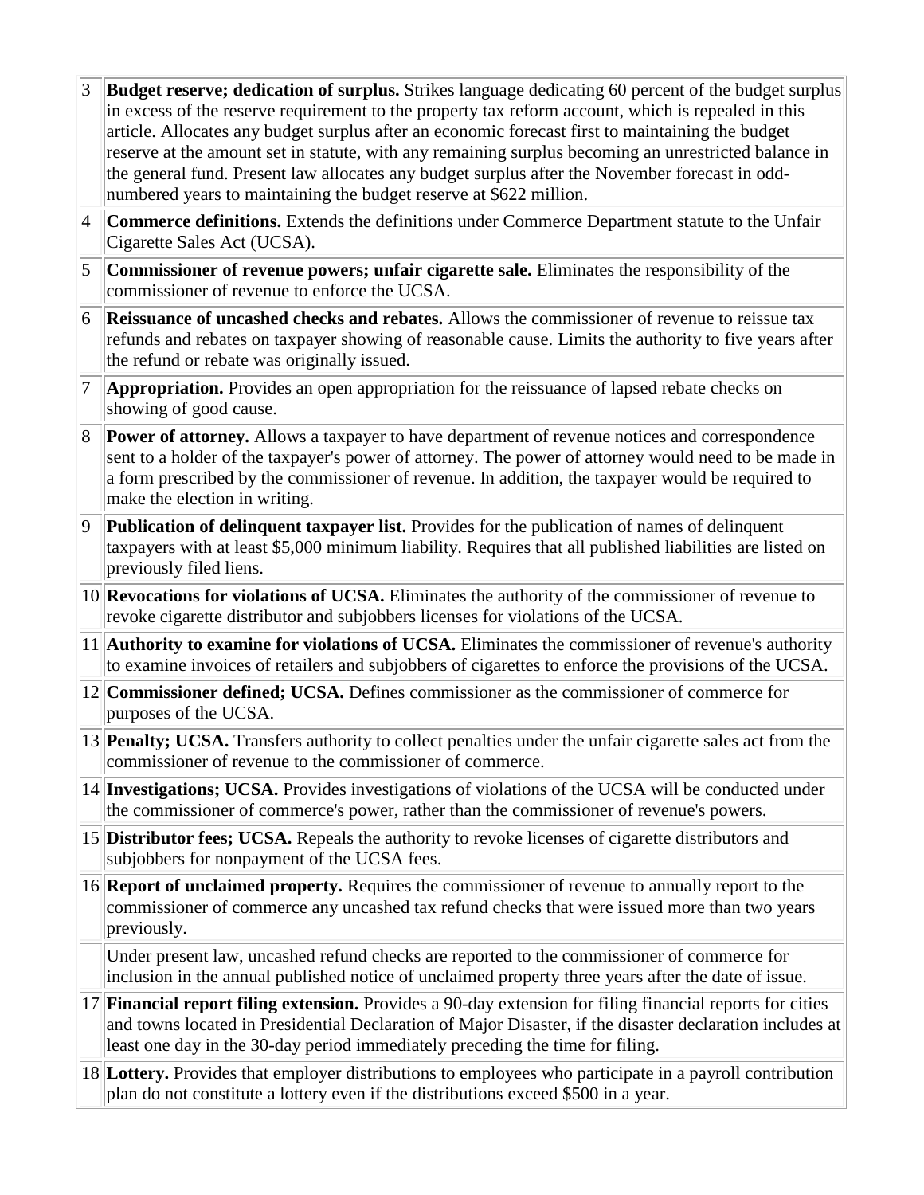| | |
|---|---|
| 3 | **Budget reserve; dedication of surplus.** Strikes language dedicating 60 percent of the budget surplus in excess of the reserve requirement to the property tax reform account, which is repealed in this article. Allocates any budget surplus after an economic forecast first to maintaining the budget reserve at the amount set in statute, with any remaining surplus becoming an unrestricted balance in the general fund. Present law allocates any budget surplus after the November forecast in odd-numbered years to maintaining the budget reserve at $622 million. |
| 4 | **Commerce definitions.** Extends the definitions under Commerce Department statute to the Unfair Cigarette Sales Act (UCSA). |
| 5 | **Commissioner of revenue powers; unfair cigarette sale.** Eliminates the responsibility of the commissioner of revenue to enforce the UCSA. |
| 6 | **Reissuance of uncashed checks and rebates.** Allows the commissioner of revenue to reissue tax refunds and rebates on taxpayer showing of reasonable cause. Limits the authority to five years after the refund or rebate was originally issued. |
| 7 | **Appropriation.** Provides an open appropriation for the reissuance of lapsed rebate checks on showing of good cause. |
| 8 | **Power of attorney.** Allows a taxpayer to have department of revenue notices and correspondence sent to a holder of the taxpayer's power of attorney. The power of attorney would need to be made in a form prescribed by the commissioner of revenue. In addition, the taxpayer would be required to make the election in writing. |
| 9 | **Publication of delinquent taxpayer list.** Provides for the publication of names of delinquent taxpayers with at least $5,000 minimum liability. Requires that all published liabilities are listed on previously filed liens. |
| 10 | **Revocations for violations of UCSA.** Eliminates the authority of the commissioner of revenue to revoke cigarette distributor and subjobbers licenses for violations of the UCSA. |
| 11 | **Authority to examine for violations of UCSA.** Eliminates the commissioner of revenue's authority to examine invoices of retailers and subjobbers of cigarettes to enforce the provisions of the UCSA. |
| 12 | **Commissioner defined; UCSA.** Defines commissioner as the commissioner of commerce for purposes of the UCSA. |
| 13 | **Penalty; UCSA.** Transfers authority to collect penalties under the unfair cigarette sales act from the commissioner of revenue to the commissioner of commerce. |
| 14 | **Investigations; UCSA.** Provides investigations of violations of the UCSA will be conducted under the commissioner of commerce's power, rather than the commissioner of revenue's powers. |
| 15 | **Distributor fees; UCSA.** Repeals the authority to revoke licenses of cigarette distributors and subjobbers for nonpayment of the UCSA fees. |
| 16 | **Report of unclaimed property.** Requires the commissioner of revenue to annually report to the commissioner of commerce any uncashed tax refund checks that were issued more than two years previously. |
| | Under present law, uncashed refund checks are reported to the commissioner of commerce for inclusion in the annual published notice of unclaimed property three years after the date of issue. |
| 17 | **Financial report filing extension.** Provides a 90-day extension for filing financial reports for cities and towns located in Presidential Declaration of Major Disaster, if the disaster declaration includes at least one day in the 30-day period immediately preceding the time for filing. |
| 18 | **Lottery.** Provides that employer distributions to employees who participate in a payroll contribution plan do not constitute a lottery even if the distributions exceed $500 in a year. |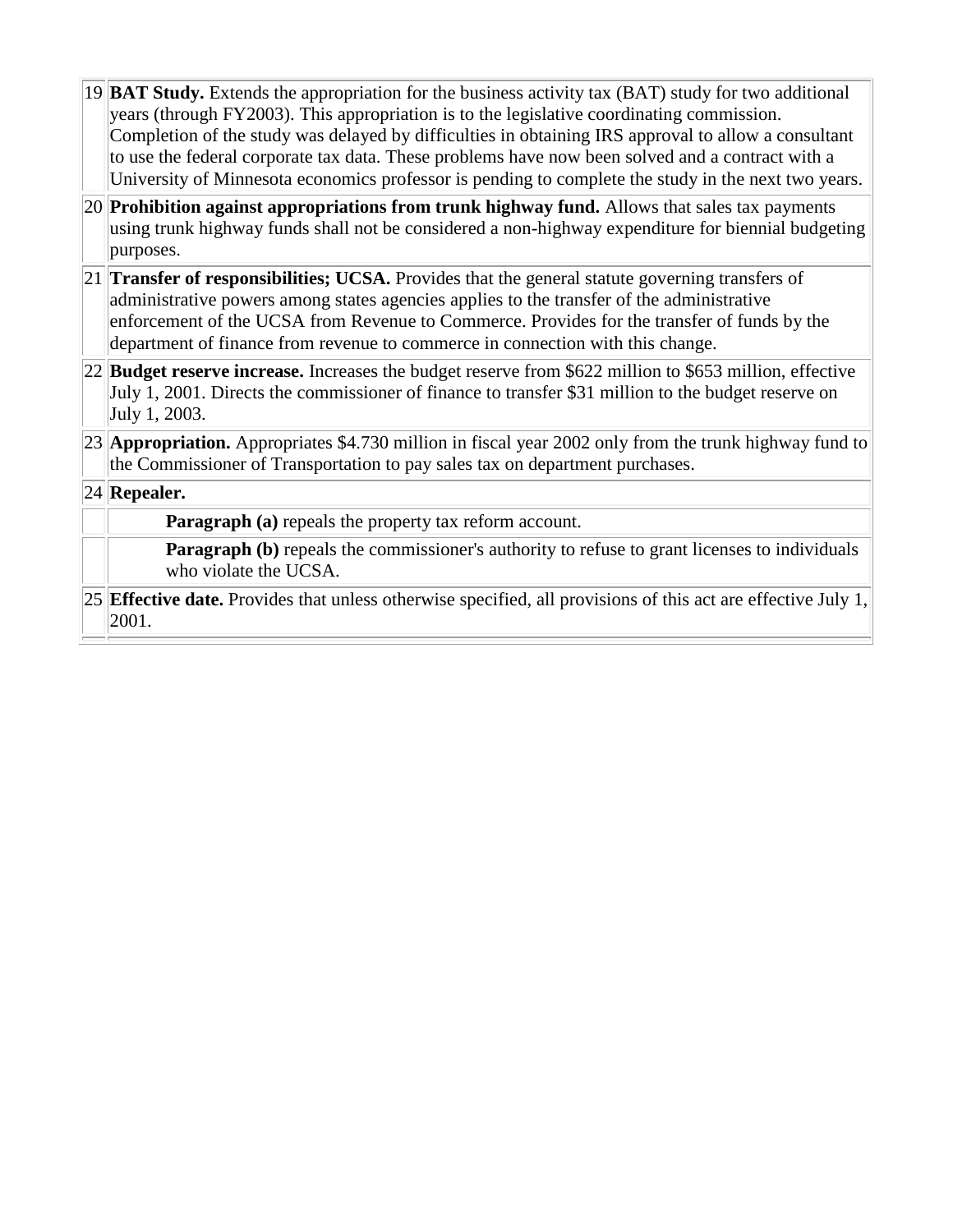| | |
|---|---|
| 19 | **BAT Study.** Extends the appropriation for the business activity tax (BAT) study for two additional years (through FY2003). This appropriation is to the legislative coordinating commission. Completion of the study was delayed by difficulties in obtaining IRS approval to allow a consultant to use the federal corporate tax data. These problems have now been solved and a contract with a University of Minnesota economics professor is pending to complete the study in the next two years. |
| 20 | **Prohibition against appropriations from trunk highway fund.** Allows that sales tax payments using trunk highway funds shall not be considered a non-highway expenditure for biennial budgeting purposes. |
| 21 | **Transfer of responsibilities; UCSA.** Provides that the general statute governing transfers of administrative powers among states agencies applies to the transfer of the administrative enforcement of the UCSA from Revenue to Commerce. Provides for the transfer of funds by the department of finance from revenue to commerce in connection with this change. |
| 22 | **Budget reserve increase.** Increases the budget reserve from $622 million to $653 million, effective July 1, 2001. Directs the commissioner of finance to transfer $31 million to the budget reserve on July 1, 2003. |
| 23 | **Appropriation.** Appropriates $4.730 million in fiscal year 2002 only from the trunk highway fund to the Commissioner of Transportation to pay sales tax on department purchases. |
| 24 | **Repealer.** |
| | **Paragraph (a)** repeals the property tax reform account. |
| | **Paragraph (b)** repeals the commissioner's authority to refuse to grant licenses to individuals who violate the UCSA. |
| 25 | **Effective date.** Provides that unless otherwise specified, all provisions of this act are effective July 1, 2001. |